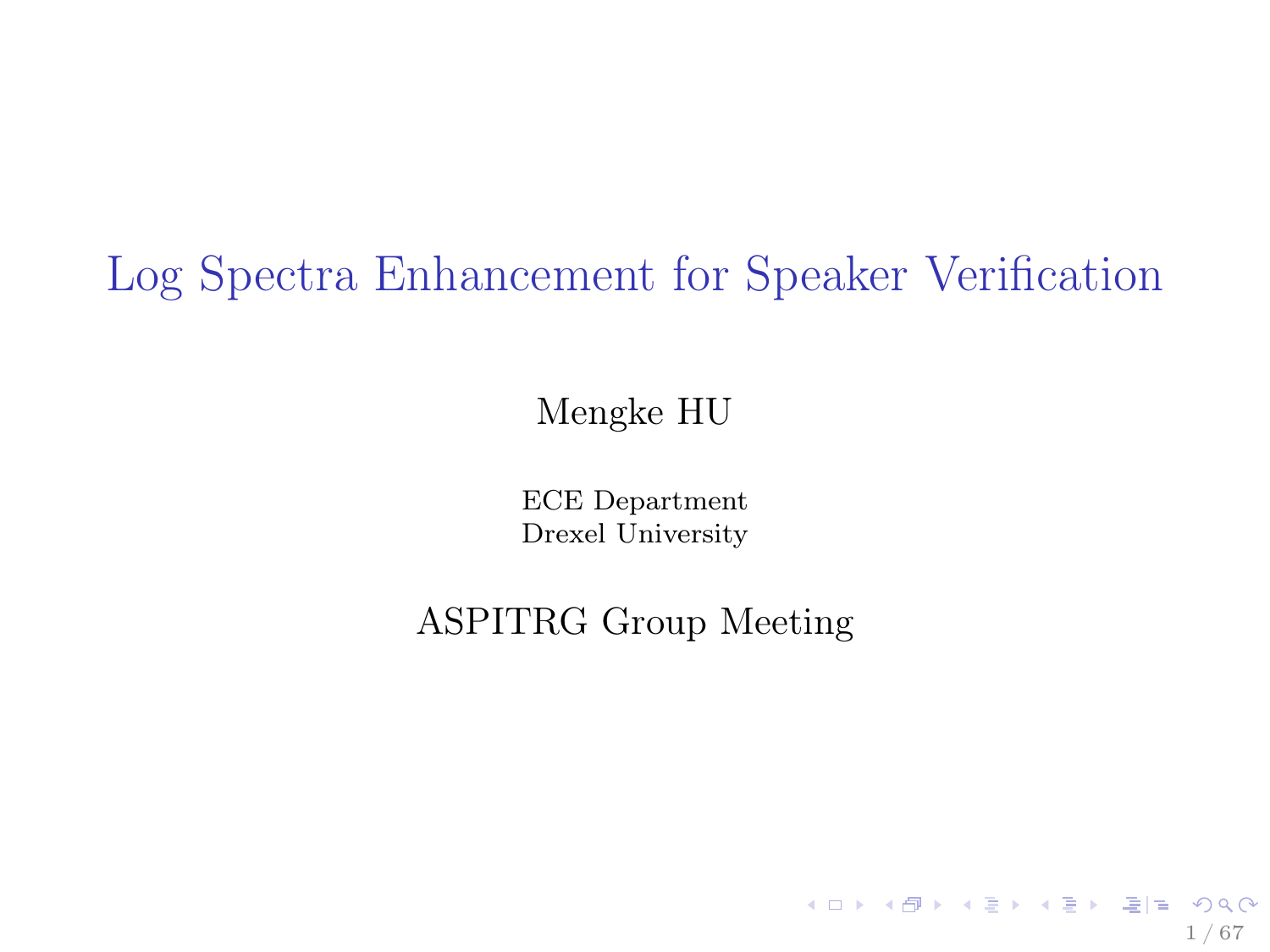# Log Spectra Enhancement for Speaker Verification

Mengke HU

ECE Department
Drexel University

ASPITRG Group Meeting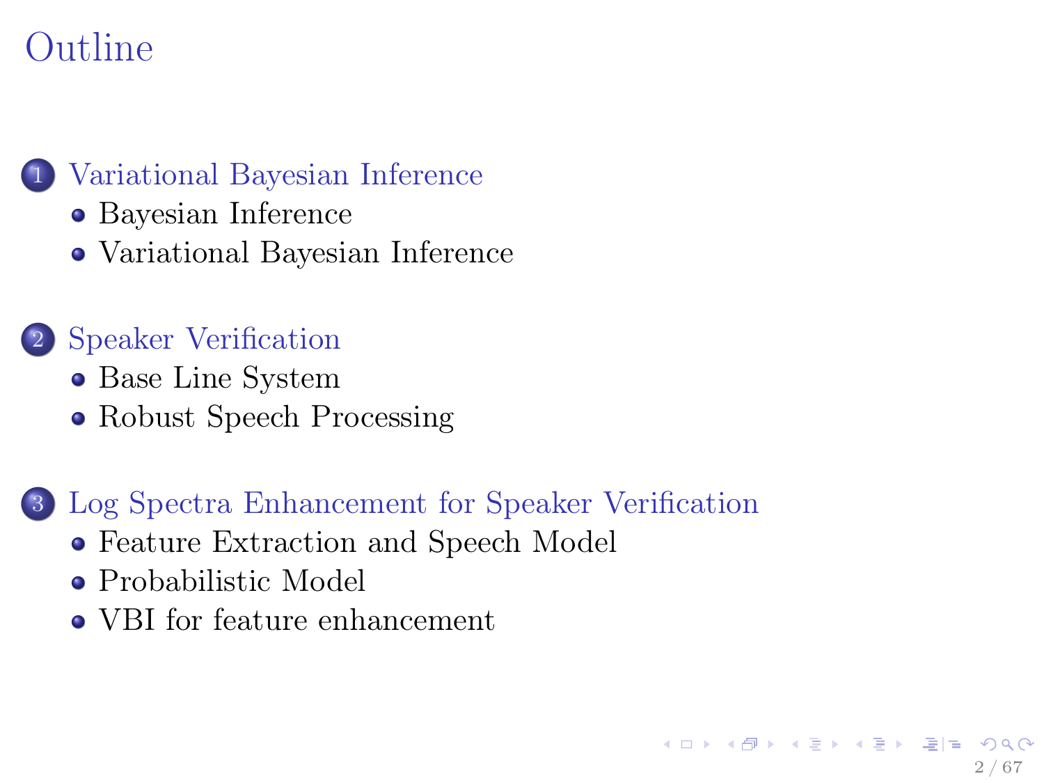# Outline

1. Variational Bayesian Inference
   - Bayesian Inference
   - Variational Bayesian Inference

2. Speaker Verification
   - Base Line System
   - Robust Speech Processing

3. Log Spectra Enhancement for Speaker Verification
   - Feature Extraction and Speech Model
   - Probabilistic Model
   - VBI for feature enhancement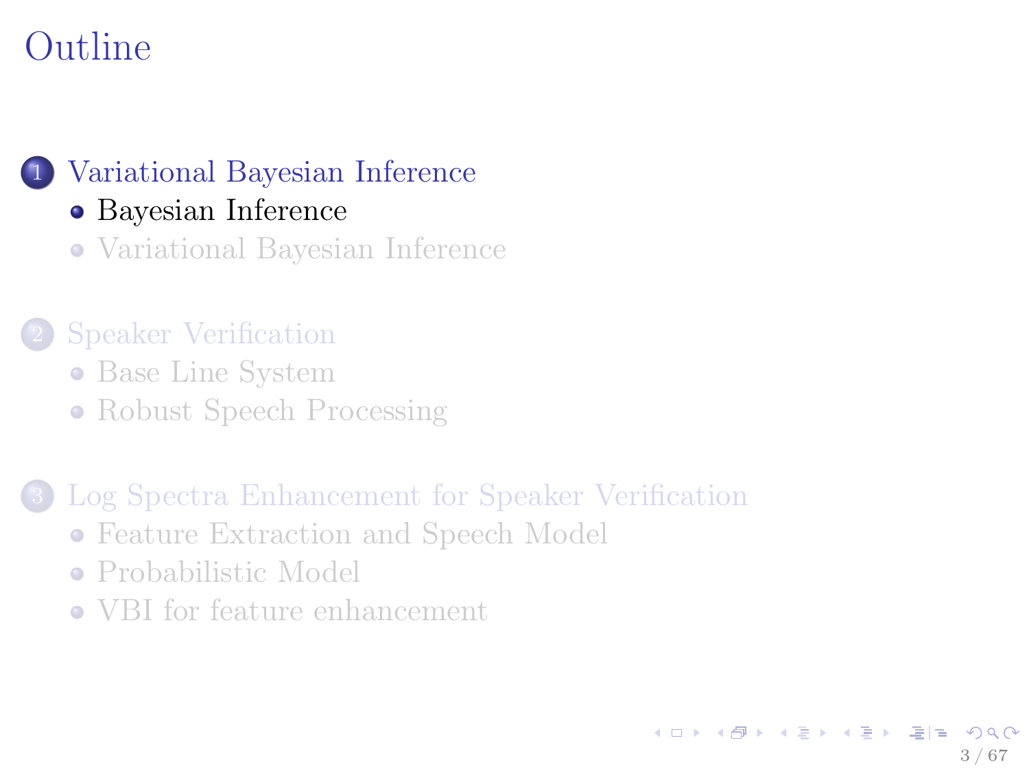# Outline

1. Variational Bayesian Inference
   - Bayesian Inference
   - Variational Bayesian Inference

2. Speaker Verification
   - Base Line System
   - Robust Speech Processing

3. Log Spectra Enhancement for Speaker Verification
   - Feature Extraction and Speech Model
   - Probabilistic Model
   - VBI for feature enhancement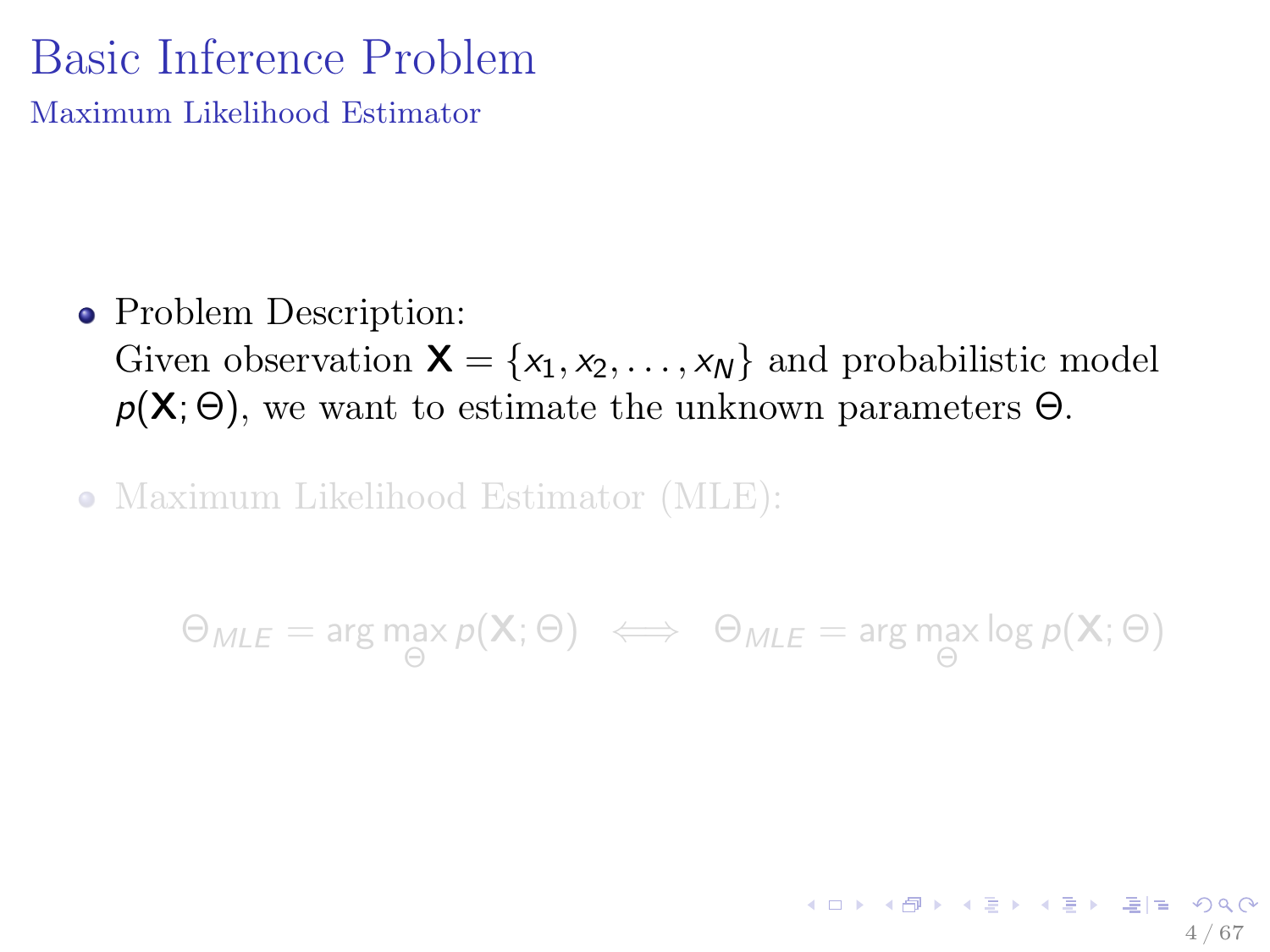# Basic Inference Problem

## Maximum Likelihood Estimator

- Problem Description:
  Given observation $\mathbf{X} = \{x_1, x_2, \ldots, x_N\}$ and probabilistic model $p(\mathbf{X}; \Theta)$, we want to estimate the unknown parameters $\Theta$.

- Maximum Likelihood Estimator (MLE):

$$\Theta_{MLE} = \arg\max_{\Theta} p(\mathbf{X}; \Theta) \iff \Theta_{MLE} = \arg\max_{\Theta} \log p(\mathbf{X}; \Theta)$$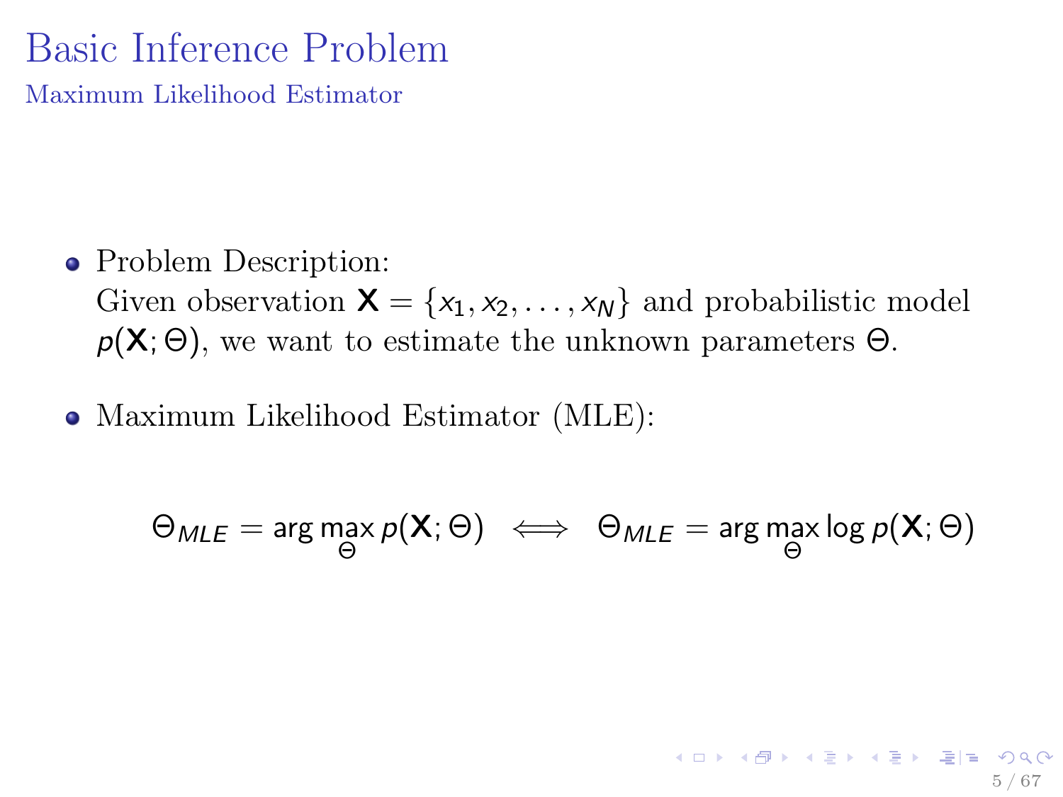# Basic Inference Problem

## Maximum Likelihood Estimator

- Problem Description:
  Given observation $\mathbf{X} = \{x_1, x_2, \ldots, x_N\}$ and probabilistic model $p(\mathbf{X}; \Theta)$, we want to estimate the unknown parameters $\Theta$.

- Maximum Likelihood Estimator (MLE):

$$\Theta_{MLE} = \arg\max_{\Theta} p(\mathbf{X}; \Theta) \iff \Theta_{MLE} = \arg\max_{\Theta} \log p(\mathbf{X}; \Theta)$$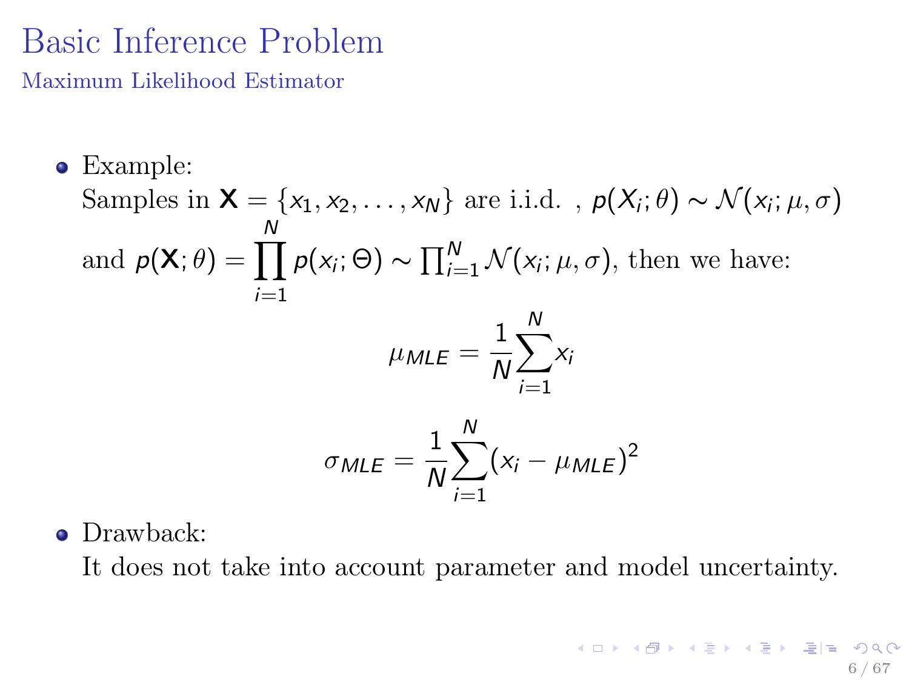# Basic Inference Problem

## Maximum Likelihood Estimator

- Example:
  Samples in $\mathbf{X} = \{x_1, x_2, \ldots, x_N\}$ are i.i.d. , $p(X_i; \theta) \sim \mathcal{N}(x_i; \mu, \sigma)$ and $p(\mathbf{X}; \theta) = \prod_{i=1}^{N} p(x_i; \Theta) \sim \prod_{i=1}^{N} \mathcal{N}(x_i; \mu, \sigma)$, then we have:

$$\mu_{MLE} = \frac{1}{N} \sum_{i=1}^{N} x_i$$

$$\sigma_{MLE} = \frac{1}{N} \sum_{i=1}^{N} (x_i - \mu_{MLE})^2$$

- Drawback:
  It does not take into account parameter and model uncertainty.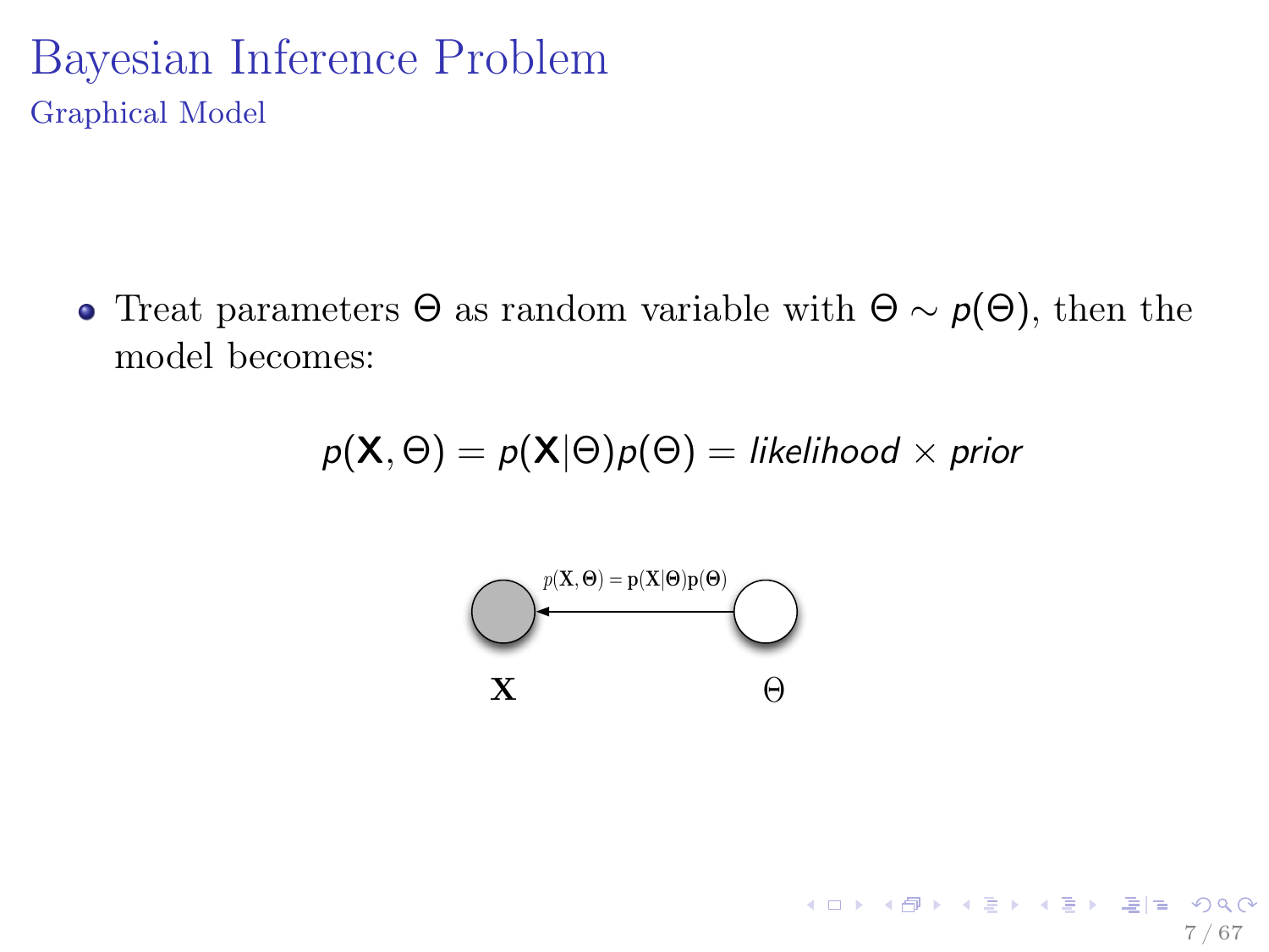# Bayesian Inference Problem

## Graphical Model

- Treat parameters $\Theta$ as random variable with $\Theta \sim p(\Theta)$, then the model becomes:

$$p(\mathbf{X}, \Theta) = p(\mathbf{X}|\Theta)p(\Theta) = \textit{likelihood} \times \textit{prior}$$

$p(\mathbf{X}, \boldsymbol{\Theta}) = \mathbf{p}(\mathbf{X}|\boldsymbol{\Theta})\mathbf{p}(\boldsymbol{\Theta})$

$\mathbf{X}$ $\Theta$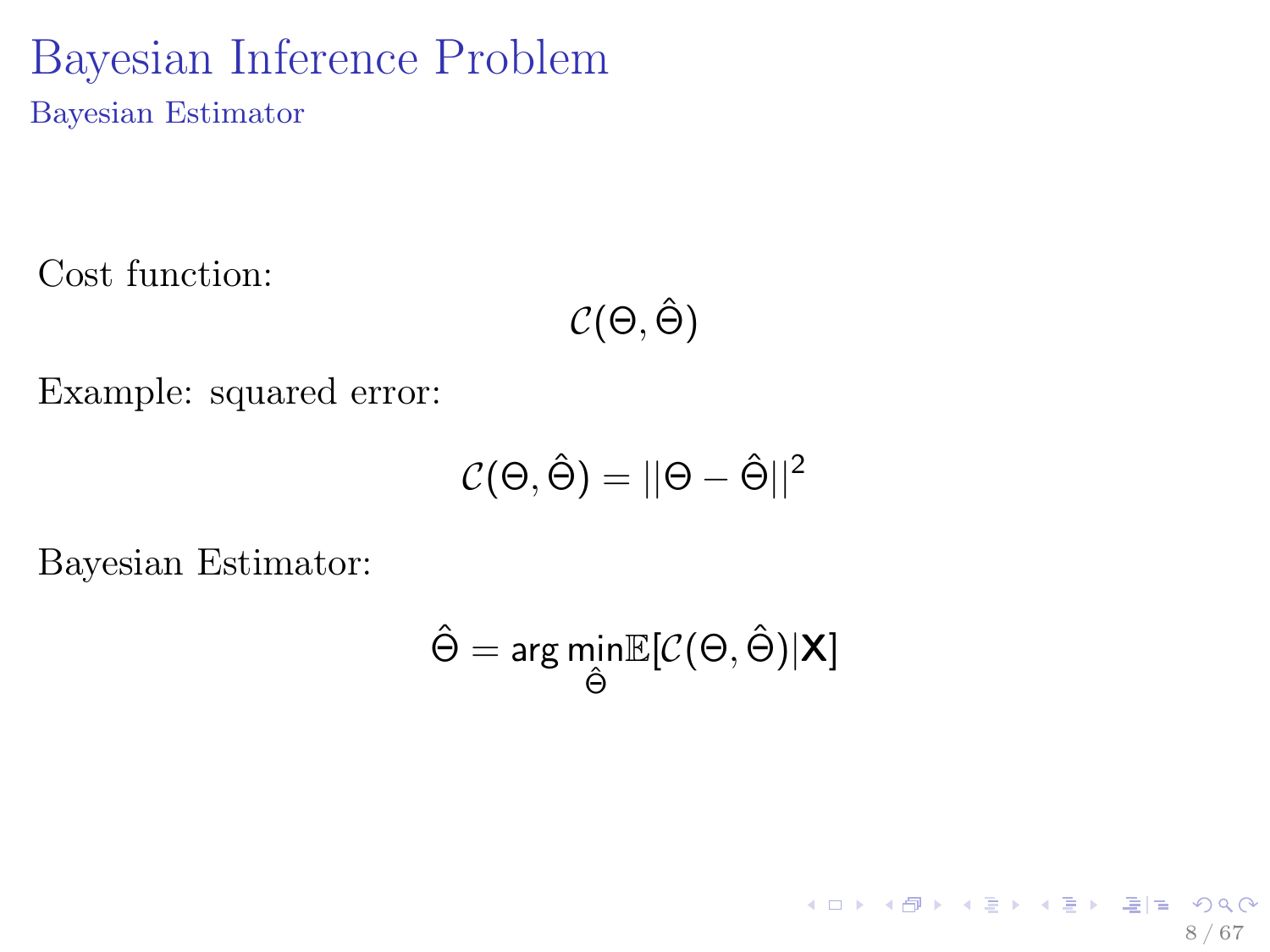# Bayesian Inference Problem

## Bayesian Estimator

Cost function:

$$\mathcal{C}(\Theta, \hat{\Theta})$$

Example: squared error:

$$\mathcal{C}(\Theta, \hat{\Theta}) = ||\Theta - \hat{\Theta}||^2$$

Bayesian Estimator:

$$\hat{\Theta} = \arg\min_{\hat{\Theta}} \mathbb{E}[\mathcal{C}(\Theta, \hat{\Theta})|\mathbf{X}]$$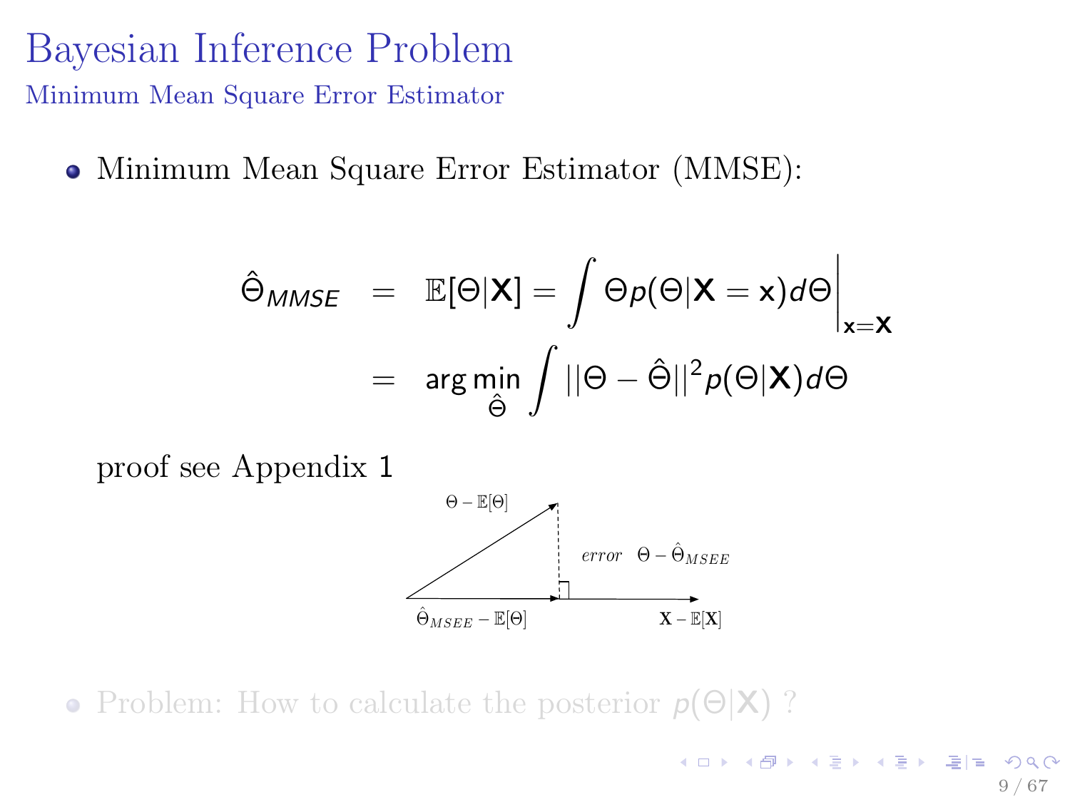# Bayesian Inference Problem

## Minimum Mean Square Error Estimator

- Minimum Mean Square Error Estimator (MMSE):

$$
\begin{aligned}
\hat{\Theta}_{MMSE} &= \mathbb{E}[\Theta|\mathbf{X}] = \int \Theta p(\Theta|\mathbf{X}=\mathbf{x}) d\Theta \Big|_{\mathbf{x}=\mathbf{X}} \\
&= \arg\min_{\hat{\Theta}} \int ||\Theta - \hat{\Theta}||^2 p(\Theta|\mathbf{X}) d\Theta
\end{aligned}
$$

proof see Appendix 1

$\Theta - \mathbb{E}[\Theta]$

*error* $\Theta - \hat{\Theta}_{MSEE}$

$\hat{\Theta}_{MSEE} - \mathbb{E}[\Theta]$

$\mathbf{X} - \mathbb{E}[\mathbf{X}]$

- Problem: How to calculate the posterior $p(\Theta|\mathbf{X})$ ?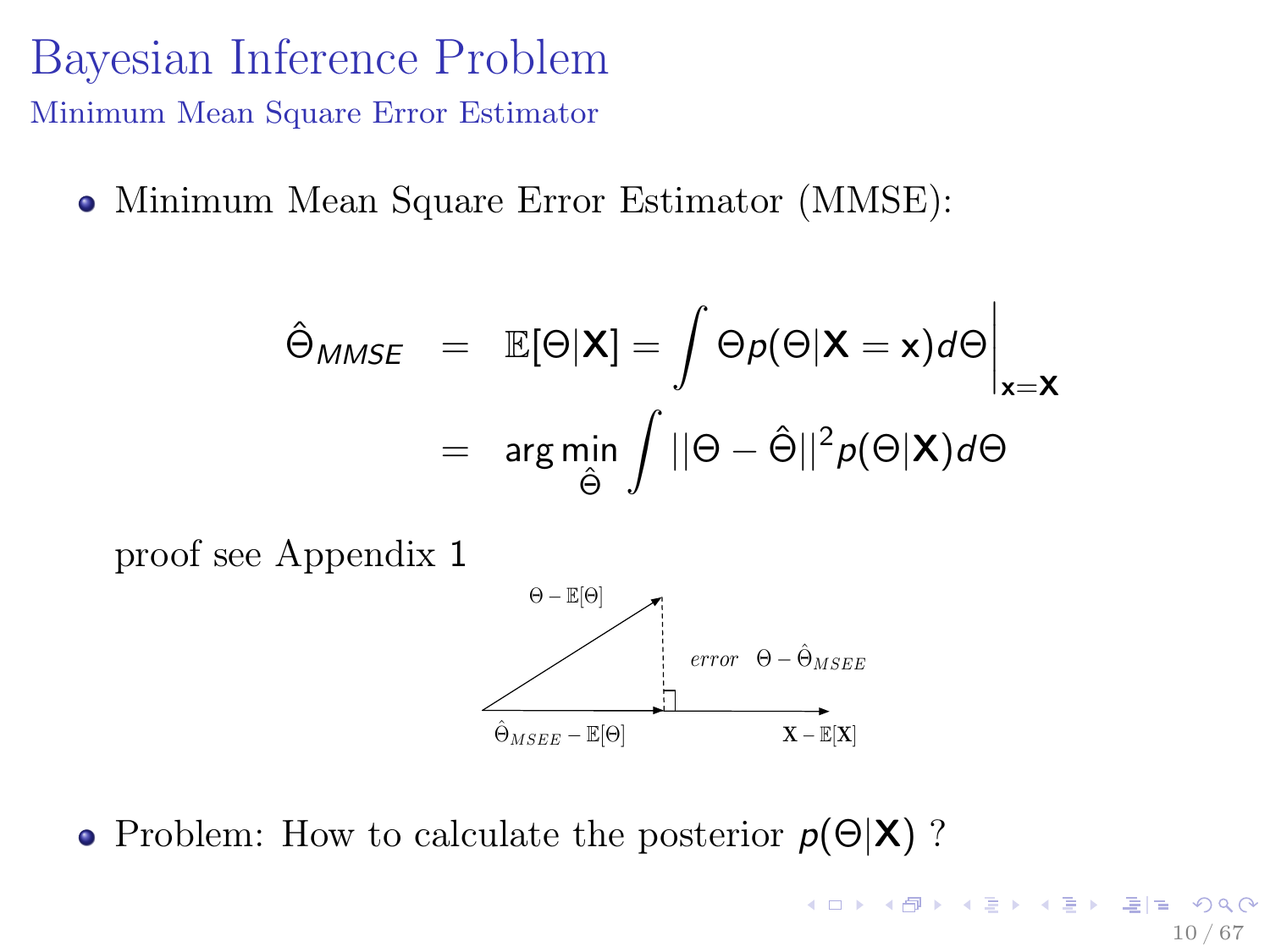# Bayesian Inference Problem

## Minimum Mean Square Error Estimator

- Minimum Mean Square Error Estimator (MMSE):

$$
\begin{aligned}
\hat{\Theta}_{MMSE} &= \mathbb{E}[\Theta|\mathbf{X}] = \int \Theta p(\Theta|\mathbf{X} = \mathsf{x}) d\Theta \Big|_{\mathsf{x}=\mathbf{X}} \\
&= \arg\min_{\hat{\Theta}} \int ||\Theta - \hat{\Theta}||^2 p(\Theta|\mathbf{X}) d\Theta
\end{aligned}
$$

proof see Appendix 1

$\Theta - \mathbb{E}[\Theta]$

*error* $\Theta - \hat{\Theta}_{MSEE}$

$\hat{\Theta}_{MSEE} - \mathbb{E}[\Theta]$

$\mathbf{X} - \mathbb{E}[\mathbf{X}]$

- Problem: How to calculate the posterior $p(\Theta|\mathbf{X})$ ?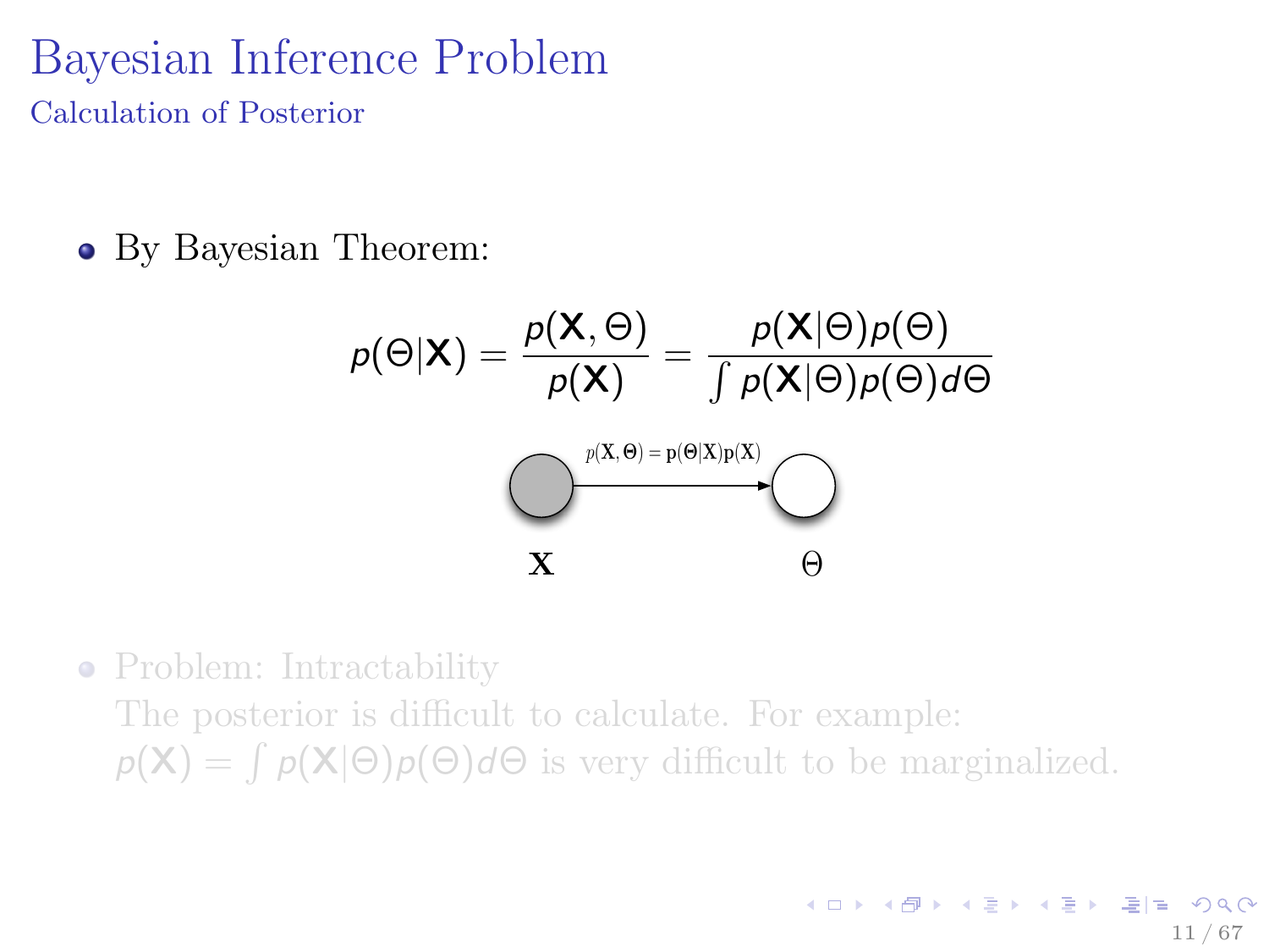# Bayesian Inference Problem

## Calculation of Posterior

- By Bayesian Theorem:

$$p(\Theta|\mathbf{X}) = \frac{p(\mathbf{X}, \Theta)}{p(\mathbf{X})} = \frac{p(\mathbf{X}|\Theta)p(\Theta)}{\int p(\mathbf{X}|\Theta)p(\Theta)d\Theta}$$

$p(\mathbf{X}, \Theta) = \mathrm{p}(\Theta|\mathbf{X})\mathrm{p}(\mathbf{X})$

$\mathbf{X}$ $\Theta$

- Problem: Intractability

  The posterior is difficult to calculate. For example: $p(\mathbf{X}) = \int p(\mathbf{X}|\Theta)p(\Theta)d\Theta$ is very difficult to be marginalized.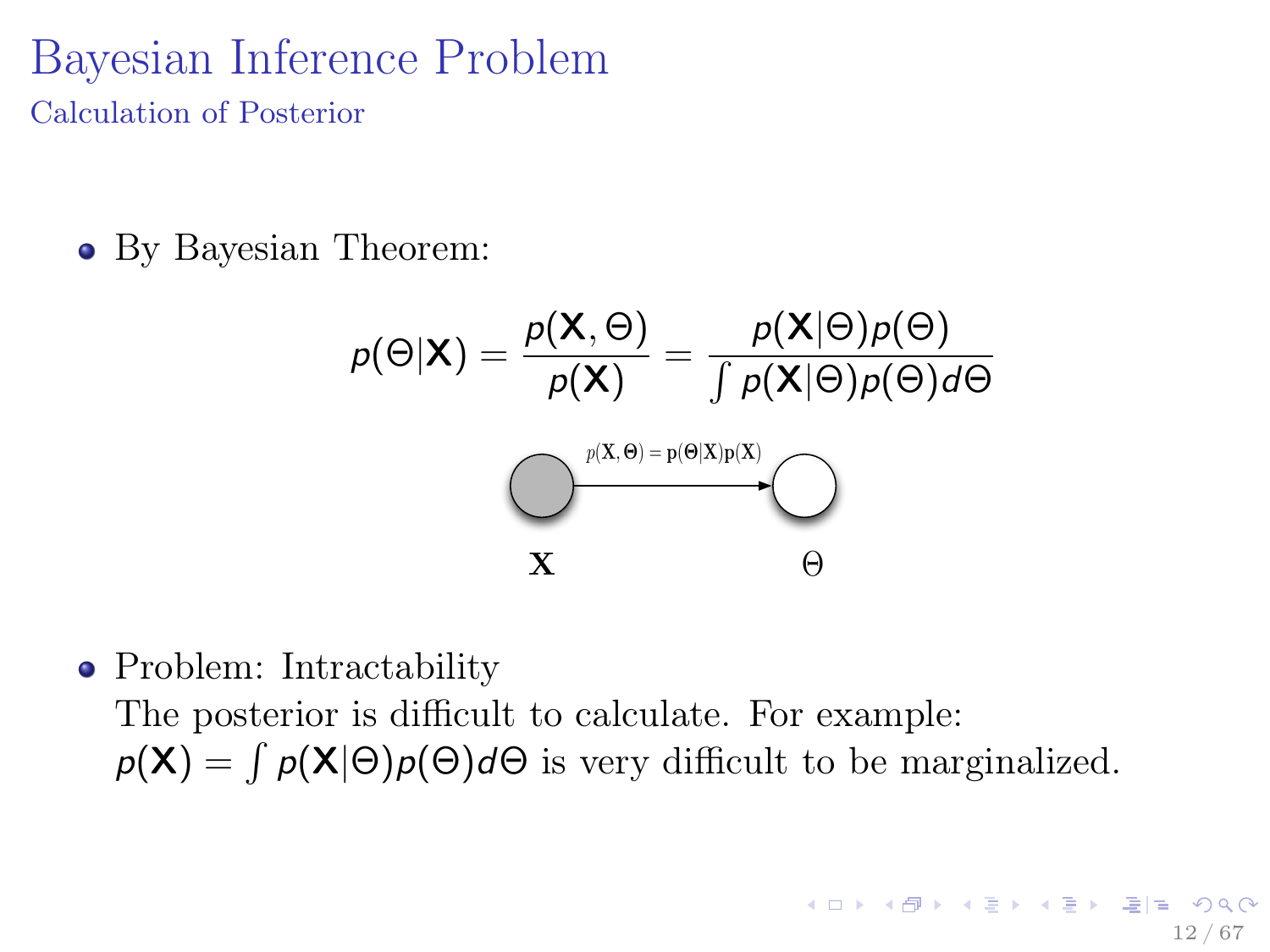# Bayesian Inference Problem

## Calculation of Posterior

- By Bayesian Theorem:

$$p(\Theta|\mathbf{X}) = \frac{p(\mathbf{X}, \Theta)}{p(\mathbf{X})} = \frac{p(\mathbf{X}|\Theta)p(\Theta)}{\int p(\mathbf{X}|\Theta)p(\Theta)d\Theta}$$

$p(\mathbf{X}, \Theta) = \mathbf{p}(\Theta|\mathbf{X})\mathbf{p}(\mathbf{X})$

$\mathbf{X}$ $\Theta$

- Problem: Intractability
  The posterior is difficult to calculate. For example:
  $p(\mathbf{X}) = \int p(\mathbf{X}|\Theta)p(\Theta)d\Theta$ is very difficult to be marginalized.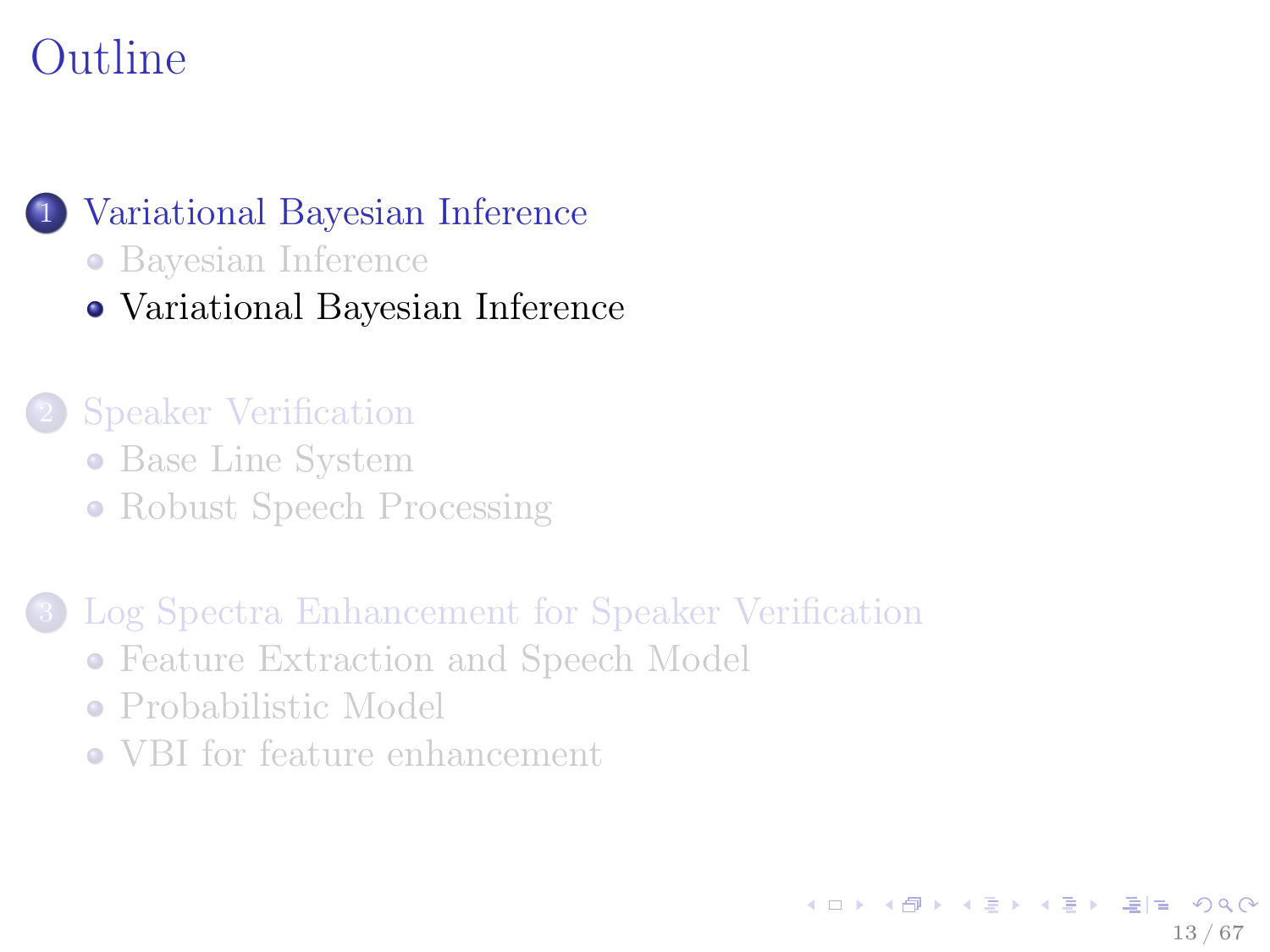# Outline

1. Variational Bayesian Inference
   - Bayesian Inference
   - Variational Bayesian Inference

2. Speaker Verification
   - Base Line System
   - Robust Speech Processing

3. Log Spectra Enhancement for Speaker Verification
   - Feature Extraction and Speech Model
   - Probabilistic Model
   - VBI for feature enhancement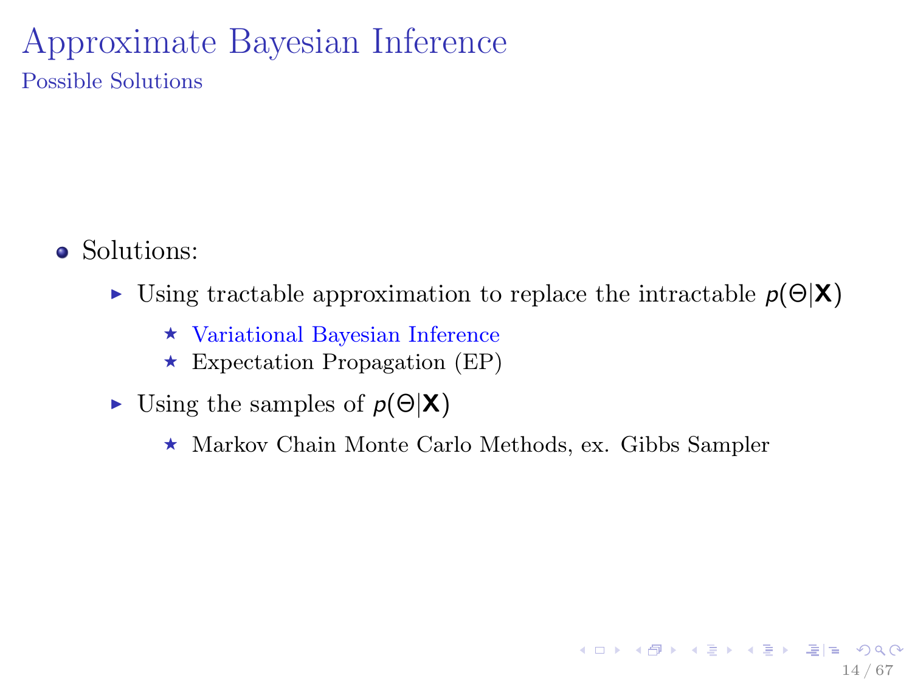# Approximate Bayesian Inference

## Possible Solutions

- Solutions:
  - Using tractable approximation to replace the intractable $p(\Theta|\mathbf{X})$
    - Variational Bayesian Inference
    - Expectation Propagation (EP)
  - Using the samples of $p(\Theta|\mathbf{X})$
    - Markov Chain Monte Carlo Methods, ex. Gibbs Sampler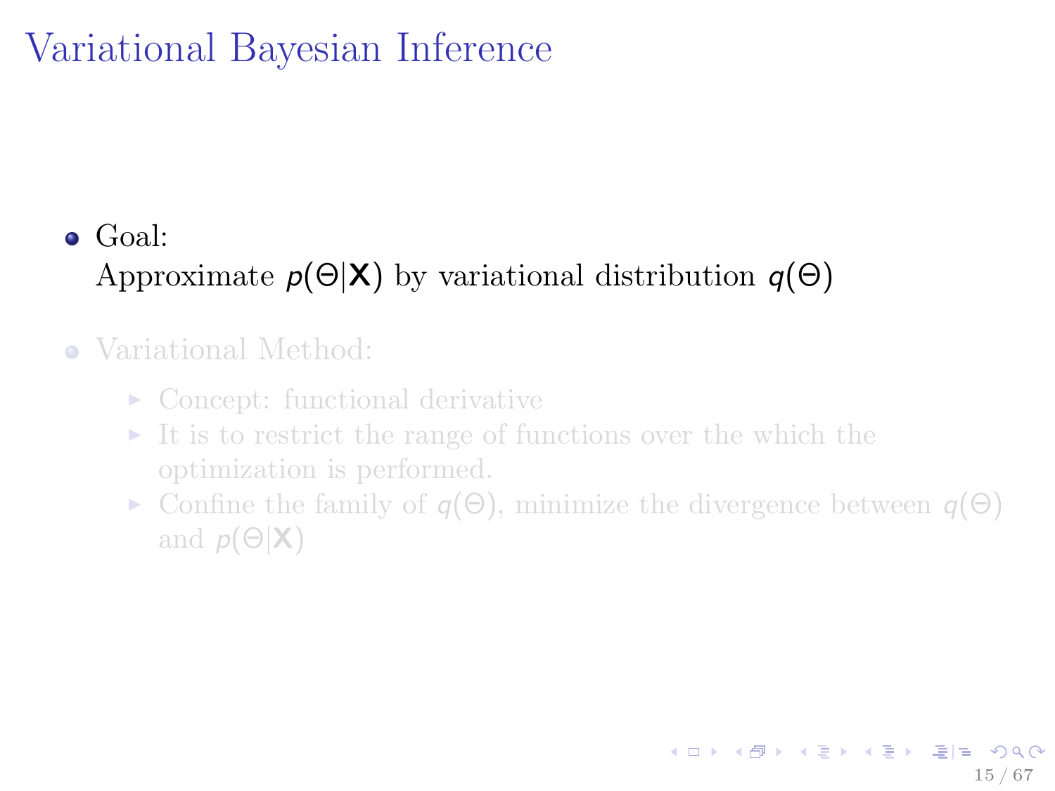# Variational Bayesian Inference

- Goal:
  Approximate $p(\Theta|\mathbf{X})$ by variational distribution $q(\Theta)$
- Variational Method:
  - Concept: functional derivative
  - It is to restrict the range of functions over the which the optimization is performed.
  - Confine the family of $q(\Theta)$, minimize the divergence between $q(\Theta)$ and $p(\Theta|\mathbf{X})$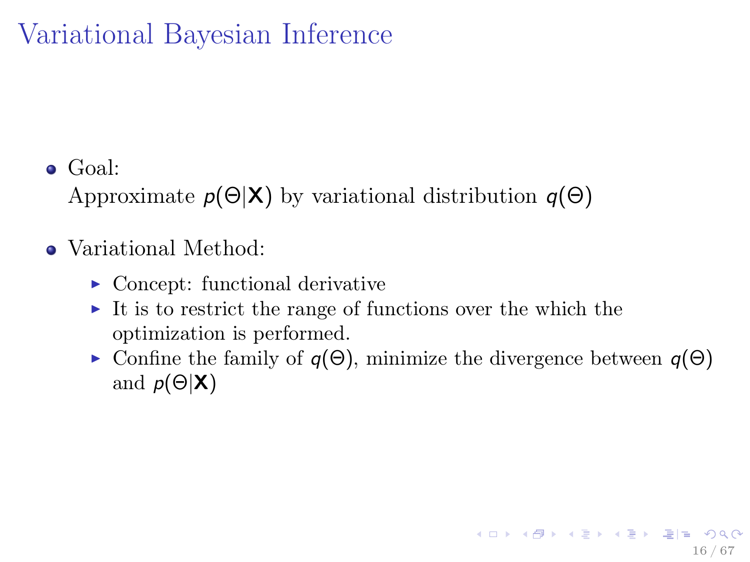# Variational Bayesian Inference

- Goal:
  Approximate $p(\Theta|\mathbf{X})$ by variational distribution $q(\Theta)$

- Variational Method:
  - Concept: functional derivative
  - It is to restrict the range of functions over the which the optimization is performed.
  - Confine the family of $q(\Theta)$, minimize the divergence between $q(\Theta)$ and $p(\Theta|\mathbf{X})$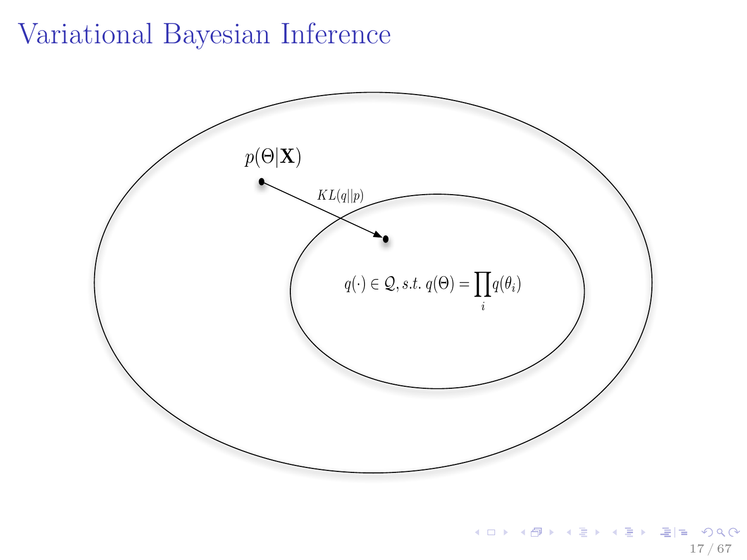# Variational Bayesian Inference

$p(\Theta|\mathbf{X})$

$KL(q||p)$

$q(\cdot) \in \mathcal{Q}, s.t.\ q(\Theta) = \prod_i q(\theta_i)$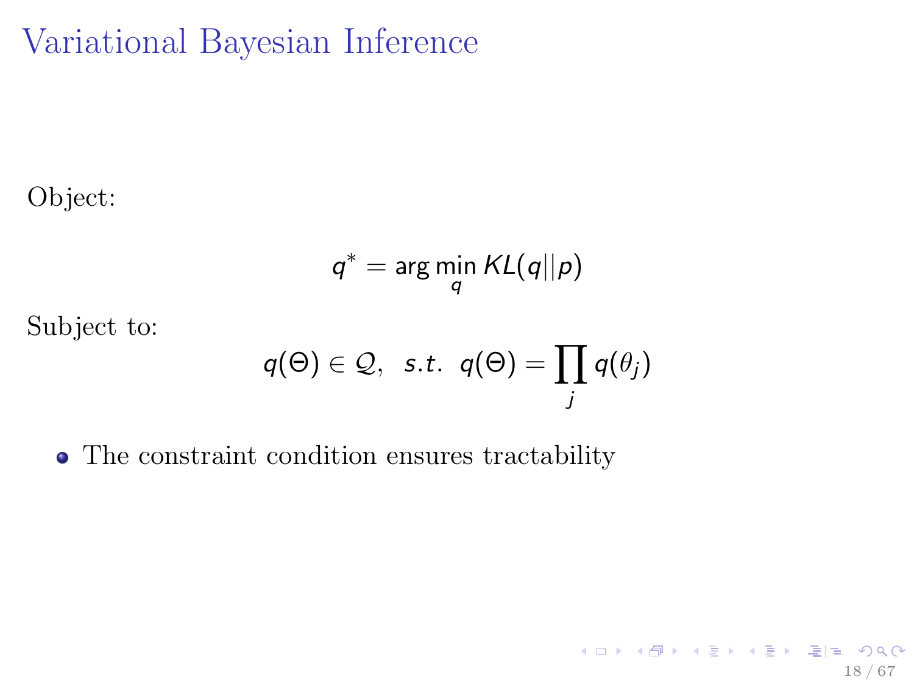# Variational Bayesian Inference

Object:

$$q^* = \arg\min_q KL(q||p)$$

Subject to:

$$q(\Theta) \in \mathcal{Q}, \;\; s.t. \;\; q(\Theta) = \prod_j q(\theta_j)$$

- The constraint condition ensures tractability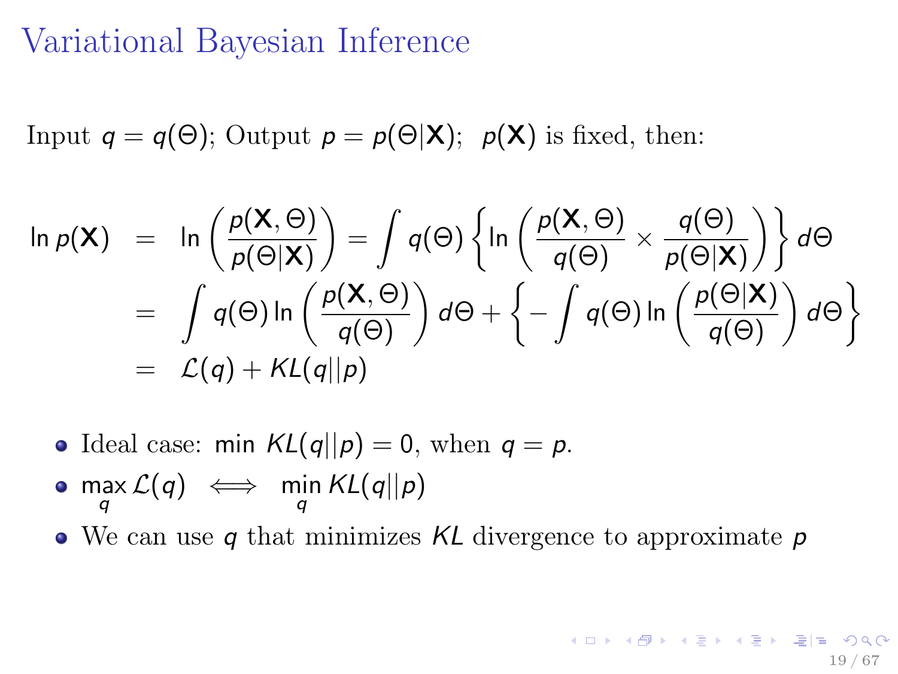# Variational Bayesian Inference

Input $q = q(\Theta)$; Output $p = p(\Theta|\mathbf{X})$; $p(\mathbf{X})$ is fixed, then:

$$
\begin{aligned}
\ln p(\mathbf{X}) &= \ln\left(\frac{p(\mathbf{X},\Theta)}{p(\Theta|\mathbf{X})}\right) = \int q(\Theta)\left\{\ln\left(\frac{p(\mathbf{X},\Theta)}{q(\Theta)} \times \frac{q(\Theta)}{p(\Theta|\mathbf{X})}\right)\right\} d\Theta \\
&= \int q(\Theta) \ln\left(\frac{p(\mathbf{X},\Theta)}{q(\Theta)}\right) d\Theta + \left\{-\int q(\Theta)\ln\left(\frac{p(\Theta|\mathbf{X})}{q(\Theta)}\right) d\Theta\right\} \\
&= \mathcal{L}(q) + KL(q||p)
\end{aligned}
$$

- Ideal case: $\min \; KL(q||p) = 0$, when $q = p$.
- $\max\limits_{q} \mathcal{L}(q) \iff \min\limits_{q} KL(q||p)$
- We can use $q$ that minimizes $KL$ divergence to approximate $p$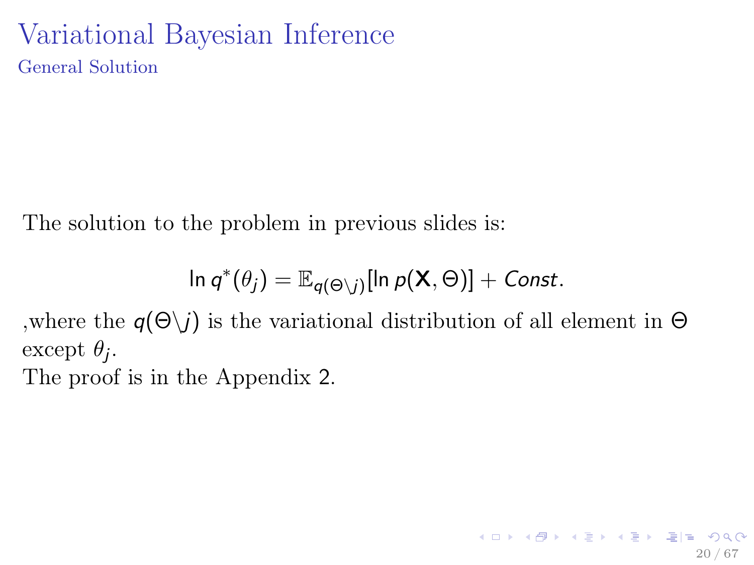# Variational Bayesian Inference

## General Solution

The solution to the problem in previous slides is:

$$\ln q^*(\theta_j) = \mathbb{E}_{q(\Theta \backslash j)}[\ln p(\mathbf{X}, \Theta)] + Const.$$

,where the $q(\Theta \backslash j)$ is the variational distribution of all element in $\Theta$ except $\theta_j$.

The proof is in the Appendix 2.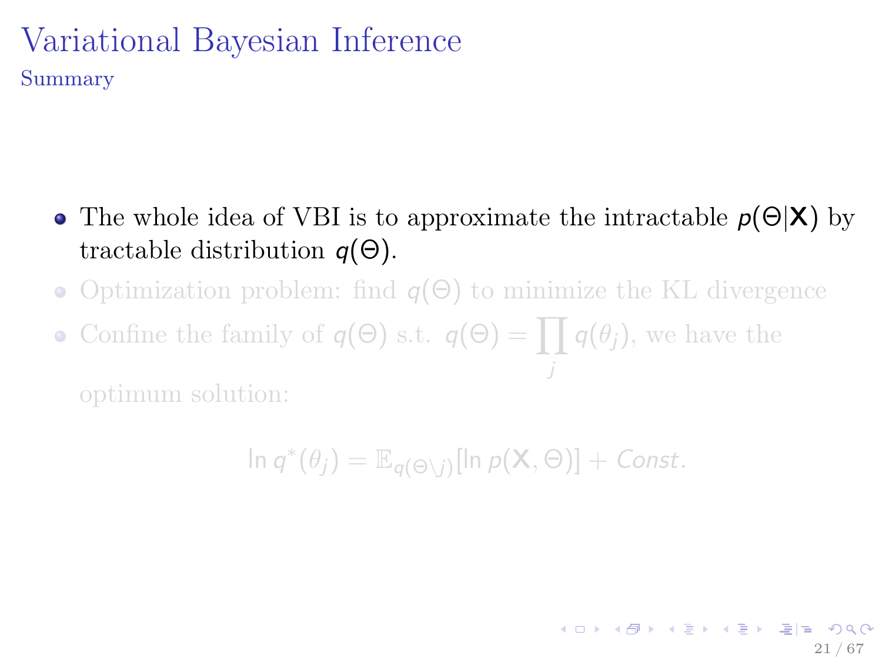# Variational Bayesian Inference

## Summary

- The whole idea of VBI is to approximate the intractable $p(\Theta|\mathbf{X})$ by tractable distribution $q(\Theta)$.
- Optimization problem: find $q(\Theta)$ to minimize the KL divergence
- Confine the family of $q(\Theta)$ s.t. $q(\Theta) = \prod_j q(\theta_j)$, we have the optimum solution:

$$\ln q^*(\theta_j) = \mathbb{E}_{q(\Theta \setminus j)}[\ln p(\mathbf{X}, \Theta)] + Const.$$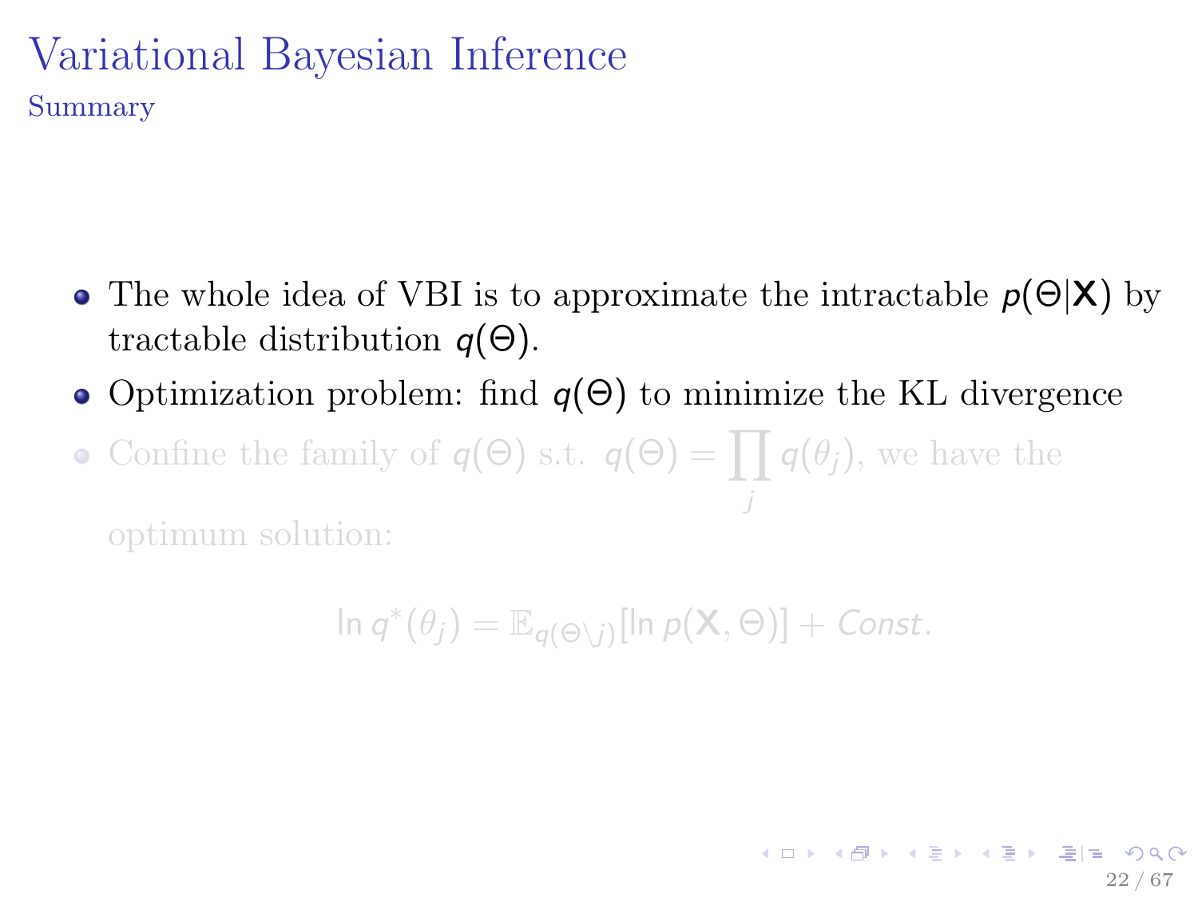# Variational Bayesian Inference

## Summary

- The whole idea of VBI is to approximate the intractable $p(\Theta|\mathbf{X})$ by tractable distribution $q(\Theta)$.
- Optimization problem: find $q(\Theta)$ to minimize the KL divergence
- Confine the family of $q(\Theta)$ s.t. $q(\Theta) = \prod_j q(\theta_j)$, we have the optimum solution:

$$\ln q^*(\theta_j) = \mathbb{E}_{q(\Theta \setminus j)}[\ln p(\mathbf{X}, \Theta)] + Const.$$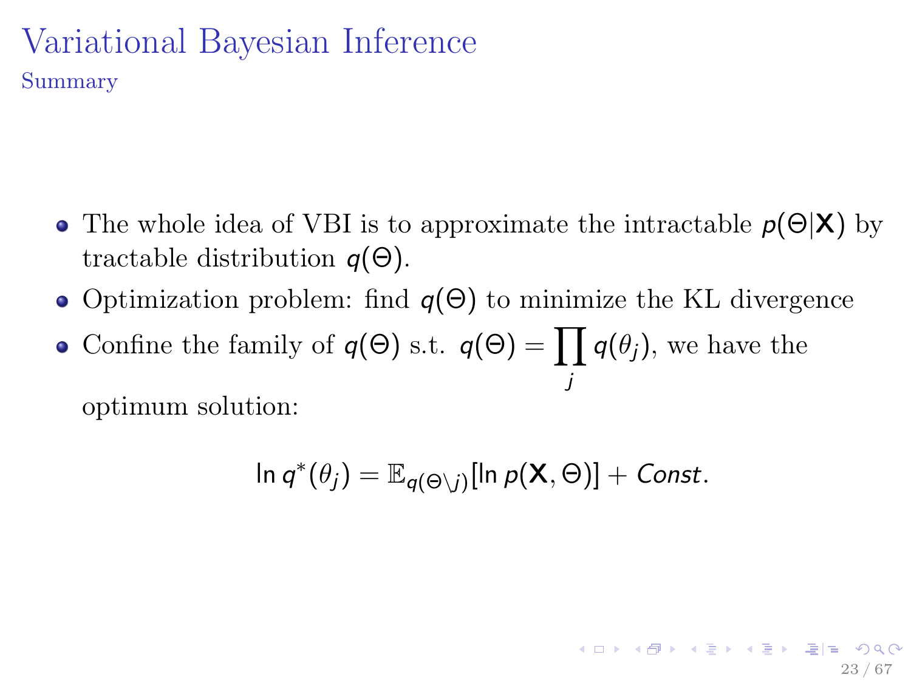# Variational Bayesian Inference

## Summary

- The whole idea of VBI is to approximate the intractable $p(\Theta|\mathbf{X})$ by tractable distribution $q(\Theta)$.
- Optimization problem: find $q(\Theta)$ to minimize the KL divergence
- Confine the family of $q(\Theta)$ s.t. $q(\Theta) = \prod_j q(\theta_j)$, we have the optimum solution:

$$\ln q^*(\theta_j) = \mathbb{E}_{q(\Theta \setminus j)}[\ln p(\mathbf{X}, \Theta)] + Const.$$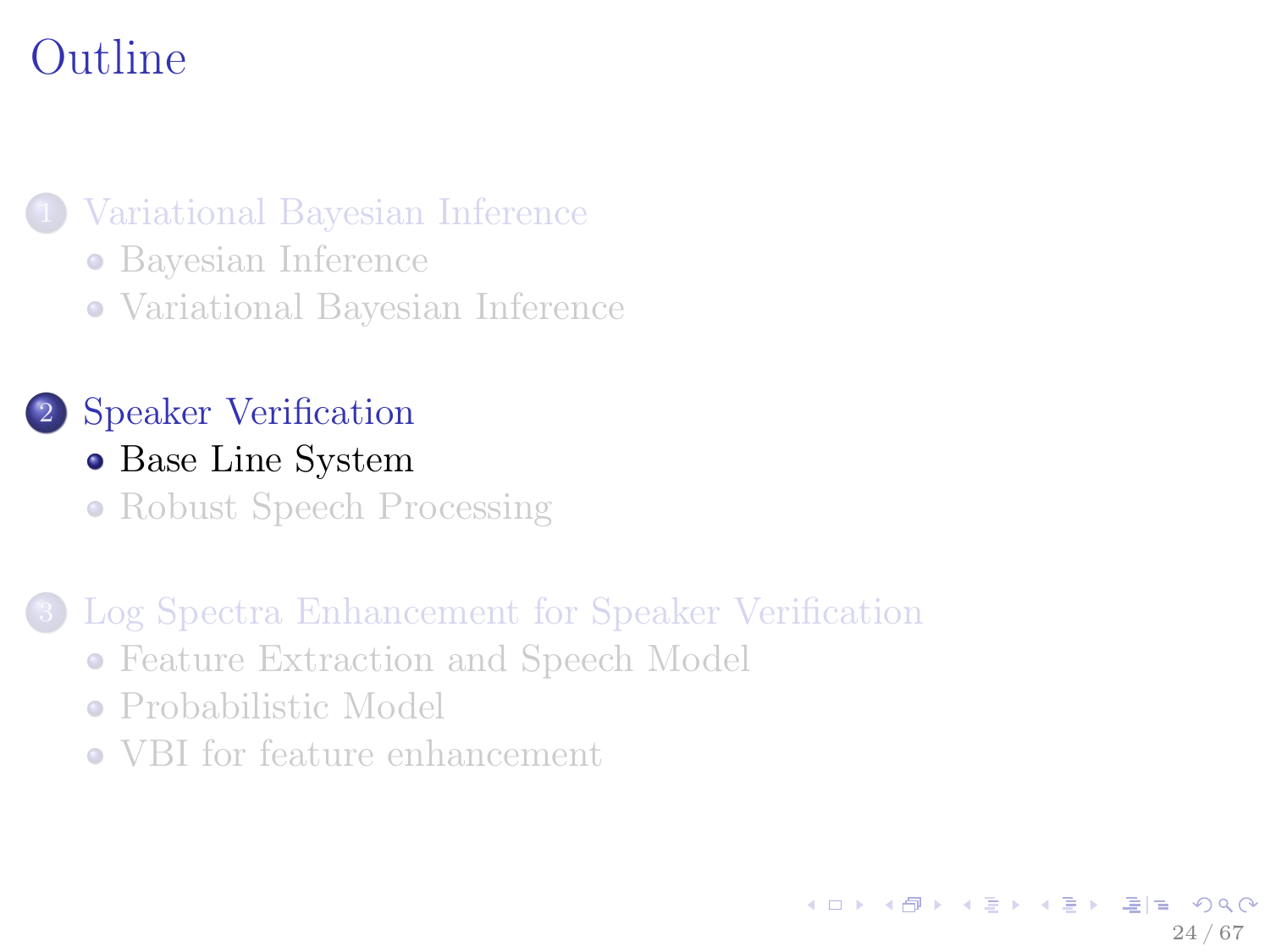# Outline

1. Variational Bayesian Inference
   - Bayesian Inference
   - Variational Bayesian Inference

2. Speaker Verification
   - Base Line System
   - Robust Speech Processing

3. Log Spectra Enhancement for Speaker Verification
   - Feature Extraction and Speech Model
   - Probabilistic Model
   - VBI for feature enhancement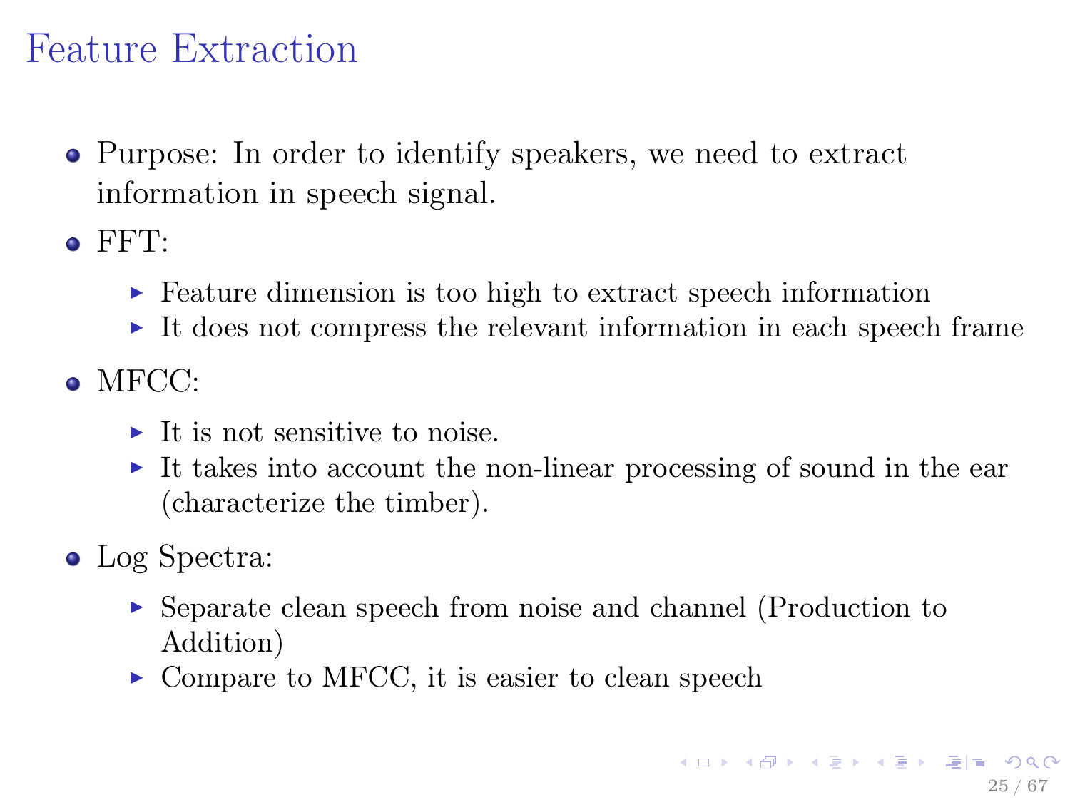# Feature Extraction

- Purpose: In order to identify speakers, we need to extract information in speech signal.
- FFT:
  - Feature dimension is too high to extract speech information
  - It does not compress the relevant information in each speech frame
- MFCC:
  - It is not sensitive to noise.
  - It takes into account the non-linear processing of sound in the ear (characterize the timber).
- Log Spectra:
  - Separate clean speech from noise and channel (Production to Addition)
  - Compare to MFCC, it is easier to clean speech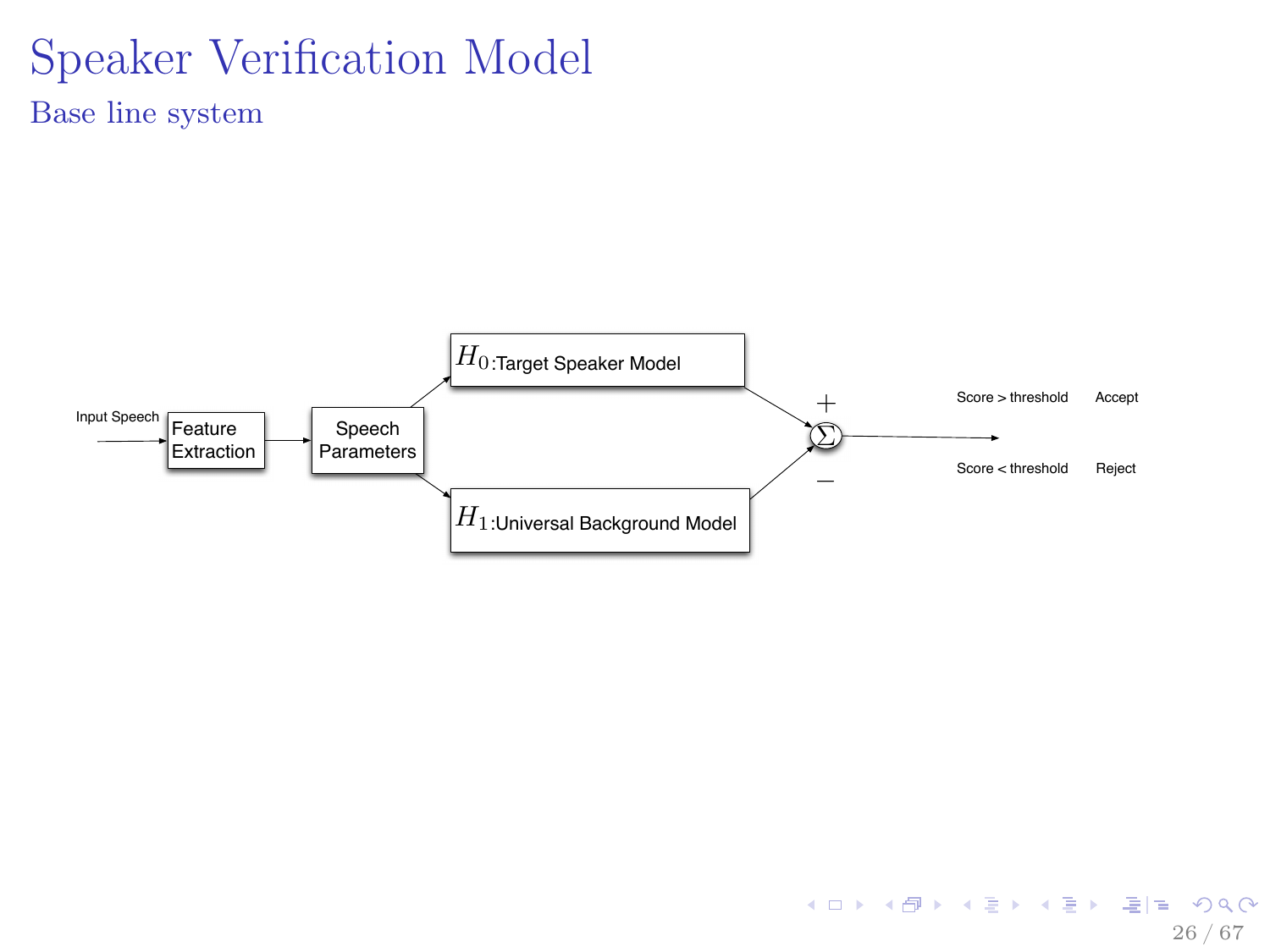# Speaker Verification Model

## Base line system

Input Speech → Feature Extraction → Speech Parameters

Speech Parameters → $H_0$:Target Speaker Model → (+) $\Sigma$

Speech Parameters → $H_1$:Universal Background Model → (−) $\Sigma$

$\Sigma$ →

| | |
|---|---|
| Score > threshold | Accept |
| Score < threshold | Reject |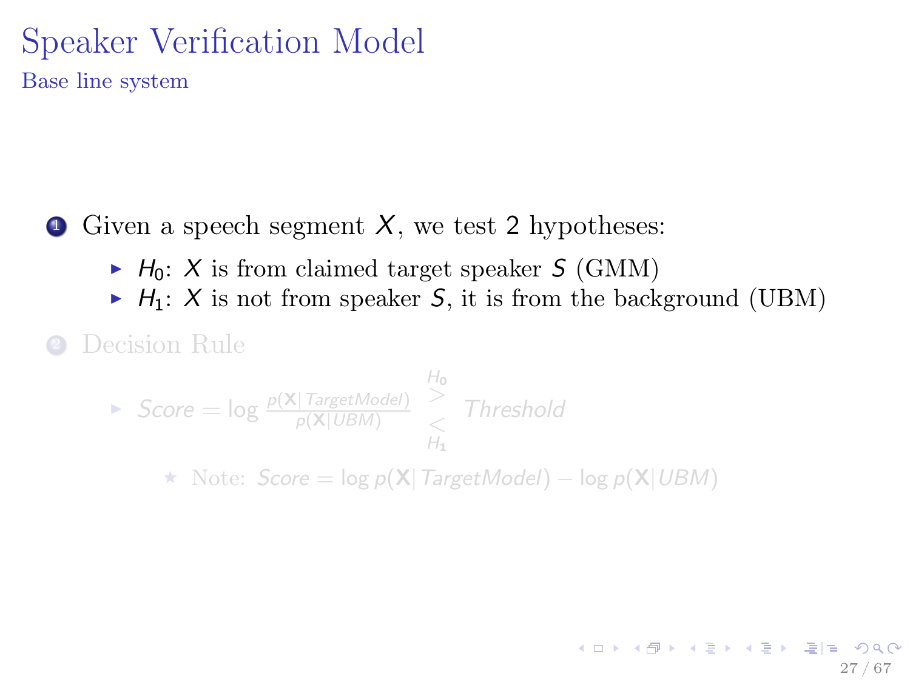# Speaker Verification Model

## Base line system

1. Given a speech segment $X$, we test 2 hypotheses:
   - $H_0$: $X$ is from claimed target speaker $S$ (GMM)
   - $H_1$: $X$ is not from speaker $S$, it is from the background (UBM)
2. Decision Rule
   - $Score = \log \frac{p(\mathbf{X}|TargetModel)}{p(\mathbf{X}|UBM)} \underset{H_1}{\overset{H_0}{\gtrless}} Threshold$
     - Note: $Score = \log p(\mathbf{X}|TargetModel) - \log p(\mathbf{X}|UBM)$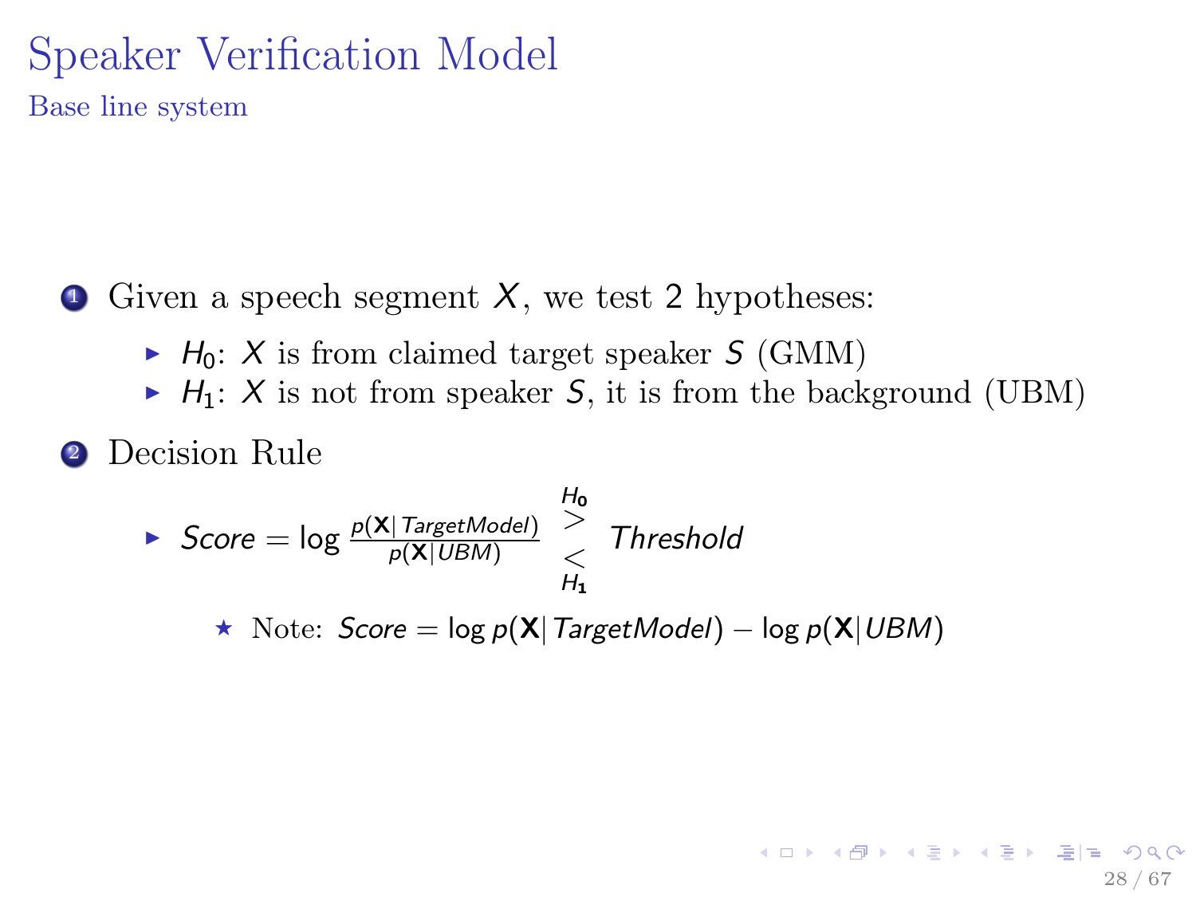# Speaker Verification Model

## Base line system

1. Given a speech segment $X$, we test 2 hypotheses:
   - $H_0$: $X$ is from claimed target speaker $S$ (GMM)
   - $H_1$: $X$ is not from speaker $S$, it is from the background (UBM)
2. Decision Rule
   - $$Score = \log \frac{p(\mathbf{X}|\, TargetModel)}{p(\mathbf{X}|UBM)} \underset{H_1}{\overset{H_0}{\gtrless}} Threshold$$
     - ⋆ Note: $Score = \log p(\mathbf{X}|\, TargetModel) - \log p(\mathbf{X}|UBM)$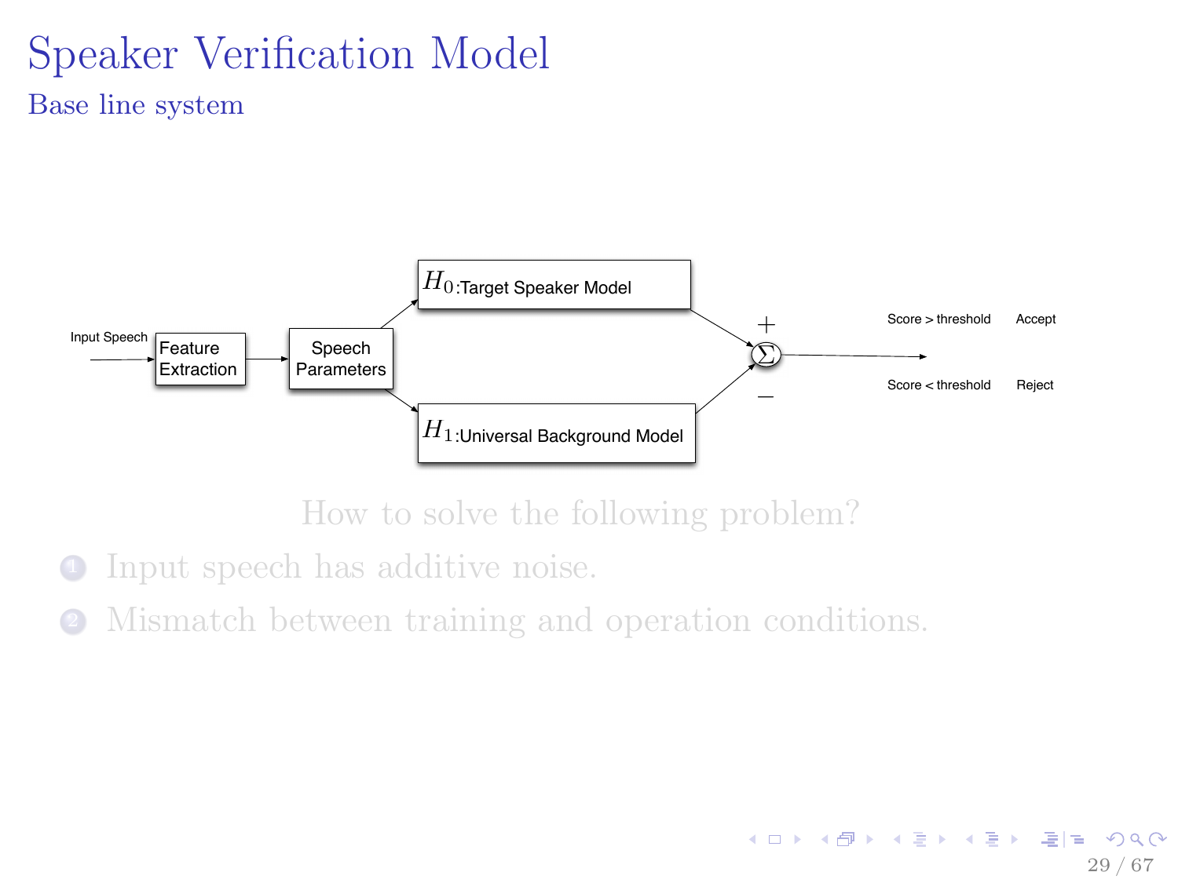# Speaker Verification Model

## Base line system

Input Speech → Feature Extraction → Speech Parameters → $H_0$:Target Speaker Model (+) / $H_1$:Universal Background Model (−) → $\Sigma$

Score > threshold Accept

Score < threshold Reject

How to solve the following problem?

1. Input speech has additive noise.
2. Mismatch between training and operation conditions.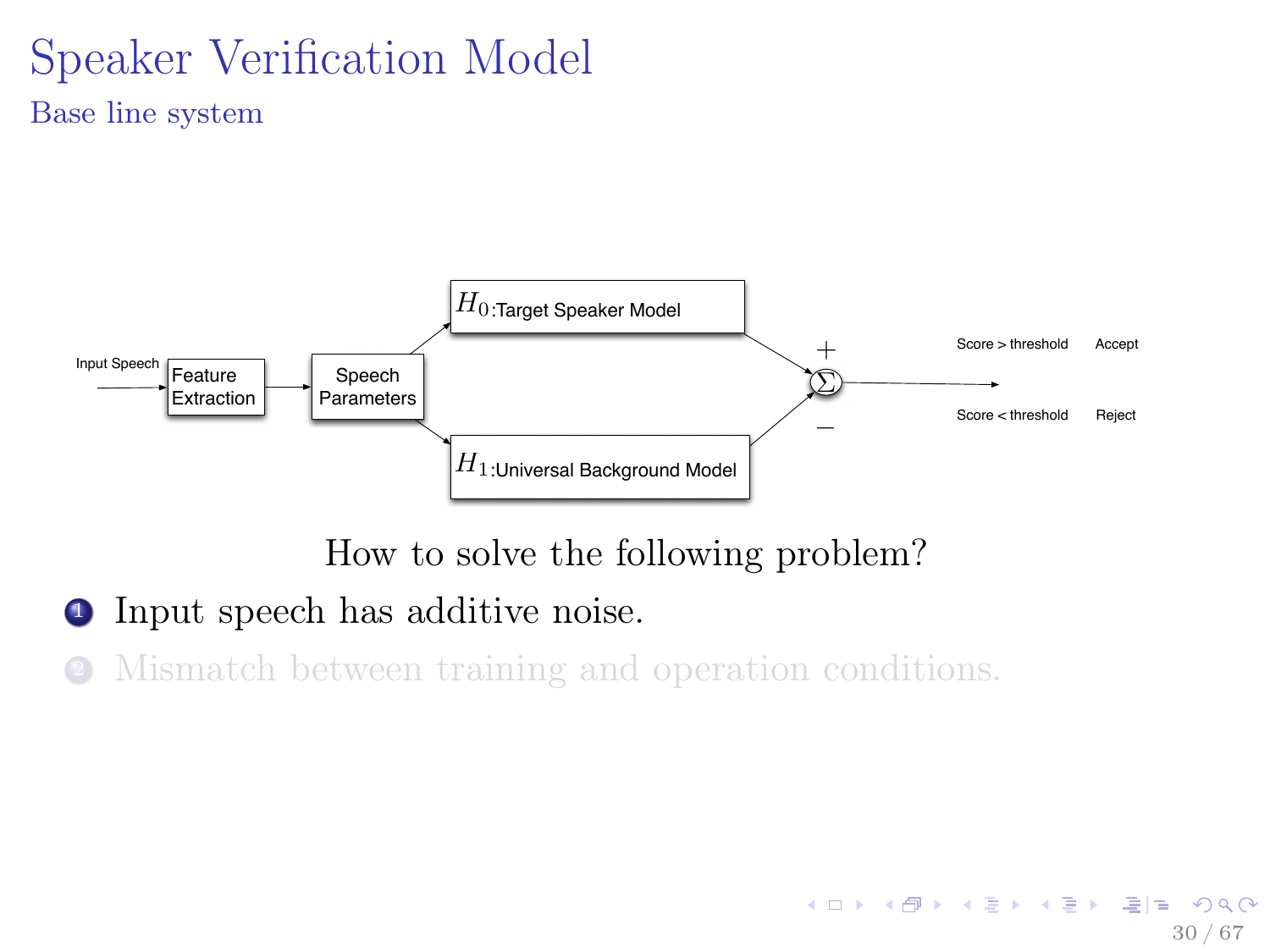# Speaker Verification Model

## Base line system

Input Speech → Feature Extraction → Speech Parameters → $H_0$:Target Speaker Model (+) / $H_1$:Universal Background Model (−) → $\Sigma$

Score > threshold Accept

Score < threshold Reject

How to solve the following problem?

1. Input speech has additive noise.
2. Mismatch between training and operation conditions.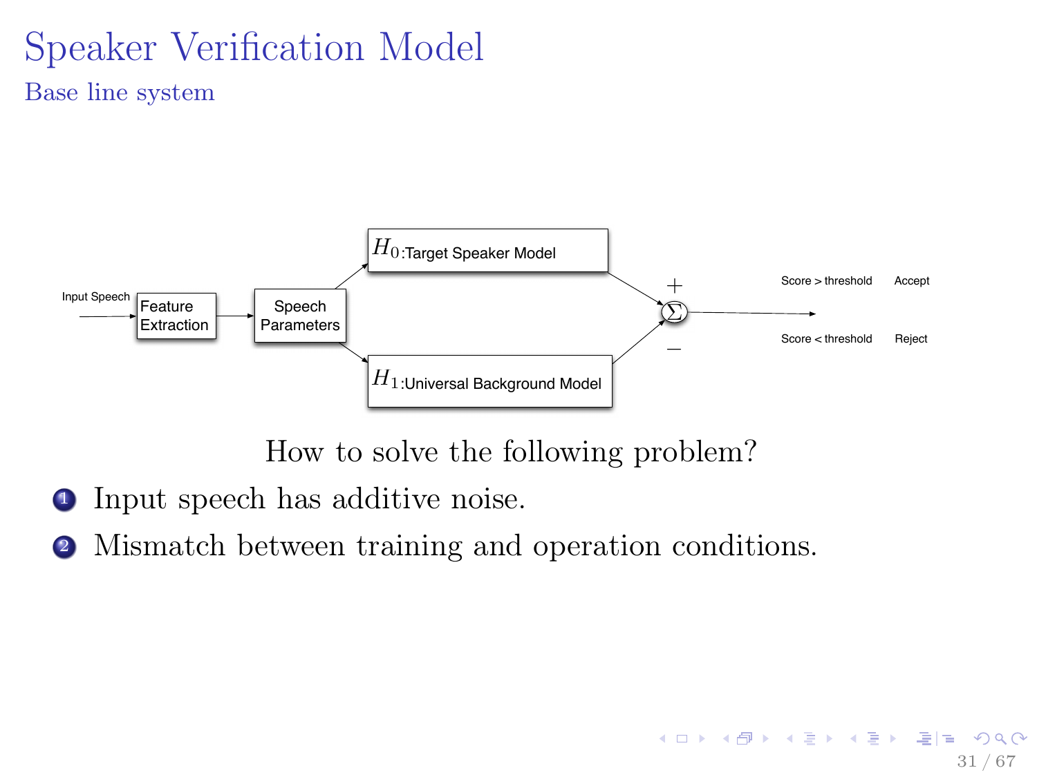# Speaker Verification Model

## Base line system

Input Speech → Feature Extraction → Speech Parameters → $H_0$:Target Speaker Model (+) / $H_1$:Universal Background Model (−) → $\Sigma$

Score > threshold Accept

Score < threshold Reject

How to solve the following problem?

1. Input speech has additive noise.
2. Mismatch between training and operation conditions.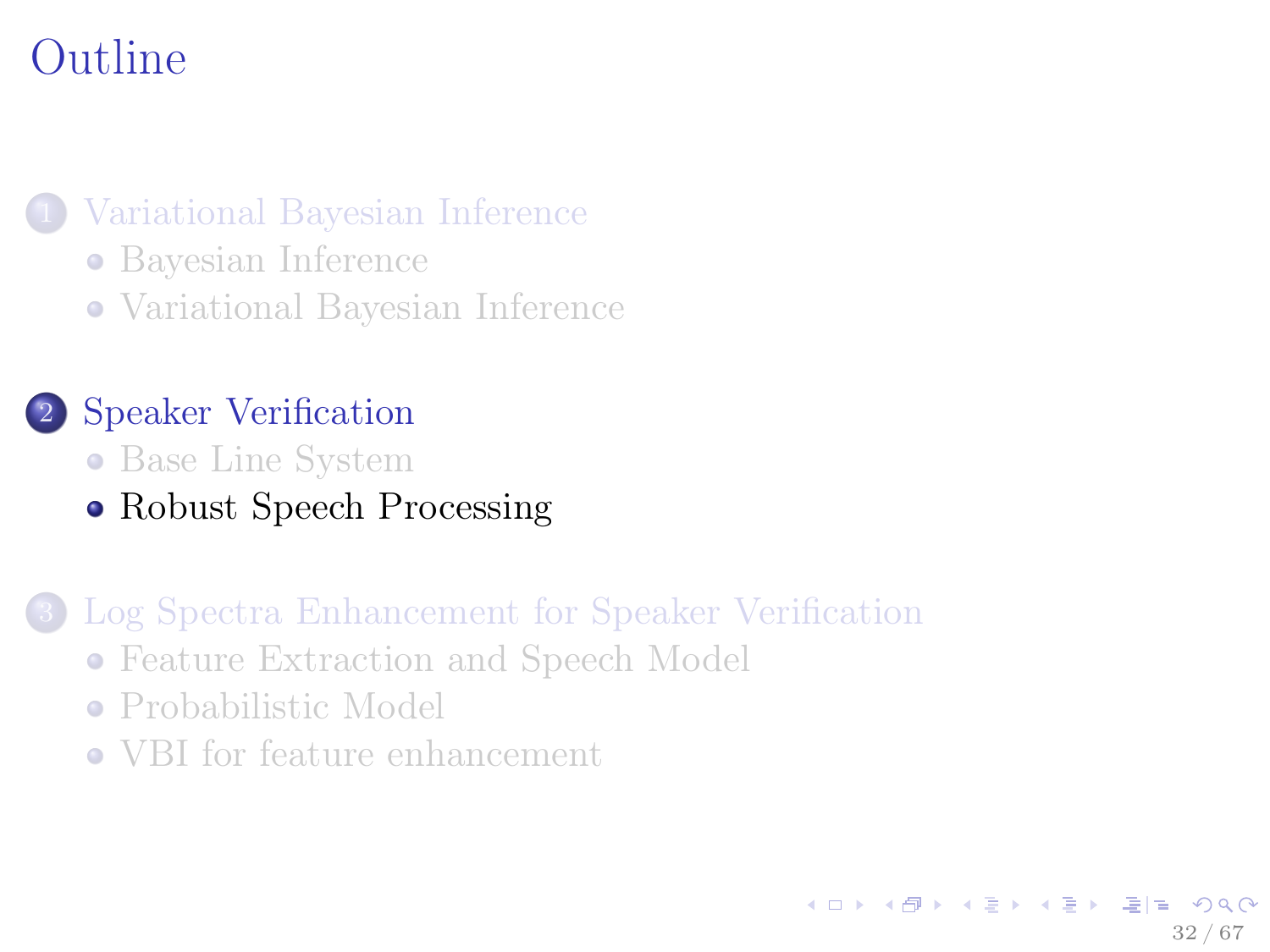# Outline

1. Variational Bayesian Inference
   - Bayesian Inference
   - Variational Bayesian Inference

2. Speaker Verification
   - Base Line System
   - Robust Speech Processing

3. Log Spectra Enhancement for Speaker Verification
   - Feature Extraction and Speech Model
   - Probabilistic Model
   - VBI for feature enhancement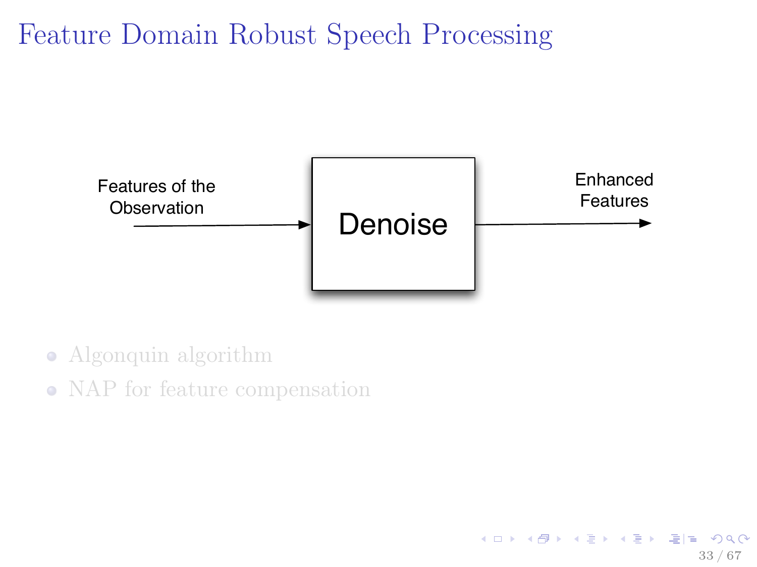# Feature Domain Robust Speech Processing

Features of the Observation → **Denoise** → Enhanced Features

- Algonquin algorithm
- NAP for feature compensation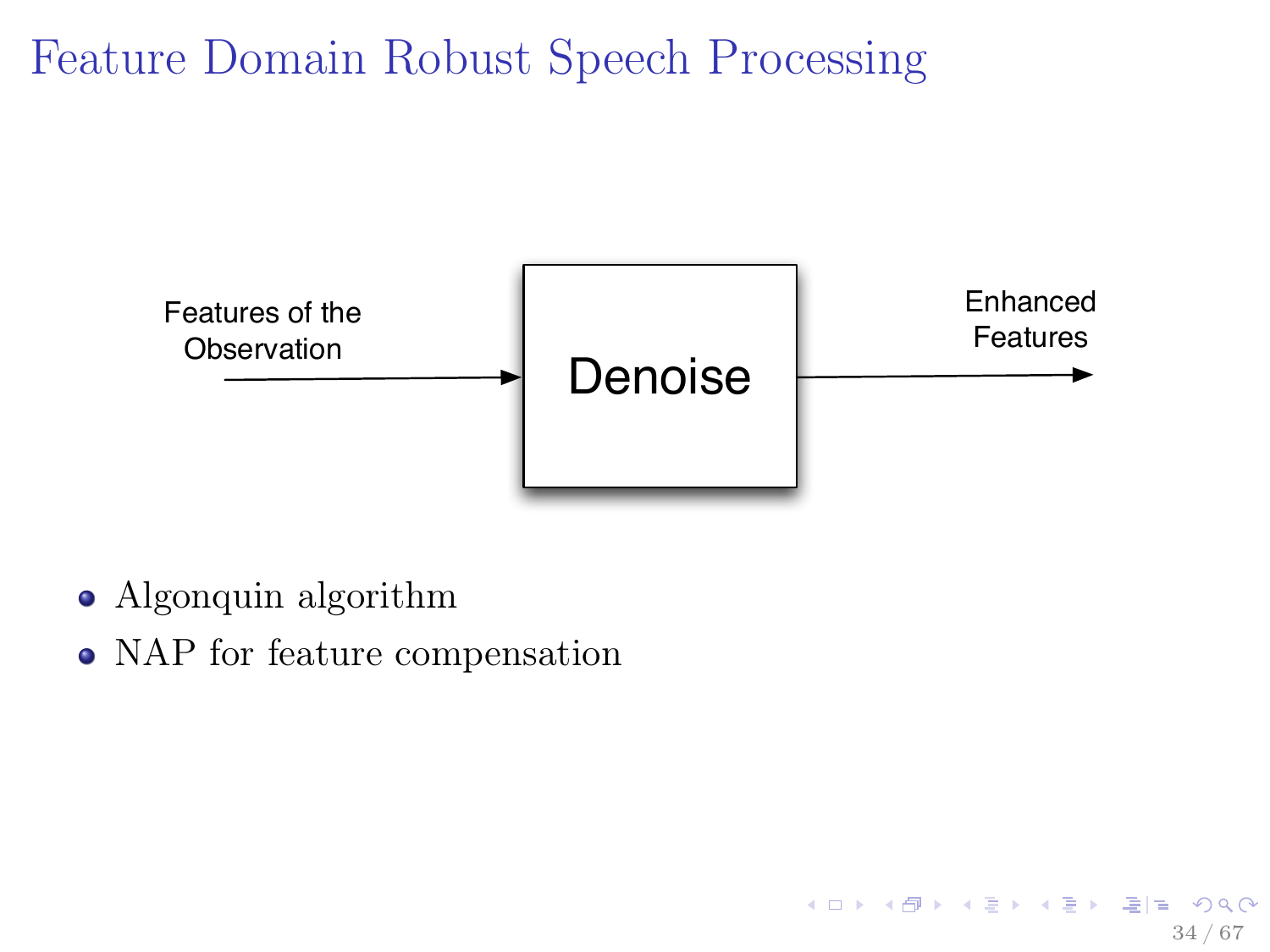# Feature Domain Robust Speech Processing

Features of the Observation → **Denoise** → Enhanced Features

- Algonquin algorithm
- NAP for feature compensation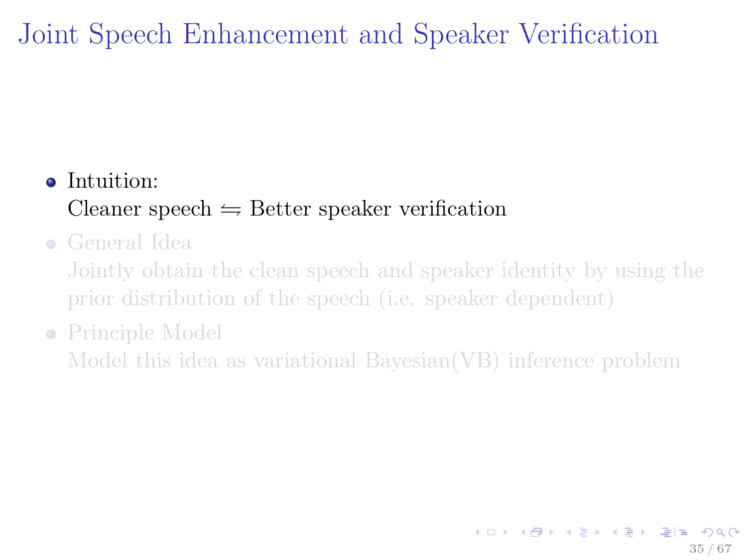# Joint Speech Enhancement and Speaker Verification

- Intuition:
  Cleaner speech $\leftrightharpoons$ Better speaker verification
- General Idea
  Jointly obtain the clean speech and speaker identity by using the prior distribution of the speech (i.e. speaker dependent)
- Principle Model
  Model this idea as variational Bayesian(VB) inference problem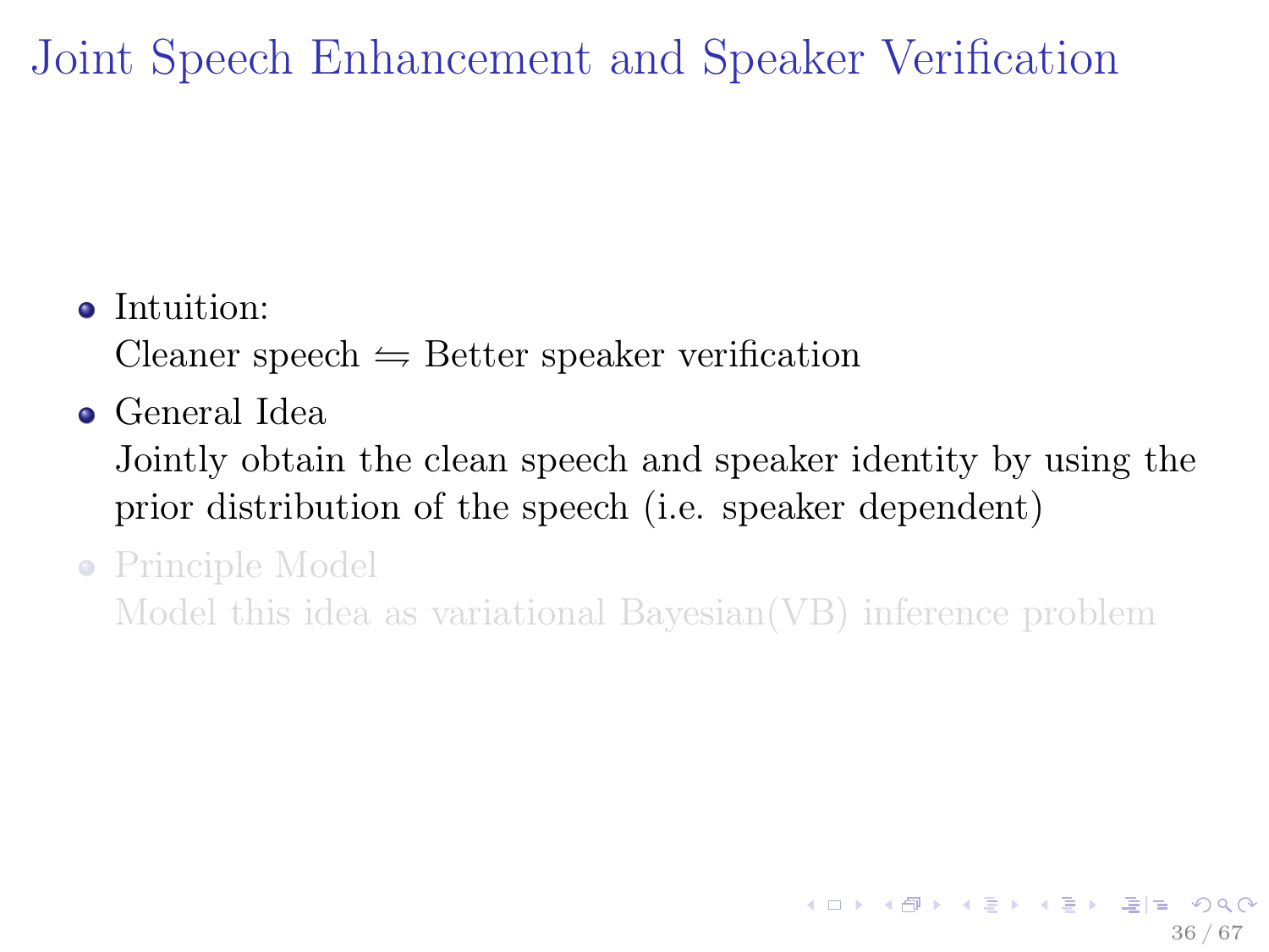# Joint Speech Enhancement and Speaker Verification

- Intuition:
  Cleaner speech $\leftrightharpoons$ Better speaker verification
- General Idea
  Jointly obtain the clean speech and speaker identity by using the prior distribution of the speech (i.e. speaker dependent)
- Principle Model
  Model this idea as variational Bayesian(VB) inference problem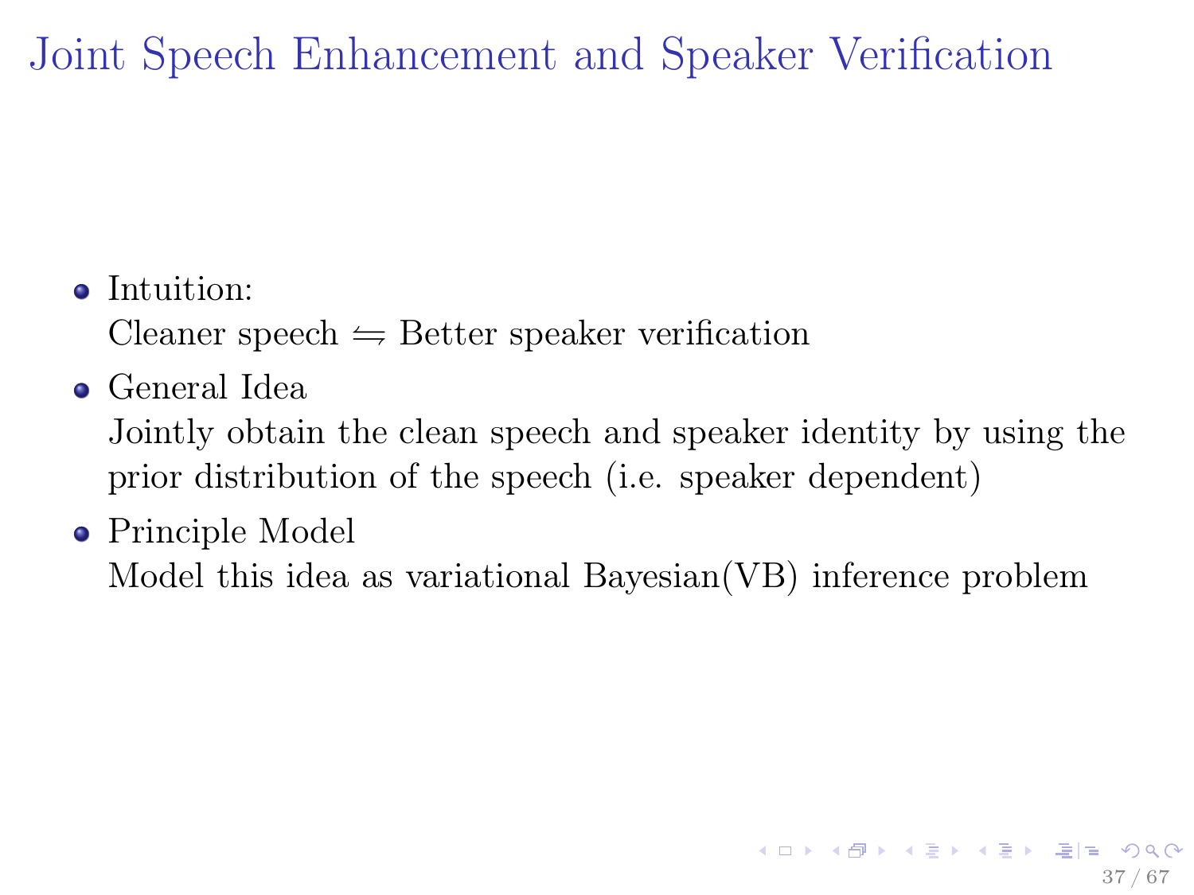# Joint Speech Enhancement and Speaker Verification

- Intuition:
  Cleaner speech $\leftrightarrows$ Better speaker verification
- General Idea
  Jointly obtain the clean speech and speaker identity by using the prior distribution of the speech (i.e. speaker dependent)
- Principle Model
  Model this idea as variational Bayesian(VB) inference problem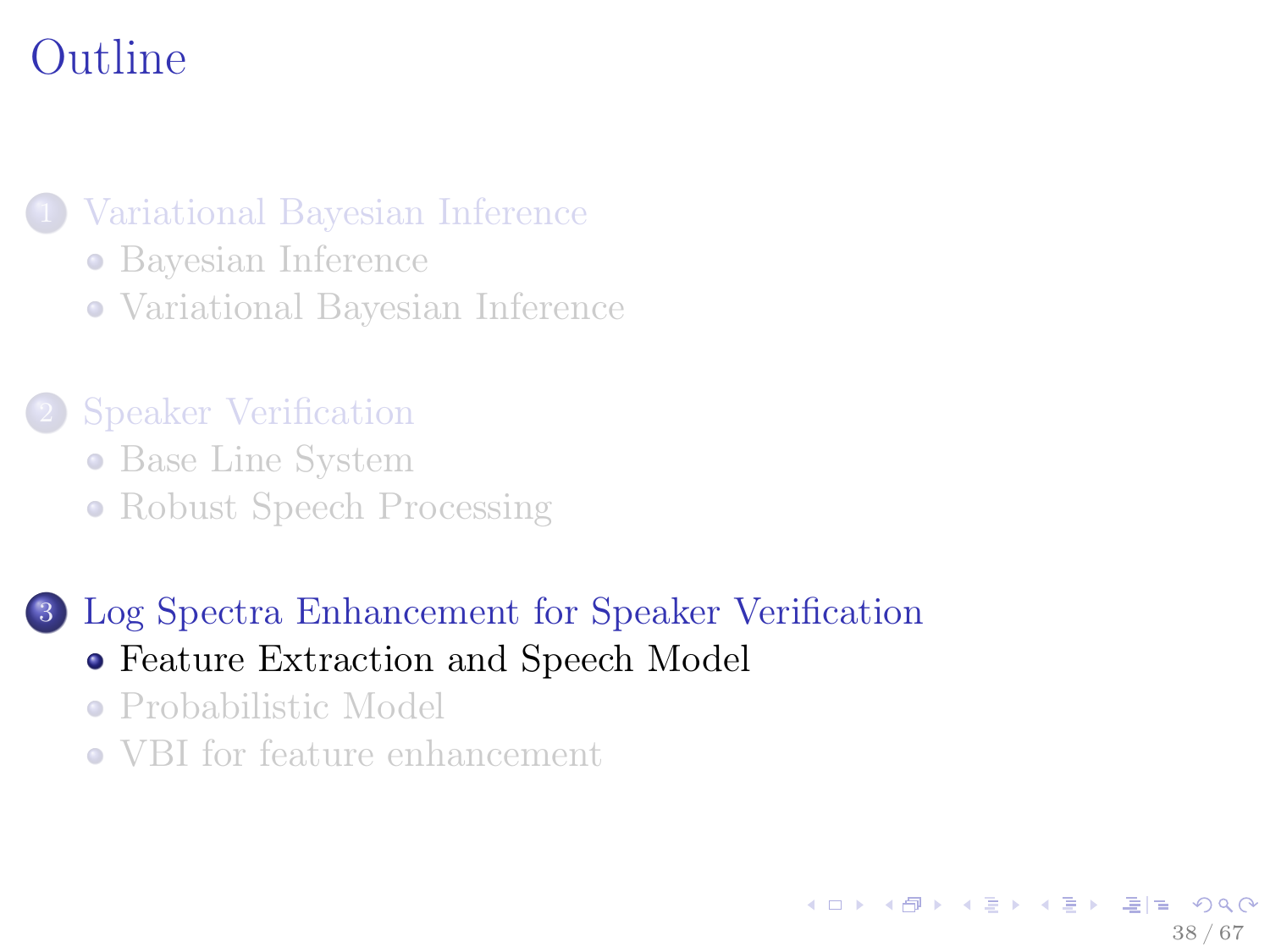# Outline

1. Variational Bayesian Inference
   - Bayesian Inference
   - Variational Bayesian Inference
2. Speaker Verification
   - Base Line System
   - Robust Speech Processing
3. Log Spectra Enhancement for Speaker Verification
   - Feature Extraction and Speech Model
   - Probabilistic Model
   - VBI for feature enhancement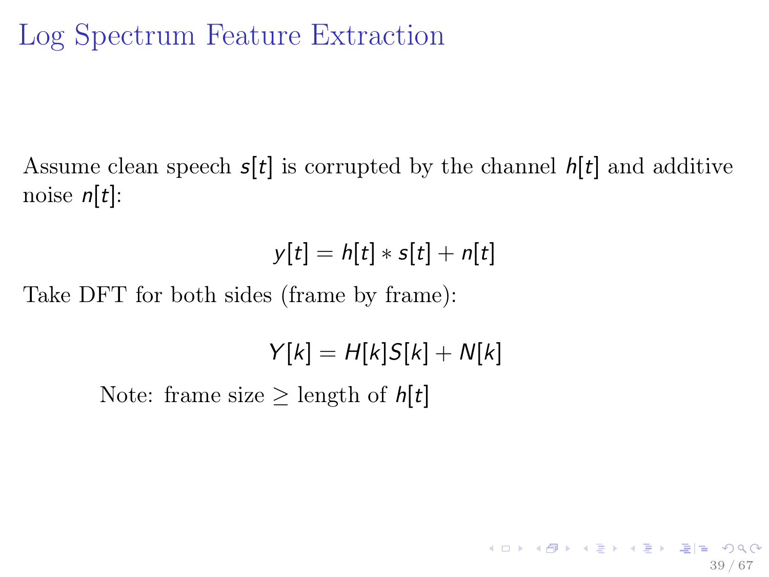# Log Spectrum Feature Extraction

Assume clean speech $s[t]$ is corrupted by the channel $h[t]$ and additive noise $n[t]$:

$$y[t] = h[t] * s[t] + n[t]$$

Take DFT for both sides (frame by frame):

$$Y[k] = H[k]S[k] + N[k]$$

Note: frame size $\geq$ length of $h[t]$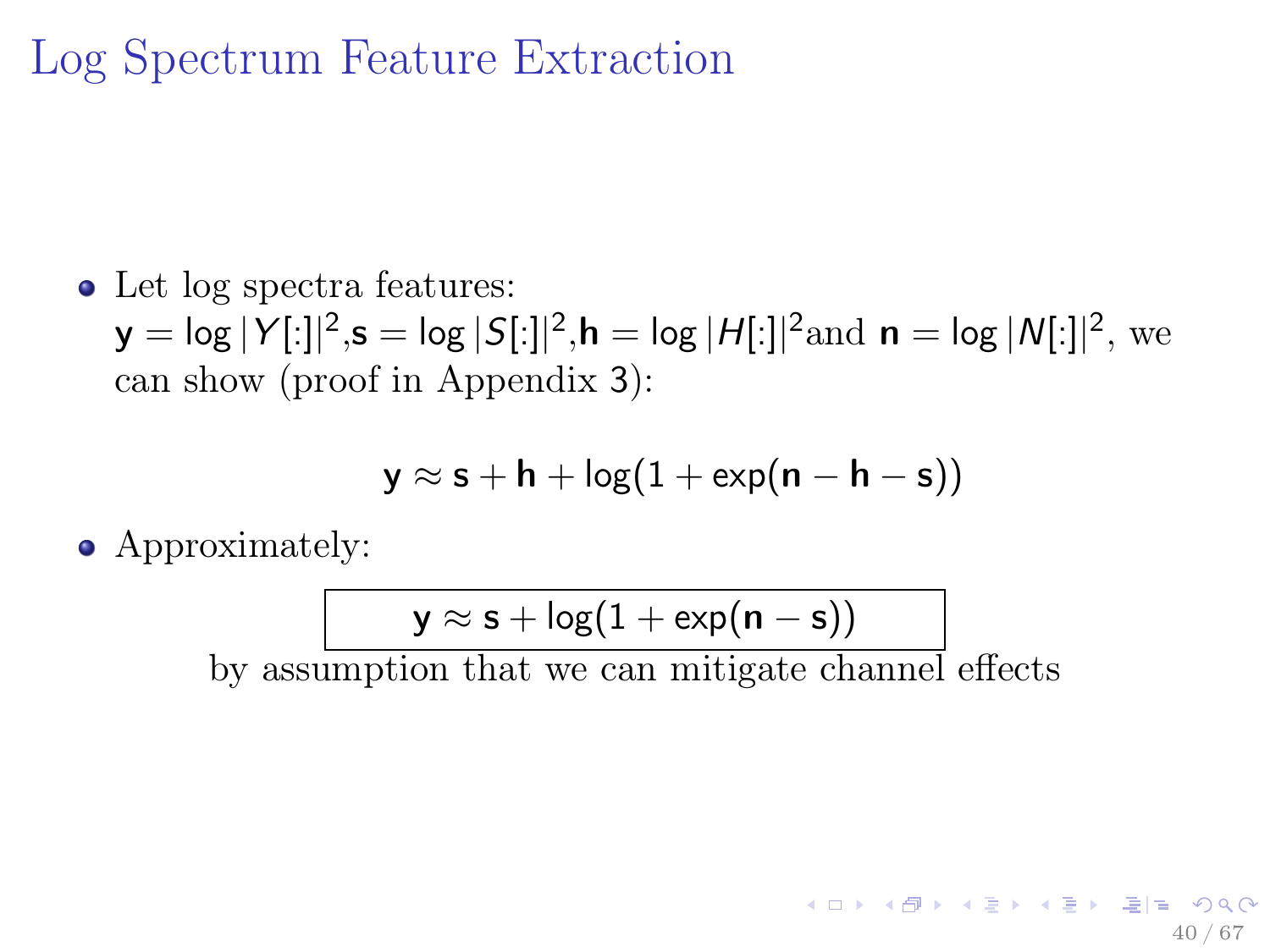# Log Spectrum Feature Extraction

- Let log spectra features:
  $\mathbf{y} = \log|Y[:]|^2$, $\mathbf{s} = \log|S[:]|^2$, $\mathbf{h} = \log|H[:]|^2$ and $\mathbf{n} = \log|N[:]|^2$, we can show (proof in Appendix 3):

$$\mathbf{y} \approx \mathbf{s} + \mathbf{h} + \log(1 + \exp(\mathbf{n} - \mathbf{h} - \mathbf{s}))$$

- Approximately:

$$\boxed{\mathbf{y} \approx \mathbf{s} + \log(1 + \exp(\mathbf{n} - \mathbf{s}))}$$

by assumption that we can mitigate channel effects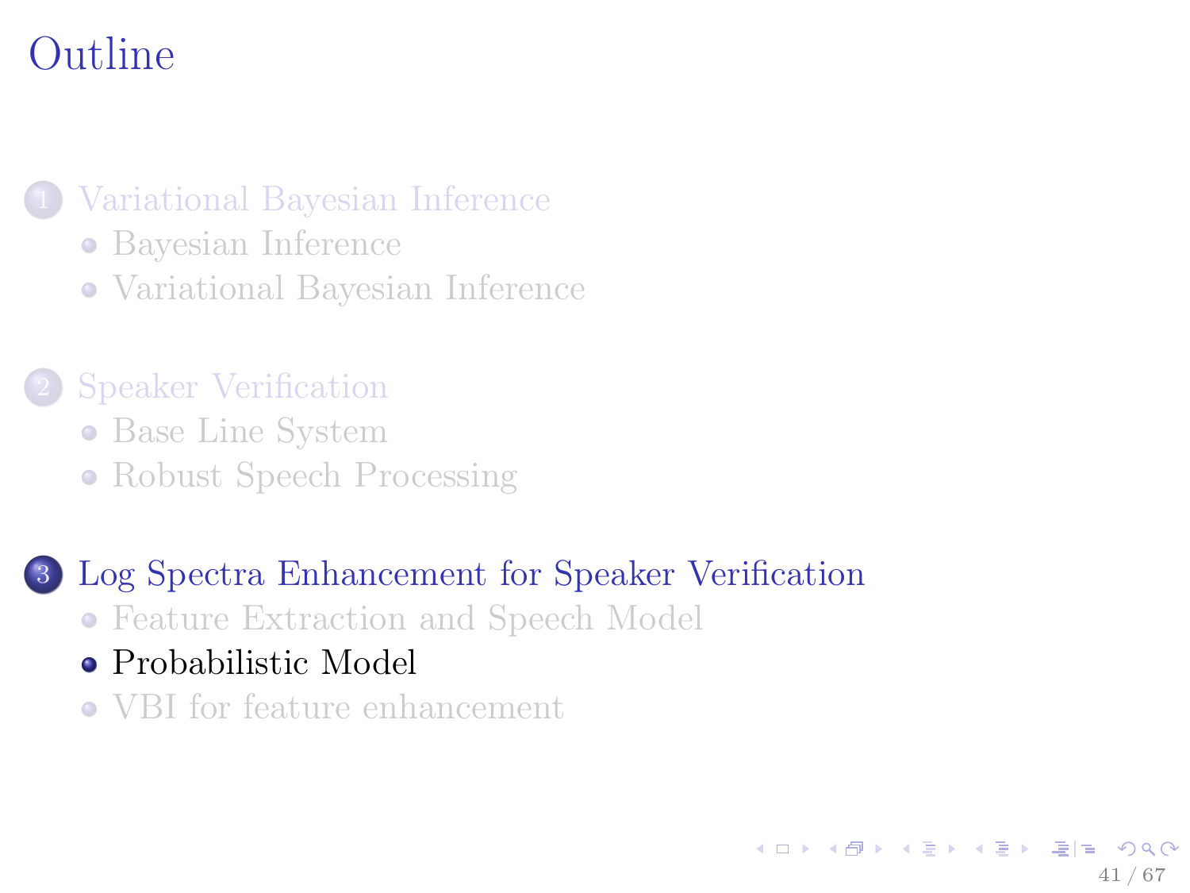# Outline

1. Variational Bayesian Inference
   - Bayesian Inference
   - Variational Bayesian Inference
2. Speaker Verification
   - Base Line System
   - Robust Speech Processing
3. Log Spectra Enhancement for Speaker Verification
   - Feature Extraction and Speech Model
   - Probabilistic Model
   - VBI for feature enhancement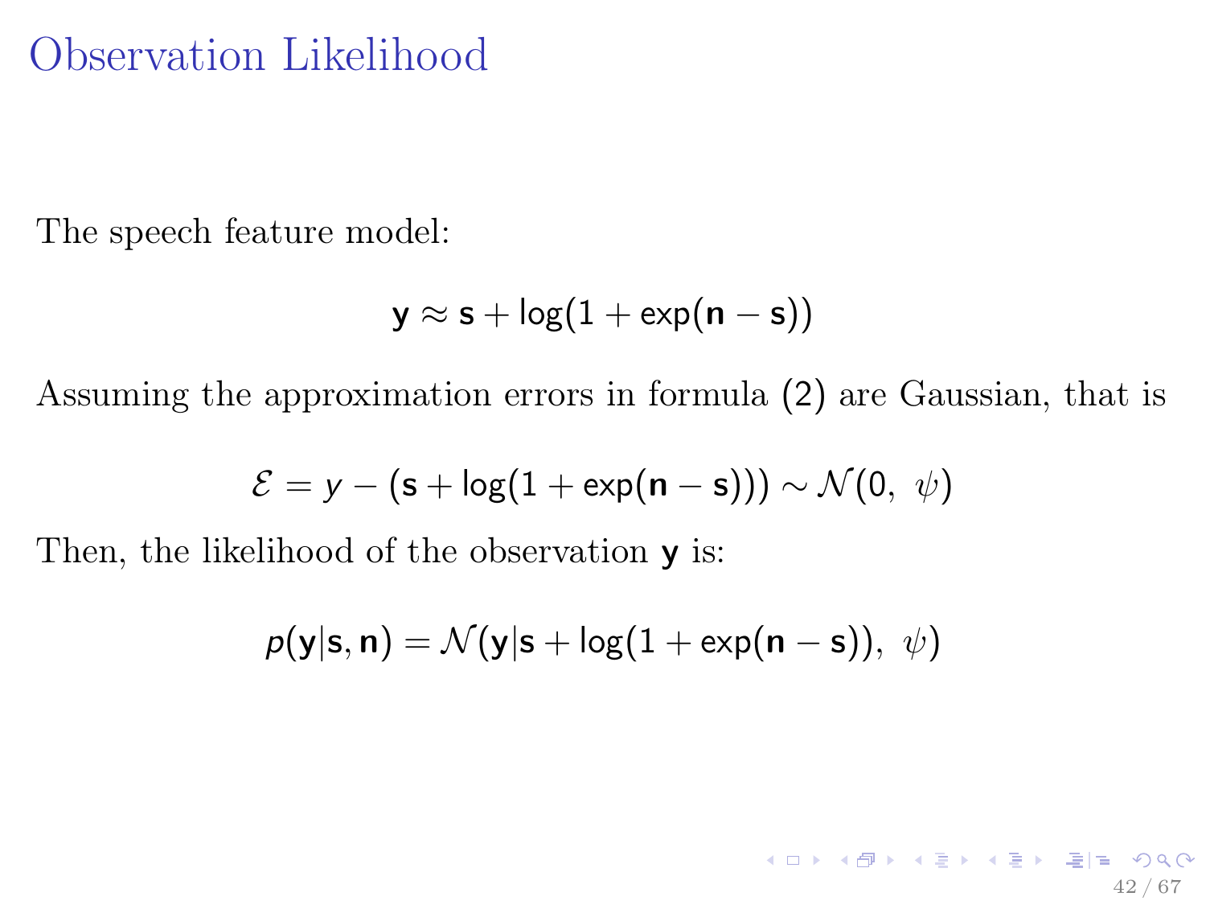# Observation Likelihood

The speech feature model:

$$\mathbf{y} \approx \mathbf{s} + \log(1 + \exp(\mathbf{n} - \mathbf{s}))$$

Assuming the approximation errors in formula (2) are Gaussian, that is

$$\mathcal{E} = y - (\mathbf{s} + \log(1 + \exp(\mathbf{n} - \mathbf{s}))) \sim \mathcal{N}(0,\ \psi)$$

Then, the likelihood of the observation $\mathbf{y}$ is:

$$p(\mathbf{y}|\mathbf{s}, \mathbf{n}) = \mathcal{N}(\mathbf{y}|\mathbf{s} + \log(1 + \exp(\mathbf{n} - \mathbf{s})),\ \psi)$$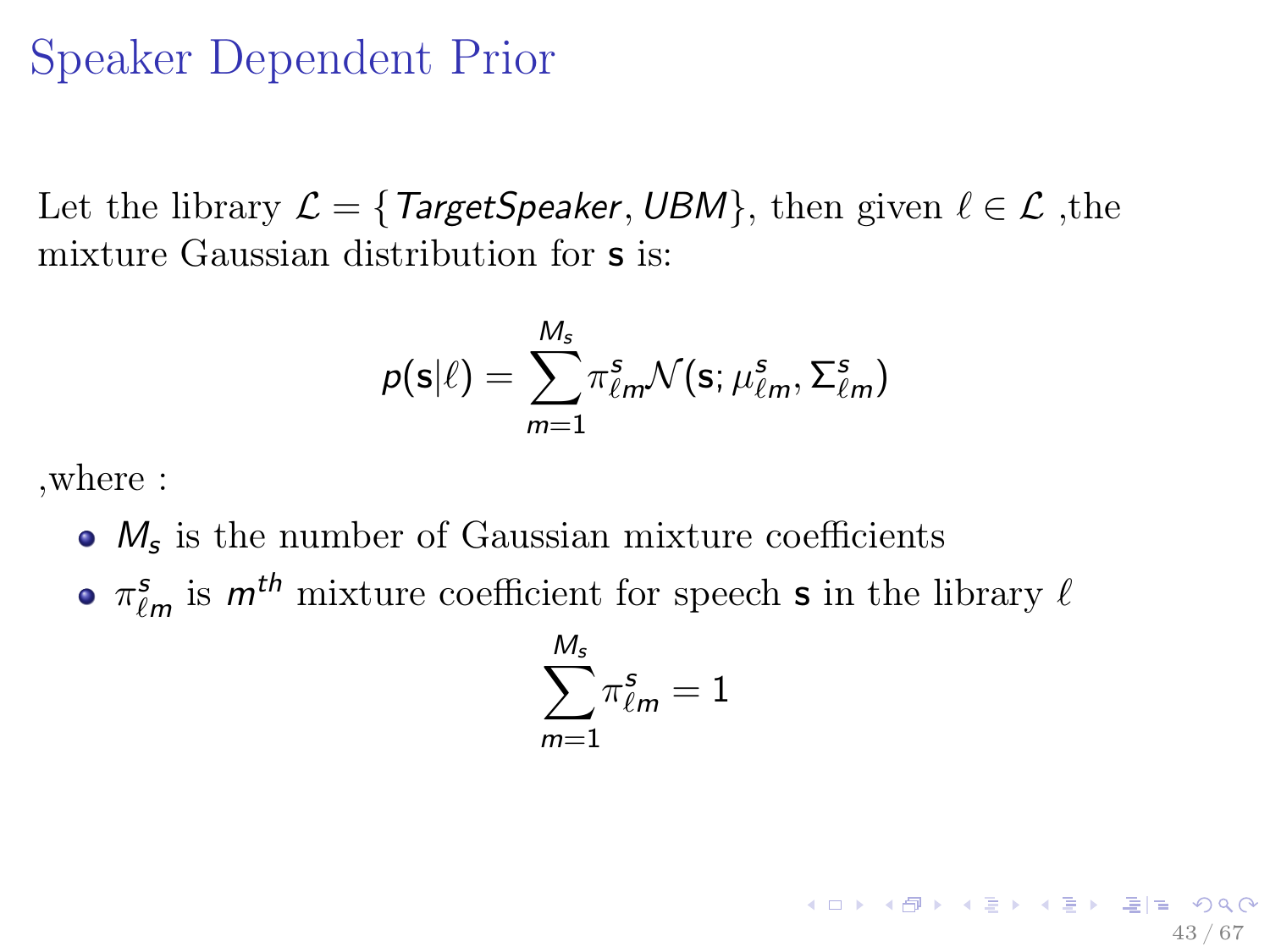# Speaker Dependent Prior

Let the library $\mathcal{L} = \{TargetSpeaker, UBM\}$, then given $\ell \in \mathcal{L}$ ,the mixture Gaussian distribution for $\mathsf{s}$ is:

$$p(\mathsf{s}|\ell) = \sum_{m=1}^{M_s} \pi_{\ell m}^{s} \mathcal{N}(\mathsf{s}; \mu_{\ell m}^{s}, \Sigma_{\ell m}^{s})$$

,where :

- $M_s$ is the number of Gaussian mixture coefficients
- $\pi_{\ell m}^{s}$ is $m^{th}$ mixture coefficient for speech $\mathsf{s}$ in the library $\ell$

$$\sum_{m=1}^{M_s} \pi_{\ell m}^{s} = 1$$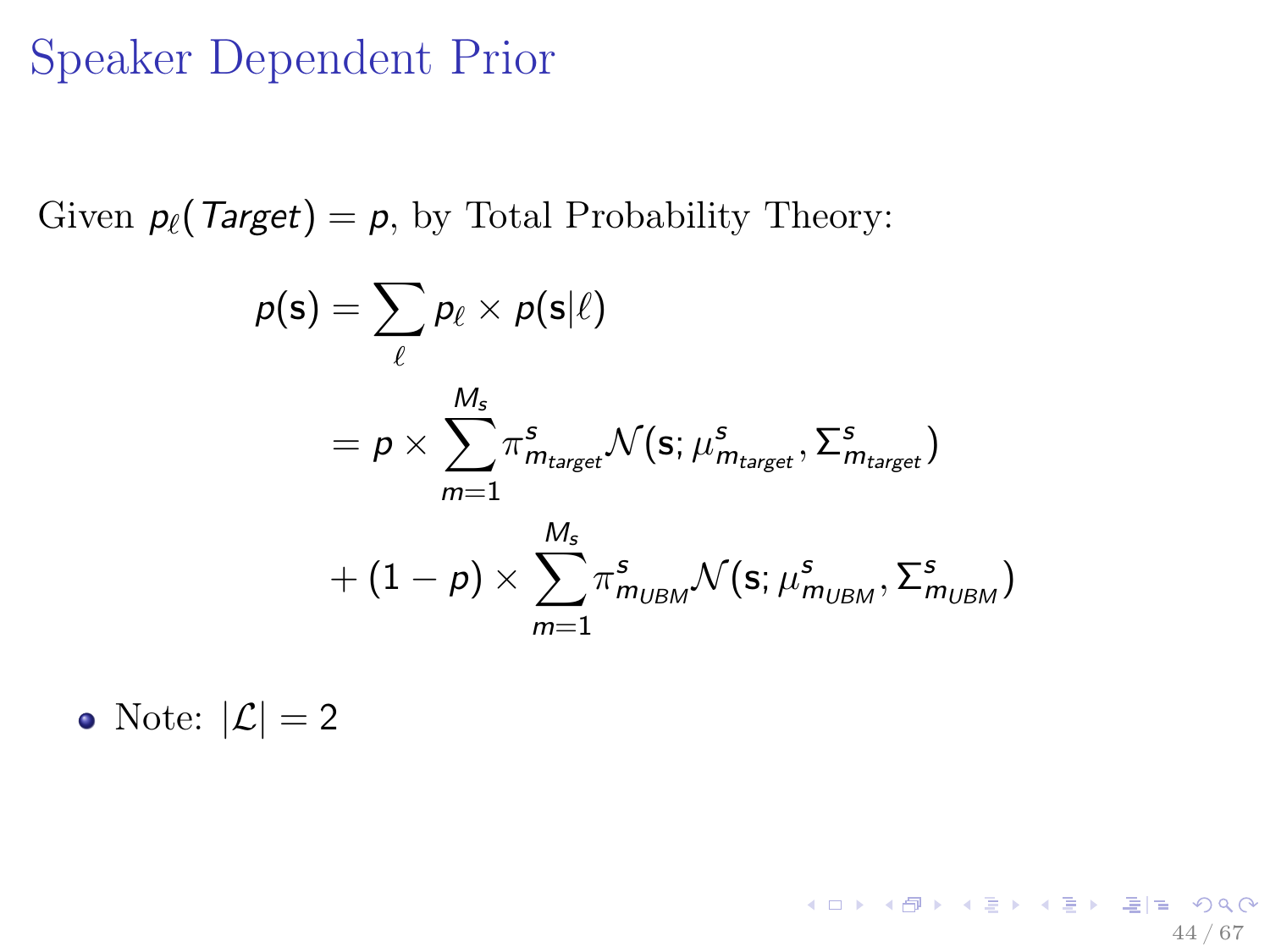# Speaker Dependent Prior

Given $p_\ell(Target) = p$, by Total Probability Theory:

$$
\begin{aligned}
p(\mathbf{s}) &= \sum_{\ell} p_\ell \times p(\mathbf{s}|\ell) \\
&= p \times \sum_{m=1}^{M_s} \pi^s_{m_{target}} \mathcal{N}(\mathbf{s}; \mu^s_{m_{target}}, \Sigma^s_{m_{target}}) \\
&\quad + (1-p) \times \sum_{m=1}^{M_s} \pi^s_{m_{UBM}} \mathcal{N}(\mathbf{s}; \mu^s_{m_{UBM}}, \Sigma^s_{m_{UBM}})
\end{aligned}
$$

- Note: $|\mathcal{L}| = 2$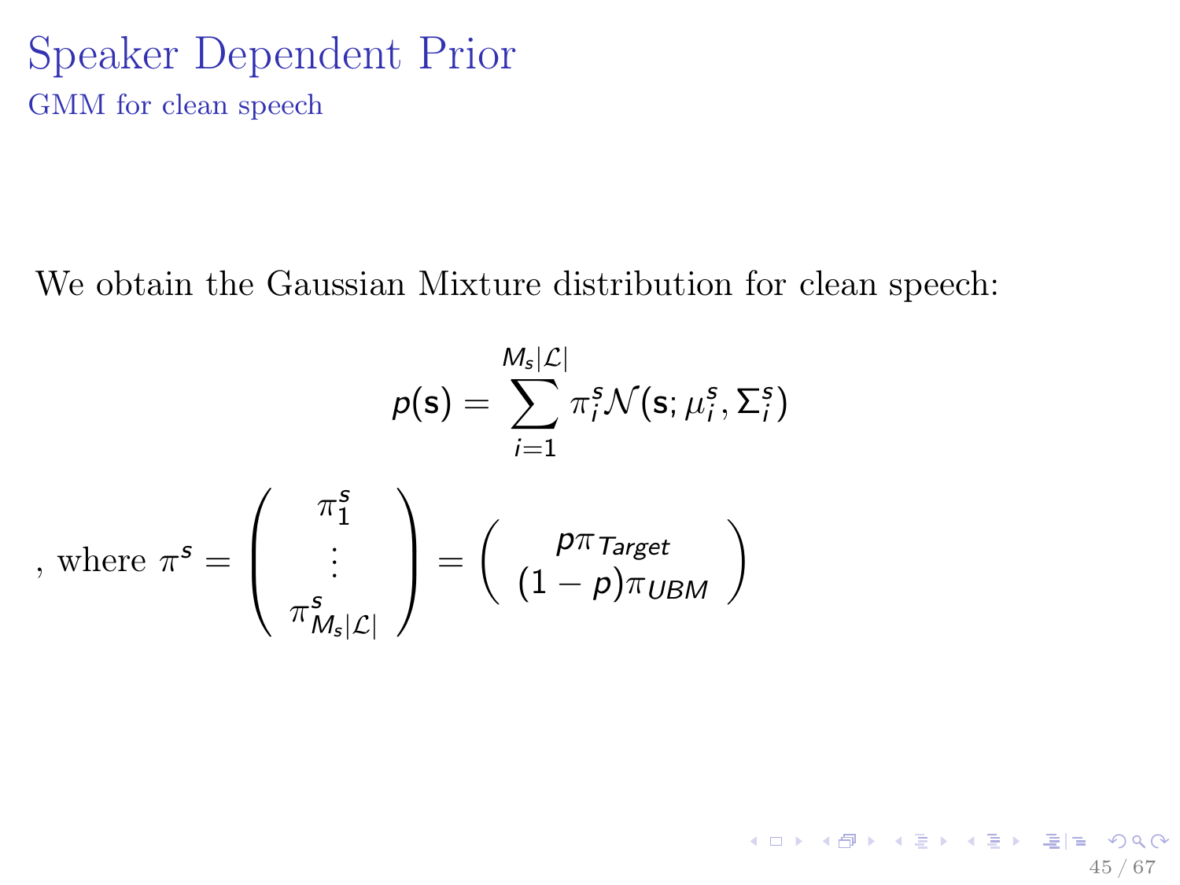# Speaker Dependent Prior

## GMM for clean speech

We obtain the Gaussian Mixture distribution for clean speech:

$$p(\mathbf{s}) = \sum_{i=1}^{M_s|\mathcal{L}|} \pi_i^s \mathcal{N}(\mathbf{s}; \mu_i^s, \Sigma_i^s)$$

, where $\pi^s = \begin{pmatrix} \pi_1^s \\ \vdots \\ \pi_{M_s|\mathcal{L}|}^s \end{pmatrix} = \begin{pmatrix} p\pi_{Target} \\ (1-p)\pi_{UBM} \end{pmatrix}$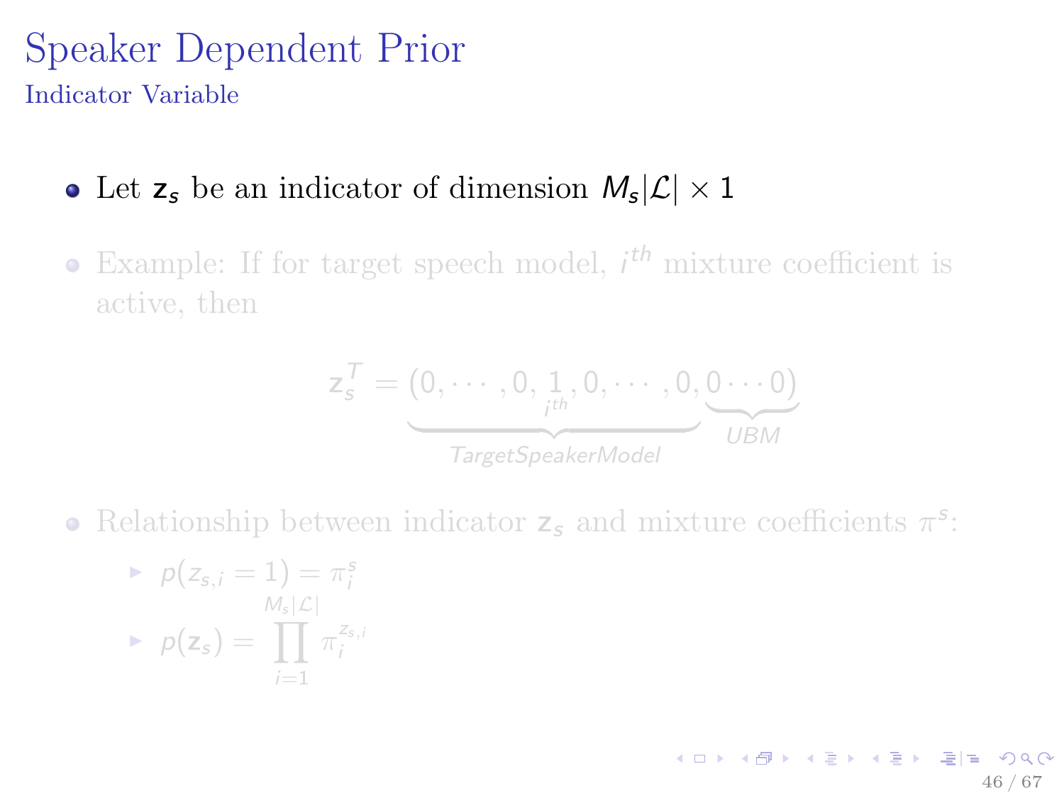# Speaker Dependent Prior

## Indicator Variable

- Let $\mathbf{z}_s$ be an indicator of dimension $M_s|\mathcal{L}| \times 1$
- Example: If for target speech model, $i^{th}$ mixture coefficient is active, then

$$\mathbf{z}_s^T = (\underbrace{0, \cdots, 0, \underset{i^{th}}{1}, 0, \cdots, 0}_{TargetSpeakerModel}, \underbrace{0 \cdots 0}_{UBM})$$

- Relationship between indicator $\mathbf{z}_s$ and mixture coefficients $\pi^s$:
  - $p(z_{s,i} = 1) = \pi_i^s$
  - $p(\mathbf{z}_s) = \prod_{i=1}^{M_s|\mathcal{L}|} \pi_i^{z_{s,i}}$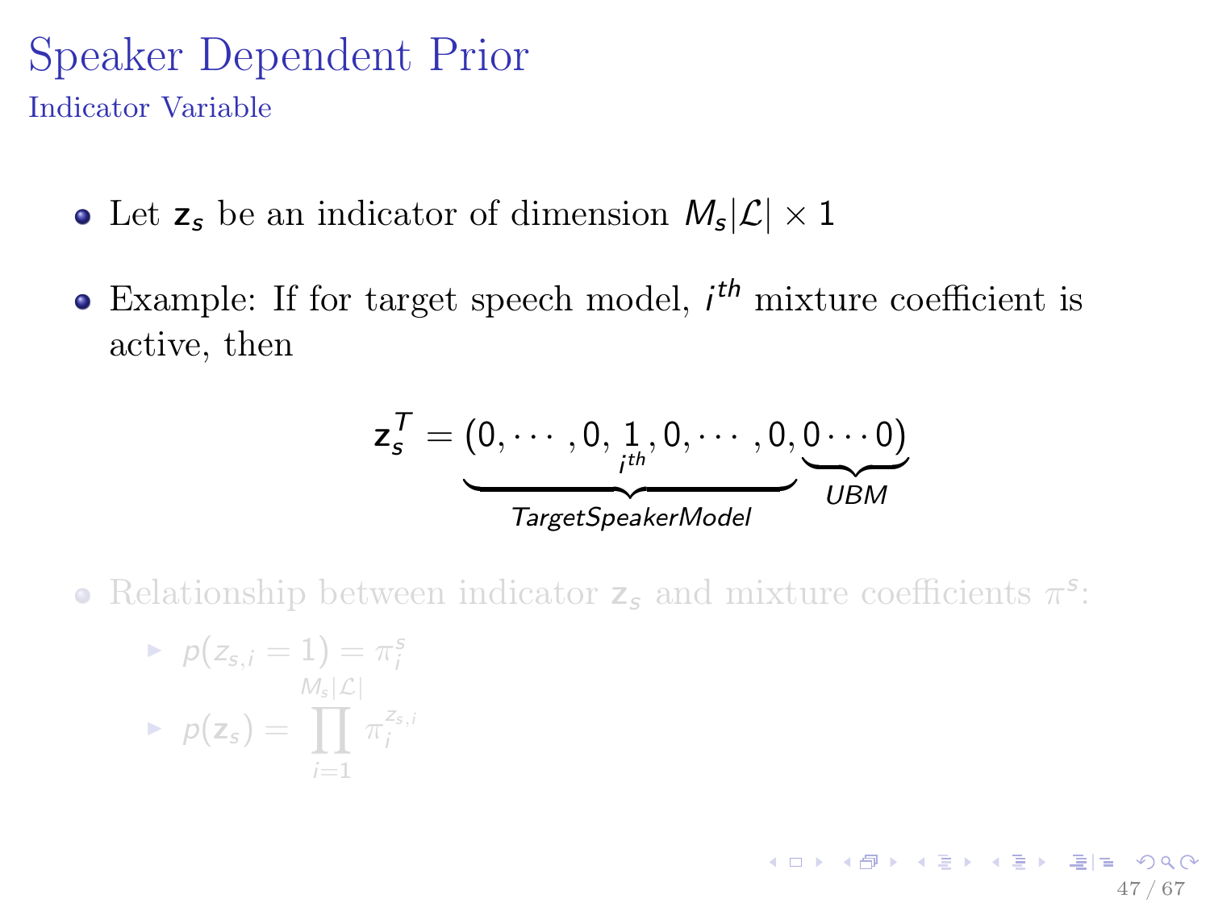# Speaker Dependent Prior

## Indicator Variable

- Let $\mathbf{z}_s$ be an indicator of dimension $M_s|\mathcal{L}| \times 1$
- Example: If for target speech model, $i^{th}$ mixture coefficient is active, then

$$\mathbf{z}_s^T = (\underbrace{0, \cdots, 0, \underset{i^{th}}{1}, 0, \cdots, 0}_{TargetSpeakerModel}, \underbrace{0 \cdots 0}_{UBM})$$

- Relationship between indicator $\mathbf{z}_s$ and mixture coefficients $\pi^s$:
  - $p(z_{s,i} = 1) = \pi_i^s$
  - $p(\mathbf{z}_s) = \prod_{i=1}^{M_s|\mathcal{L}|} \pi_i^{z_{s,i}}$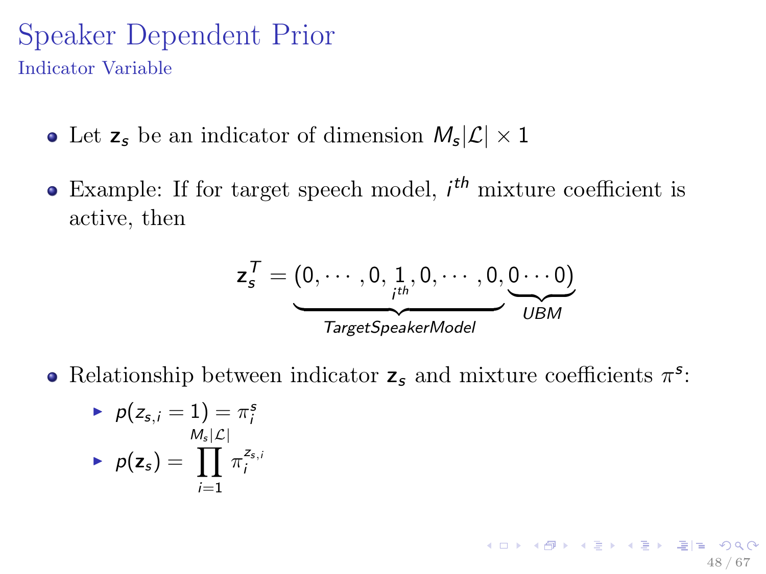# Speaker Dependent Prior

## Indicator Variable

- Let $\mathbf{z}_s$ be an indicator of dimension $M_s|\mathcal{L}| \times 1$
- Example: If for target speech model, $i^{th}$ mixture coefficient is active, then

$$\mathbf{z}_s^T = (\underbrace{0, \cdots, 0, \underset{i^{th}}{1}, 0, \cdots, 0}_{TargetSpeakerModel}, \underbrace{0 \cdots 0}_{UBM})$$

- Relationship between indicator $\mathbf{z}_s$ and mixture coefficients $\pi^s$:
  - $p(z_{s,i} = 1) = \pi_i^s$
  - $p(\mathbf{z}_s) = \prod_{i=1}^{M_s|\mathcal{L}|} \pi_i^{z_{s,i}}$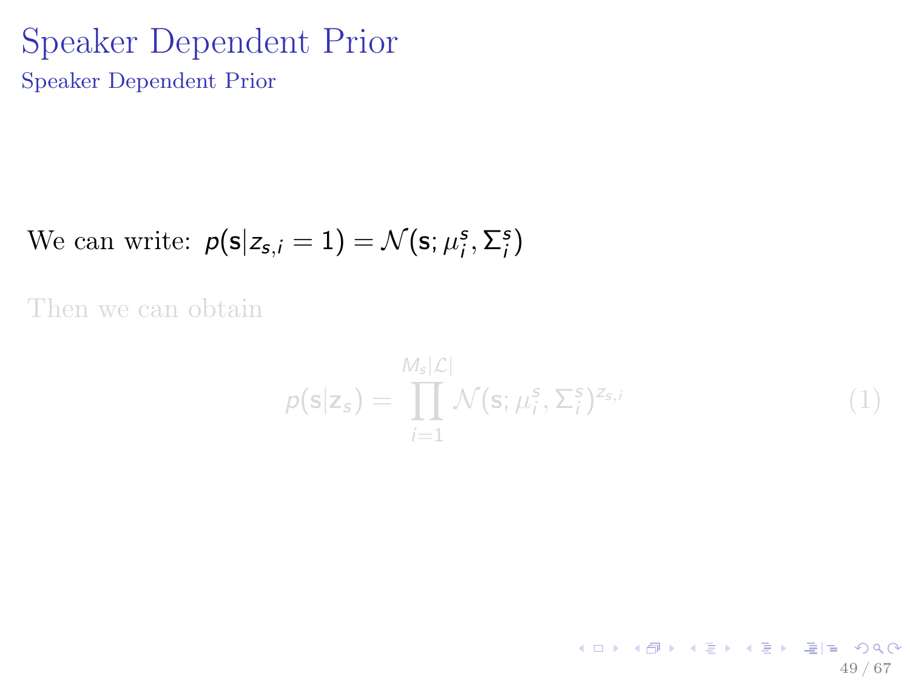# Speaker Dependent Prior

## Speaker Dependent Prior

We can write: $p(\mathsf{s}|z_{s,i} = 1) = \mathcal{N}(\mathsf{s}; \mu_i^s, \Sigma_i^s)$

Then we can obtain

$$p(\mathsf{s}|\mathsf{z}_s) = \prod_{i=1}^{M_s|\mathcal{L}|} \mathcal{N}(\mathsf{s}; \mu_i^s, \Sigma_i^s)^{z_{s,i}} \tag{1}$$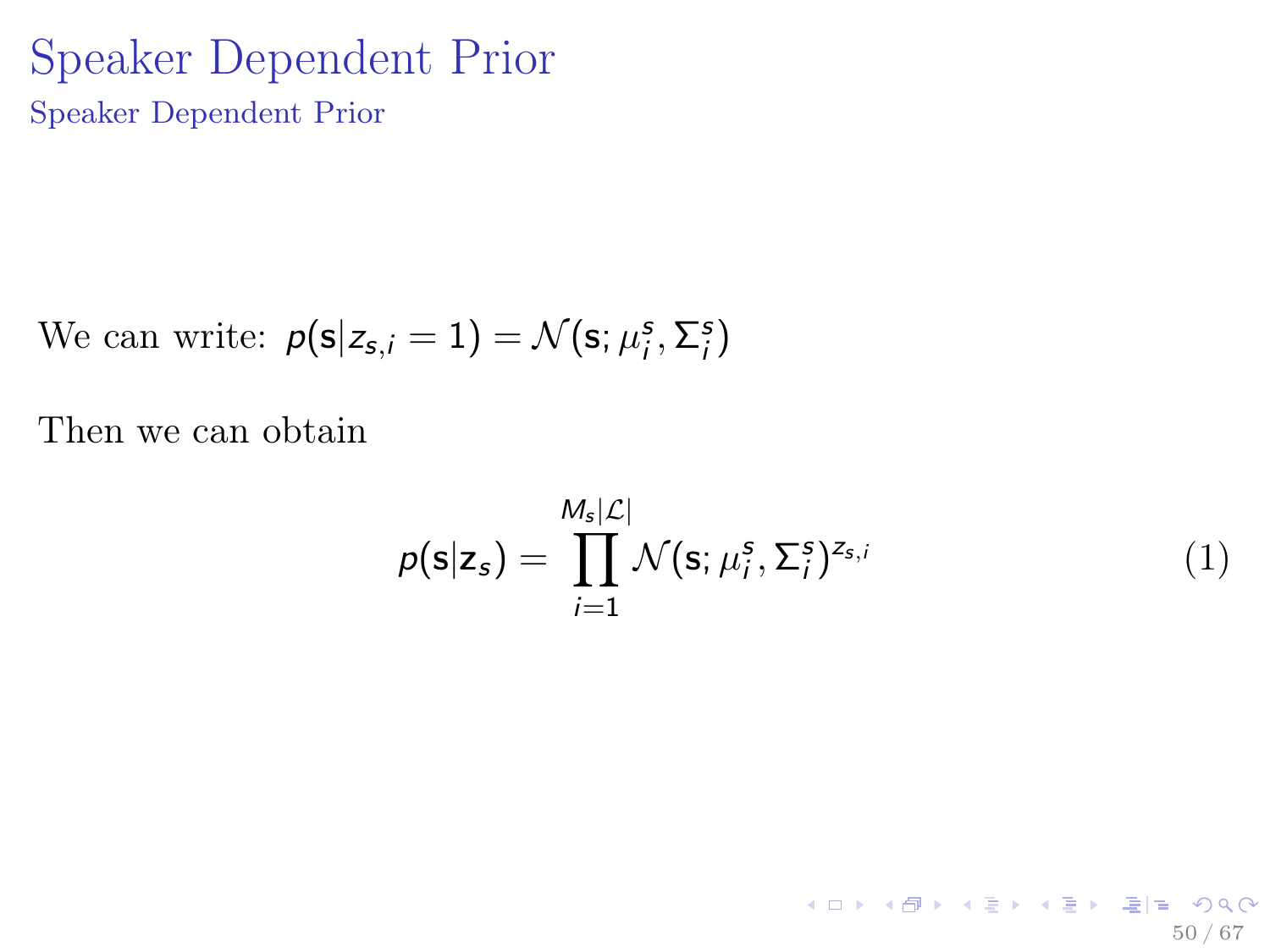# Speaker Dependent Prior

## Speaker Dependent Prior

We can write: $p(\mathbf{s}|z_{s,i} = 1) = \mathcal{N}(\mathbf{s}; \mu_i^s, \Sigma_i^s)$

Then we can obtain

$$p(\mathbf{s}|\mathbf{z}_s) = \prod_{i=1}^{M_s|\mathcal{L}|} \mathcal{N}(\mathbf{s}; \mu_i^s, \Sigma_i^s)^{z_{s,i}} \tag{1}$$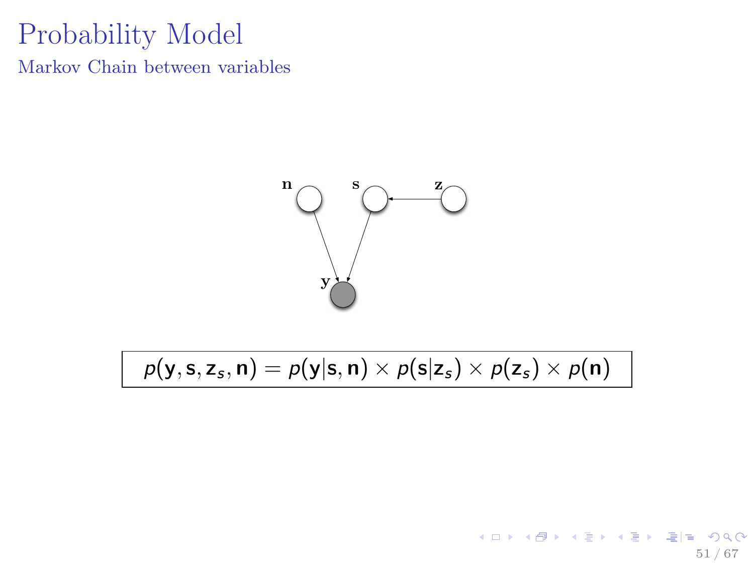# Probability Model

## Markov Chain between variables

$$p(\mathbf{y}, \mathbf{s}, \mathbf{z}_s, \mathbf{n}) = p(\mathbf{y}|\mathbf{s}, \mathbf{n}) \times p(\mathbf{s}|\mathbf{z}_s) \times p(\mathbf{z}_s) \times p(\mathbf{n})$$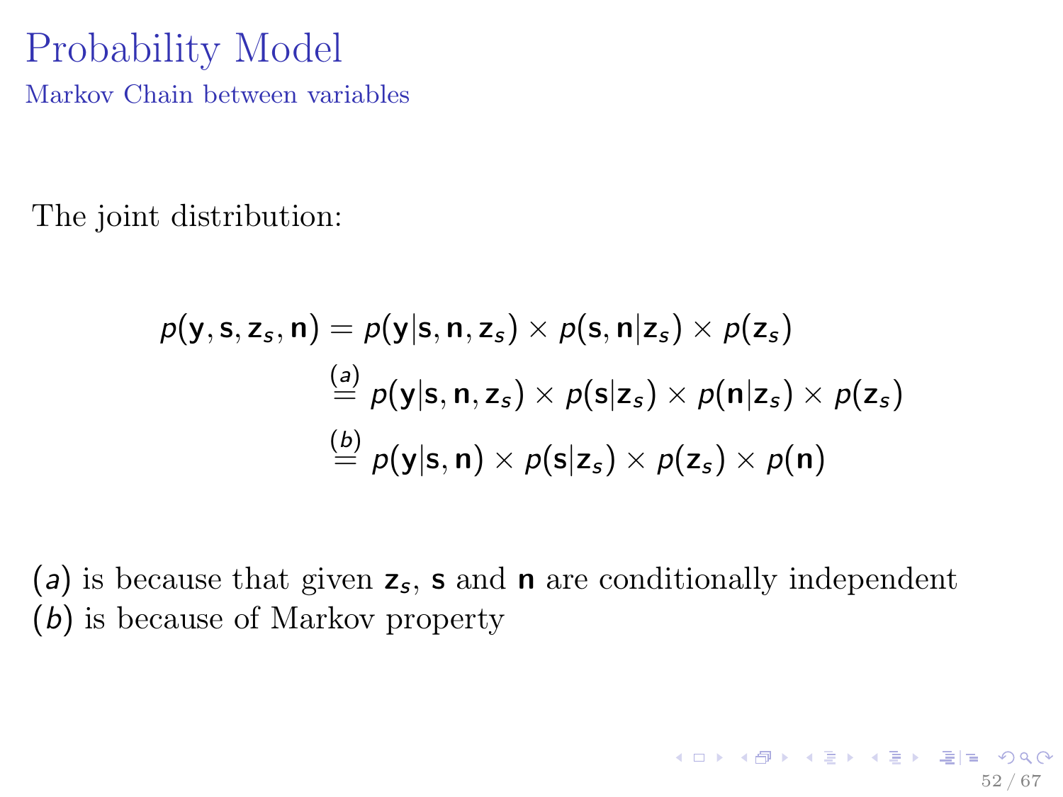# Probability Model

## Markov Chain between variables

The joint distribution:

$$
\begin{aligned}
p(\mathbf{y}, \mathbf{s}, \mathbf{z}_s, \mathbf{n}) &= p(\mathbf{y}|\mathbf{s}, \mathbf{n}, \mathbf{z}_s) \times p(\mathbf{s}, \mathbf{n}|\mathbf{z}_s) \times p(\mathbf{z}_s) \\
&\overset{(a)}{=} p(\mathbf{y}|\mathbf{s}, \mathbf{n}, \mathbf{z}_s) \times p(\mathbf{s}|\mathbf{z}_s) \times p(\mathbf{n}|\mathbf{z}_s) \times p(\mathbf{z}_s) \\
&\overset{(b)}{=} p(\mathbf{y}|\mathbf{s}, \mathbf{n}) \times p(\mathbf{s}|\mathbf{z}_s) \times p(\mathbf{z}_s) \times p(\mathbf{n})
\end{aligned}
$$

$(a)$ is because that given $\mathbf{z}_s$, $\mathbf{s}$ and $\mathbf{n}$ are conditionally independent
$(b)$ is because of Markov property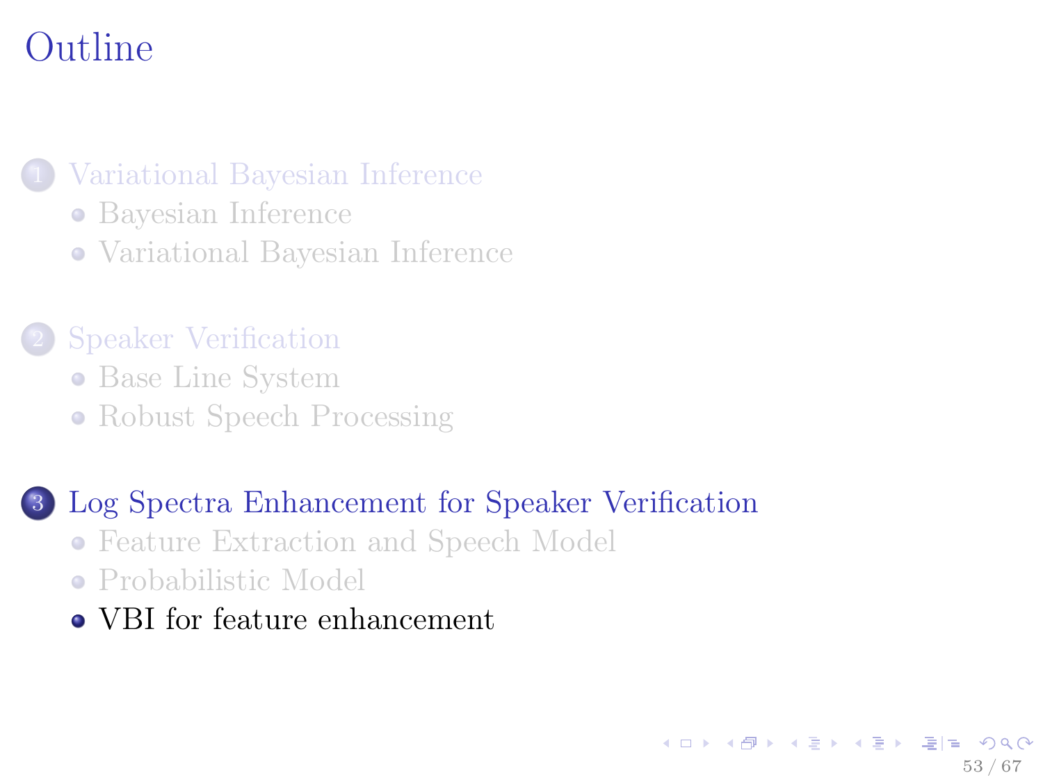# Outline

1. Variational Bayesian Inference
   - Bayesian Inference
   - Variational Bayesian Inference

2. Speaker Verification
   - Base Line System
   - Robust Speech Processing

3. Log Spectra Enhancement for Speaker Verification
   - Feature Extraction and Speech Model
   - Probabilistic Model
   - VBI for feature enhancement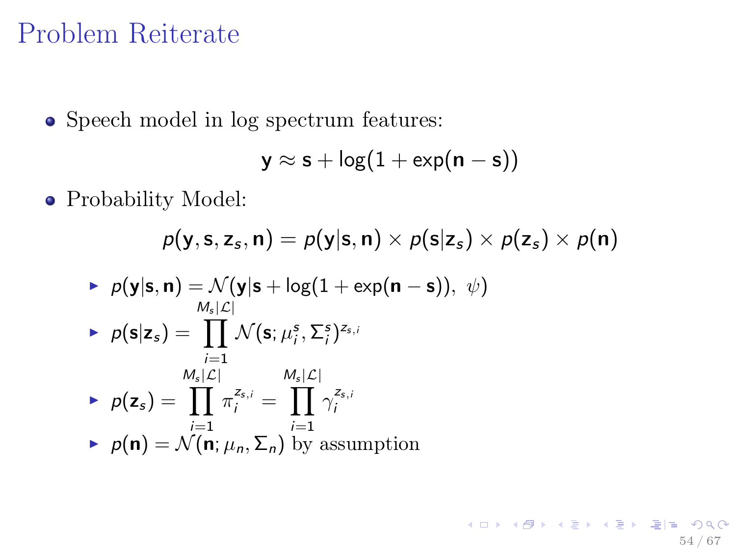# Problem Reiterate

- Speech model in log spectrum features:

$$\mathbf{y} \approx \mathbf{s} + \log(1 + \exp(\mathbf{n} - \mathbf{s}))$$

- Probability Model:

$$p(\mathbf{y}, \mathbf{s}, \mathbf{z}_s, \mathbf{n}) = p(\mathbf{y}|\mathbf{s}, \mathbf{n}) \times p(\mathbf{s}|\mathbf{z}_s) \times p(\mathbf{z}_s) \times p(\mathbf{n})$$

  - $p(\mathbf{y}|\mathbf{s}, \mathbf{n}) = \mathcal{N}(\mathbf{y}|\mathbf{s} + \log(1 + \exp(\mathbf{n} - \mathbf{s})),\ \psi)$
  - $p(\mathbf{s}|\mathbf{z}_s) = \prod_{i=1}^{M_s|\mathcal{L}|} \mathcal{N}(\mathbf{s}; \mu_i^s, \Sigma_i^s)^{z_{s,i}}$
  - $p(\mathbf{z}_s) = \prod_{i=1}^{M_s|\mathcal{L}|} \pi_i^{z_{s,i}} = \prod_{i=1}^{M_s|\mathcal{L}|} \gamma_i^{z_{s,i}}$
  - $p(\mathbf{n}) = \mathcal{N}(\mathbf{n}; \mu_n, \Sigma_n)$ by assumption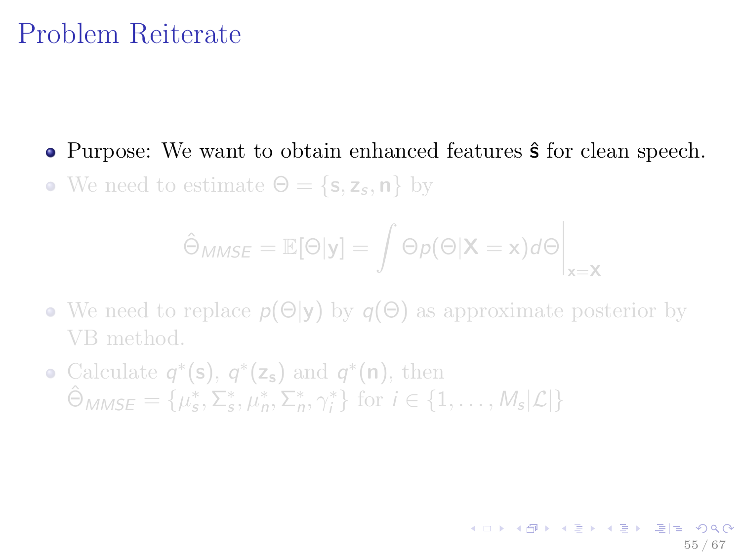# Problem Reiterate

- Purpose: We want to obtain enhanced features $\hat{\mathbf{s}}$ for clean speech.
- We need to estimate $\Theta = \{\mathbf{s}, \mathbf{z_s}, \mathbf{n}\}$ by

$$\hat{\Theta}_{MMSE} = \mathbb{E}[\Theta|\mathbf{y}] = \int \Theta p(\Theta|\mathbf{X} = \mathbf{x}) d\Theta \Big|_{\mathbf{x}=\mathbf{X}}$$

- We need to replace $p(\Theta|\mathbf{y})$ by $q(\Theta)$ as approximate posterior by VB method.
- Calculate $q^*(\mathbf{s})$, $q^*(\mathbf{z_s})$ and $q^*(\mathbf{n})$, then $\hat{\Theta}_{MMSE} = \{\mu_s^*, \Sigma_s^*, \mu_n^*, \Sigma_n^*, \gamma_i^*\}$ for $i \in \{1, \ldots, M_s|\mathcal{L}|\}$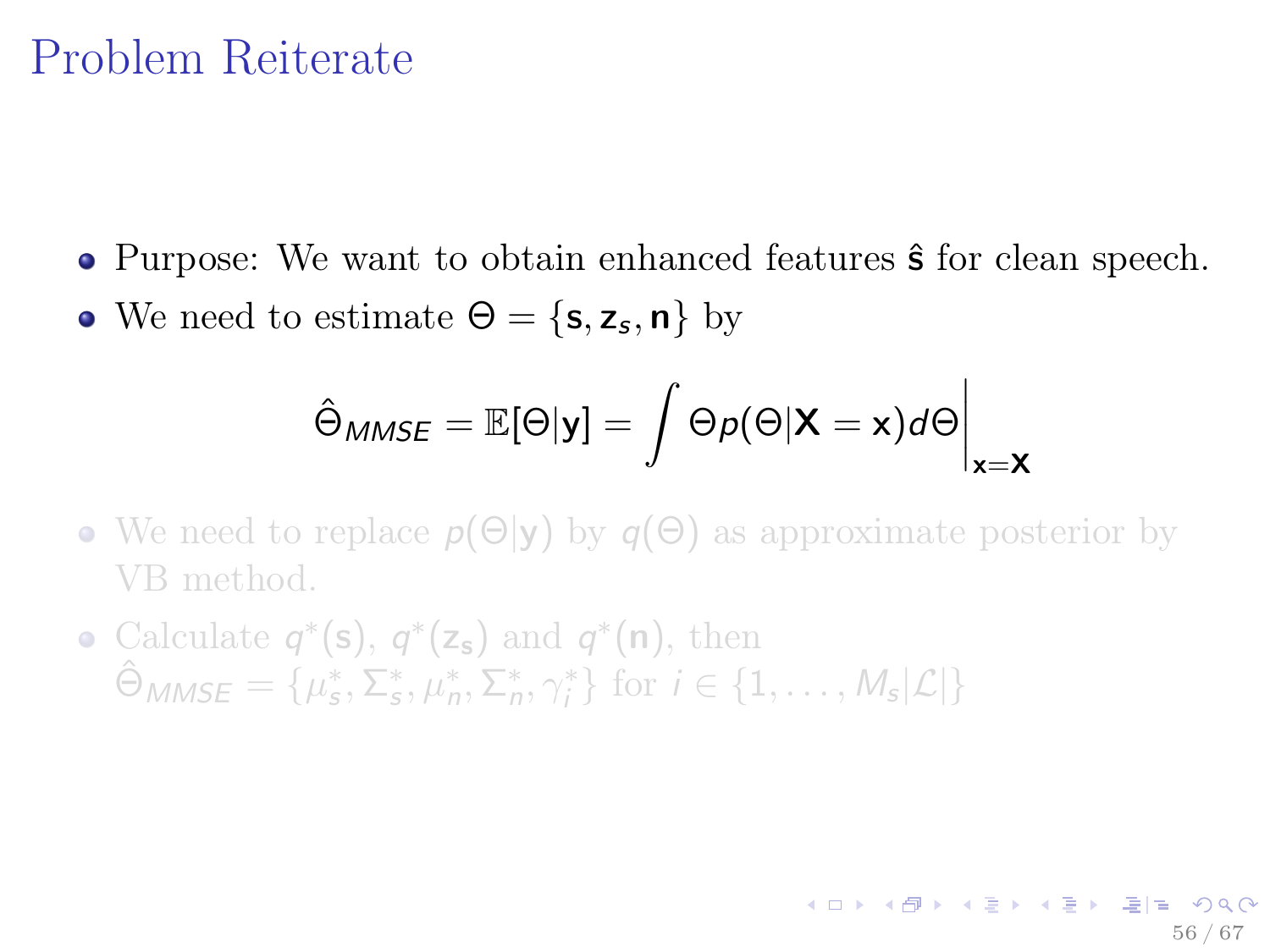# Problem Reiterate

- Purpose: We want to obtain enhanced features $\hat{\mathbf{s}}$ for clean speech.
- We need to estimate $\Theta = \{\mathbf{s}, \mathbf{z}_s, \mathbf{n}\}$ by

$$\hat{\Theta}_{MMSE} = \mathbb{E}[\Theta|\mathbf{y}] = \int \Theta p(\Theta|\mathbf{X} = \mathbf{x}) d\Theta \bigg|_{\mathbf{x}=\mathbf{X}}$$

- We need to replace $p(\Theta|\mathbf{y})$ by $q(\Theta)$ as approximate posterior by VB method.
- Calculate $q^*(\mathbf{s})$, $q^*(\mathbf{z_s})$ and $q^*(\mathbf{n})$, then $\hat{\Theta}_{MMSE} = \{\mu_s^*, \Sigma_s^*, \mu_n^*, \Sigma_n^*, \gamma_i^*\}$ for $i \in \{1, \ldots, M_s|\mathcal{L}|\}$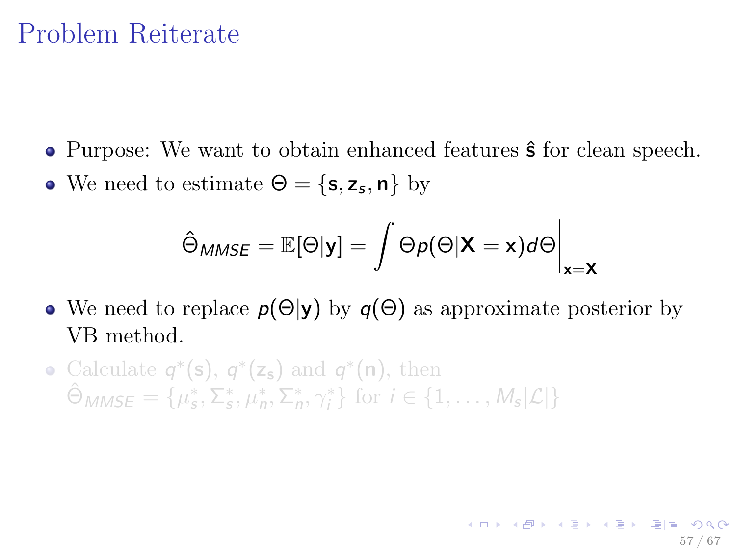# Problem Reiterate

- Purpose: We want to obtain enhanced features $\hat{\mathbf{s}}$ for clean speech.
- We need to estimate $\Theta = \{\mathbf{s}, \mathbf{z}_s, \mathbf{n}\}$ by

$$\hat{\Theta}_{MMSE} = \mathbb{E}[\Theta|\mathbf{y}] = \int \Theta p(\Theta|\mathbf{X} = \mathbf{x}) d\Theta \bigg|_{\mathbf{x}=\mathbf{X}}$$

- We need to replace $p(\Theta|\mathbf{y})$ by $q(\Theta)$ as approximate posterior by VB method.
- Calculate $q^*(\mathbf{s})$, $q^*(\mathbf{z_s})$ and $q^*(\mathbf{n})$, then $\hat{\Theta}_{MMSE} = \{\mu_s^*, \Sigma_s^*, \mu_n^*, \Sigma_n^*, \gamma_i^*\}$ for $i \in \{1, \ldots, M_s|\mathcal{L}|\}$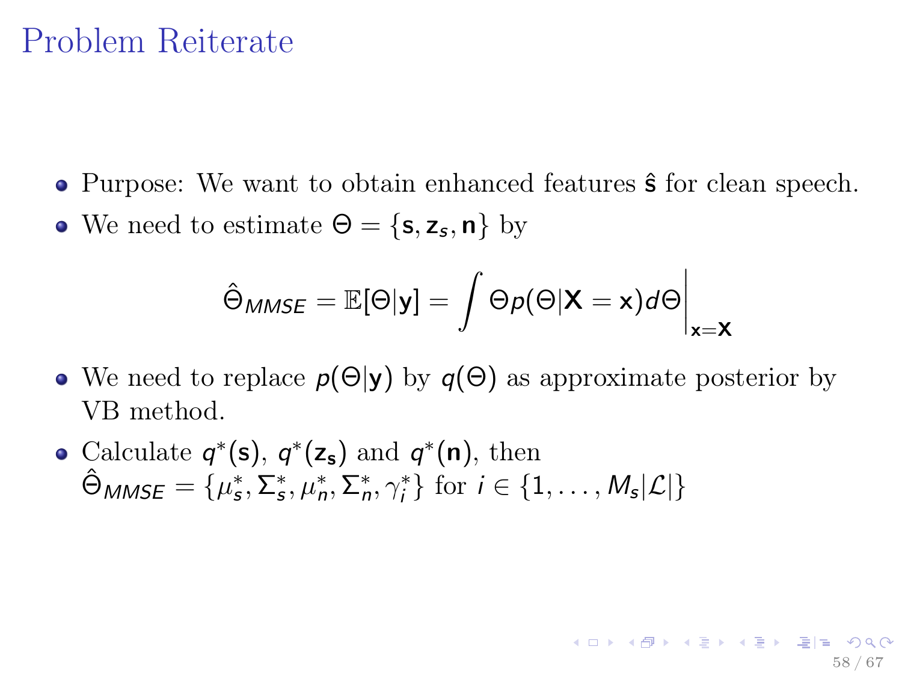# Problem Reiterate

- Purpose: We want to obtain enhanced features $\hat{\mathbf{s}}$ for clean speech.
- We need to estimate $\Theta = \{\mathbf{s}, \mathbf{z}_s, \mathbf{n}\}$ by

$$\hat{\Theta}_{MMSE} = \mathbb{E}[\Theta|\mathbf{y}] = \int \Theta p(\Theta|\mathbf{X} = \mathbf{x}) d\Theta \Big|_{\mathbf{x}=\mathbf{X}}$$

- We need to replace $p(\Theta|\mathbf{y})$ by $q(\Theta)$ as approximate posterior by VB method.
- Calculate $q^*(\mathbf{s})$, $q^*(\mathbf{z_s})$ and $q^*(\mathbf{n})$, then $\hat{\Theta}_{MMSE} = \{\mu_s^*, \Sigma_s^*, \mu_n^*, \Sigma_n^*, \gamma_i^*\}$ for $i \in \{1, \ldots, M_s|\mathcal{L}|\}$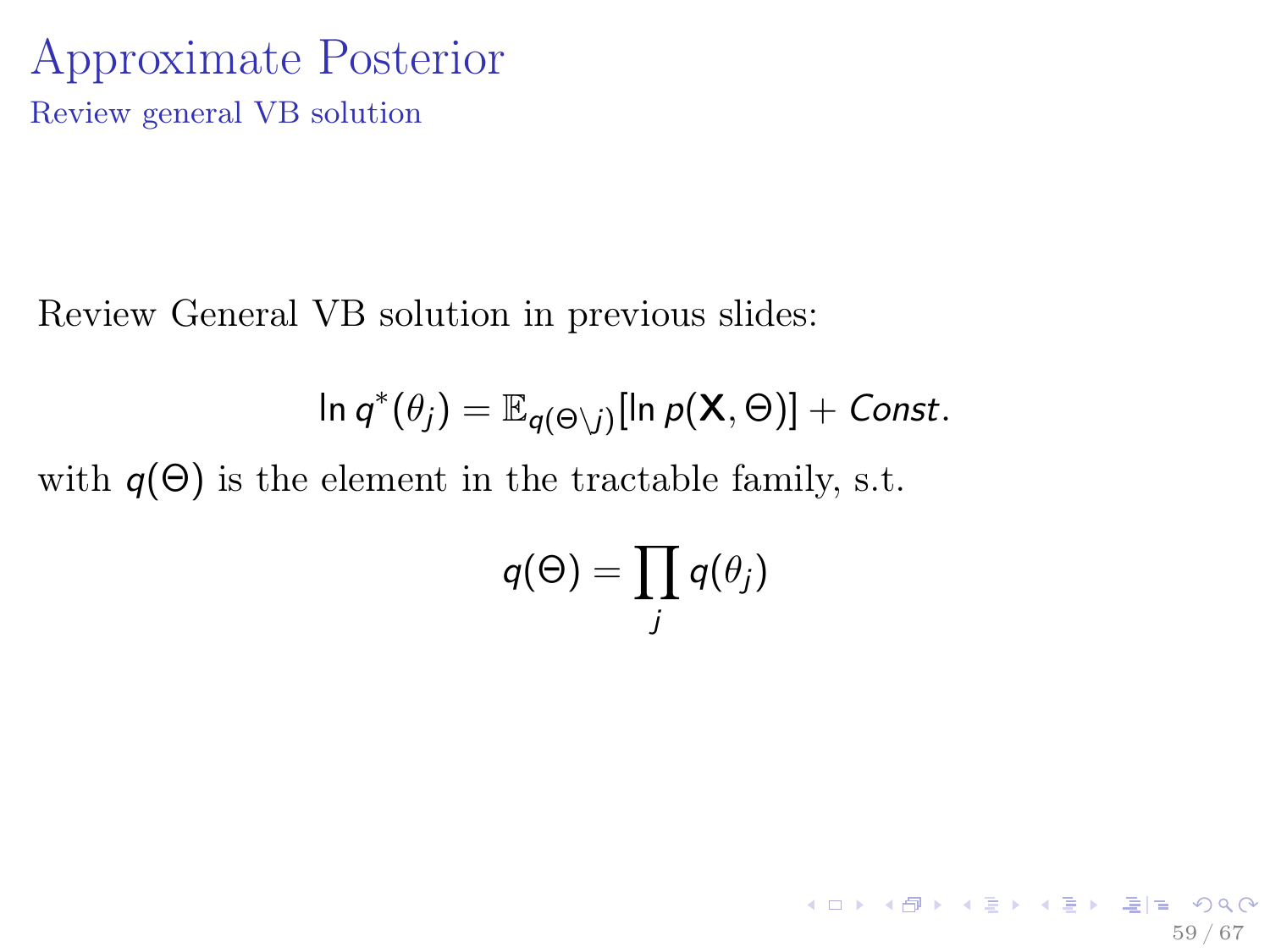# Approximate Posterior

## Review general VB solution

Review General VB solution in previous slides:

$$\ln q^*(\theta_j) = \mathbb{E}_{q(\Theta \setminus j)}[\ln p(\mathbf{X}, \Theta)] + Const.$$

with $q(\Theta)$ is the element in the tractable family, s.t.

$$q(\Theta) = \prod_j q(\theta_j)$$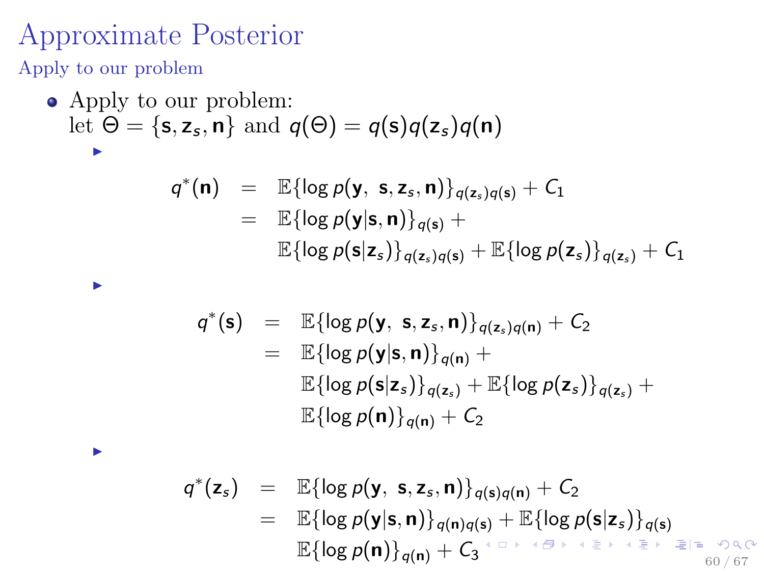# Approximate Posterior

## Apply to our problem

- Apply to our problem:
  let $\Theta = \{\mathbf{s}, \mathbf{z}_s, \mathbf{n}\}$ and $q(\Theta) = q(\mathbf{s})q(\mathbf{z}_s)q(\mathbf{n})$
  - $$\begin{aligned} q^*(\mathbf{n}) &= \mathbb{E}\{\log p(\mathbf{y},\ \mathbf{s}, \mathbf{z}_s, \mathbf{n})\}_{q(\mathbf{z}_s)q(\mathbf{s})} + C_1 \\ &= \mathbb{E}\{\log p(\mathbf{y}|\mathbf{s}, \mathbf{n})\}_{q(\mathbf{s})} + \\ &\quad \mathbb{E}\{\log p(\mathbf{s}|\mathbf{z}_s)\}_{q(\mathbf{z}_s)q(\mathbf{s})} + \mathbb{E}\{\log p(\mathbf{z}_s)\}_{q(\mathbf{z}_s)} + C_1 \end{aligned}$$
  - $$\begin{aligned} q^*(\mathbf{s}) &= \mathbb{E}\{\log p(\mathbf{y},\ \mathbf{s}, \mathbf{z}_s, \mathbf{n})\}_{q(\mathbf{z}_s)q(\mathbf{n})} + C_2 \\ &= \mathbb{E}\{\log p(\mathbf{y}|\mathbf{s}, \mathbf{n})\}_{q(\mathbf{n})} + \\ &\quad \mathbb{E}\{\log p(\mathbf{s}|\mathbf{z}_s)\}_{q(\mathbf{z}_s)} + \mathbb{E}\{\log p(\mathbf{z}_s)\}_{q(\mathbf{z}_s)} + \\ &\quad \mathbb{E}\{\log p(\mathbf{n})\}_{q(\mathbf{n})} + C_2 \end{aligned}$$
  - $$\begin{aligned} q^*(\mathbf{z}_s) &= \mathbb{E}\{\log p(\mathbf{y},\ \mathbf{s}, \mathbf{z}_s, \mathbf{n})\}_{q(\mathbf{s})q(\mathbf{n})} + C_2 \\ &= \mathbb{E}\{\log p(\mathbf{y}|\mathbf{s}, \mathbf{n})\}_{q(\mathbf{n})q(\mathbf{s})} + \mathbb{E}\{\log p(\mathbf{s}|\mathbf{z}_s)\}_{q(\mathbf{s})} \\ &\quad \mathbb{E}\{\log p(\mathbf{n})\}_{q(\mathbf{n})} + C_3 \end{aligned}$$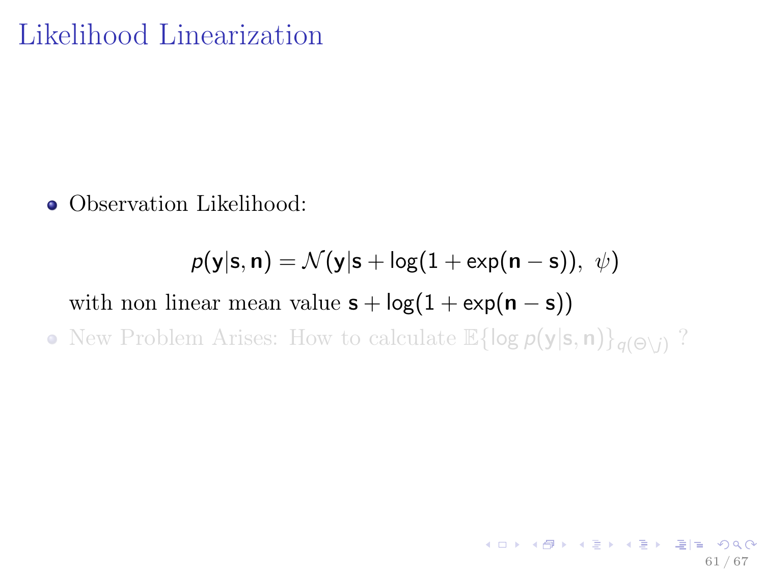# Likelihood Linearization

- Observation Likelihood:

$$p(\mathbf{y}|\mathbf{s},\mathbf{n}) = \mathcal{N}(\mathbf{y}|\mathbf{s} + \log(1+\exp(\mathbf{n}-\mathbf{s})),\ \psi)$$

  with non linear mean value $\mathbf{s} + \log(1+\exp(\mathbf{n}-\mathbf{s}))$

- New Problem Arises: How to calculate $\mathbb{E}\{\log p(\mathbf{y}|\mathbf{s},\mathbf{n})\}_{q(\Theta \setminus j)}$ ?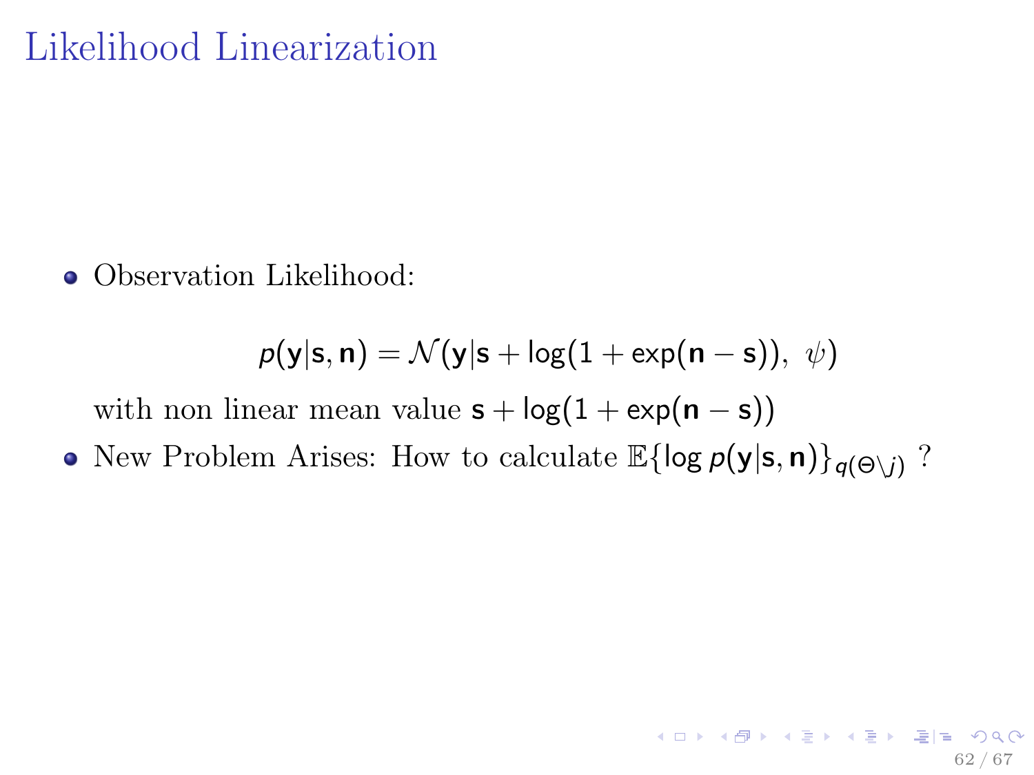# Likelihood Linearization

- Observation Likelihood:

$$p(\mathbf{y}|\mathbf{s}, \mathbf{n}) = \mathcal{N}(\mathbf{y}|\mathbf{s} + \log(1 + \exp(\mathbf{n} - \mathbf{s})),\ \psi)$$

  with non linear mean value $\mathbf{s} + \log(1 + \exp(\mathbf{n} - \mathbf{s}))$

- New Problem Arises: How to calculate $\mathbb{E}\{\log p(\mathbf{y}|\mathbf{s}, \mathbf{n})\}_{q(\Theta \setminus j)}$ ?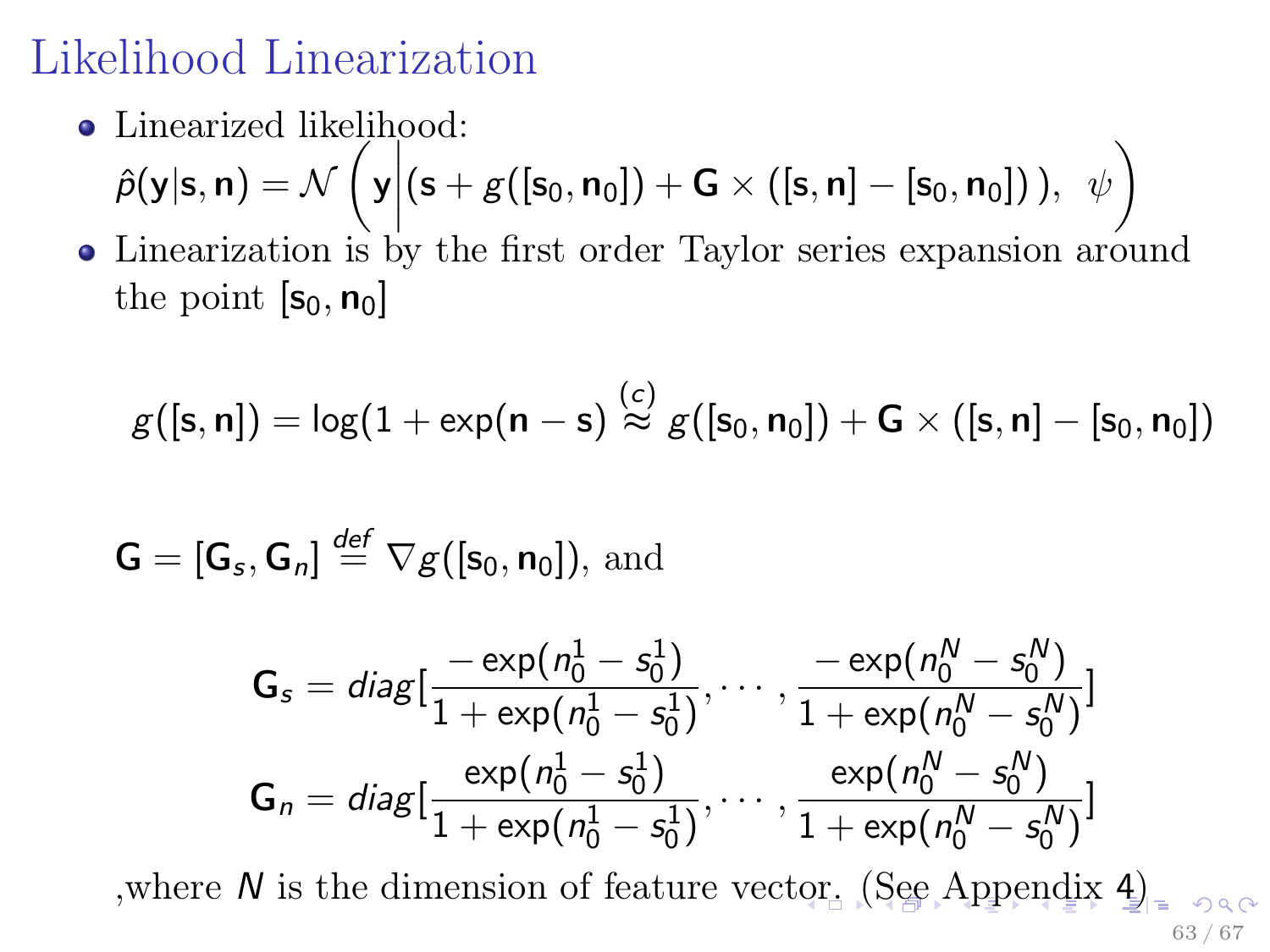# Likelihood Linearization

- Linearized likelihood:
  $\hat{p}(\mathbf{y}|\mathbf{s},\mathbf{n}) = \mathcal{N}\left(\mathbf{y}\middle|(\mathbf{s} + g([\mathbf{s}_0,\mathbf{n}_0]) + \mathbf{G} \times ([\mathbf{s},\mathbf{n}] - [\mathbf{s}_0,\mathbf{n}_0])\,),\;\; \psi\right)$
- Linearization is by the first order Taylor series expansion around the point $[\mathbf{s}_0, \mathbf{n}_0]$

$$g([\mathbf{s},\mathbf{n}]) = \log(1 + \exp(\mathbf{n} - \mathbf{s}) \overset{(c)}{\approx} g([\mathbf{s}_0,\mathbf{n}_0]) + \mathbf{G} \times ([\mathbf{s},\mathbf{n}] - [\mathbf{s}_0,\mathbf{n}_0])$$

$\mathbf{G} = [\mathbf{G}_s, \mathbf{G}_n] \overset{def}{=} \nabla g([\mathbf{s}_0,\mathbf{n}_0])$, and

$$\mathbf{G}_s = diag[\frac{-\exp(n_0^1 - s_0^1)}{1 + \exp(n_0^1 - s_0^1)}, \cdots, \frac{-\exp(n_0^N - s_0^N)}{1 + \exp(n_0^N - s_0^N)}]$$

$$\mathbf{G}_n = diag[\frac{\exp(n_0^1 - s_0^1)}{1 + \exp(n_0^1 - s_0^1)}, \cdots, \frac{\exp(n_0^N - s_0^N)}{1 + \exp(n_0^N - s_0^N)}]$$

,where $N$ is the dimension of feature vector. (See Appendix 4)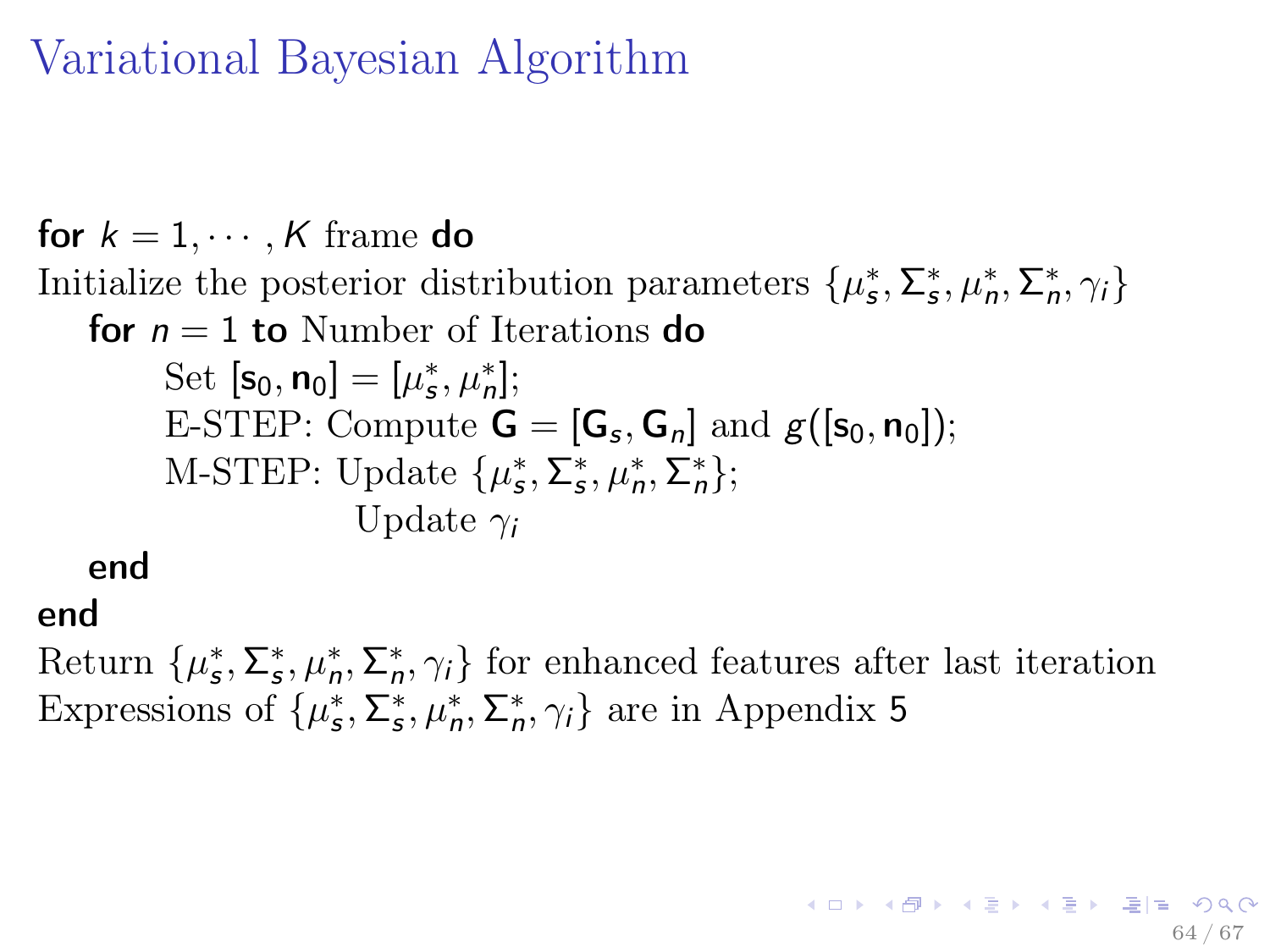# Variational Bayesian Algorithm

**for** $k = 1, \cdots, K$ frame **do**

Initialize the posterior distribution parameters $\{\mu_s^*, \Sigma_s^*, \mu_n^*, \Sigma_n^*, \gamma_i\}$

  **for** $n = 1$ **to** Number of Iterations **do**

    Set $[\mathbf{s}_0, \mathbf{n}_0] = [\mu_s^*, \mu_n^*]$;

    E-STEP: Compute $\mathbf{G} = [\mathbf{G}_s, \mathbf{G}_n]$ and $g([\mathbf{s}_0, \mathbf{n}_0])$;

    M-STEP: Update $\{\mu_s^*, \Sigma_s^*, \mu_n^*, \Sigma_n^*\}$;

        Update $\gamma_i$

  **end**

**end**

Return $\{\mu_s^*, \Sigma_s^*, \mu_n^*, \Sigma_n^*, \gamma_i\}$ for enhanced features after last iteration

Expressions of $\{\mu_s^*, \Sigma_s^*, \mu_n^*, \Sigma_n^*, \gamma_i\}$ are in Appendix 5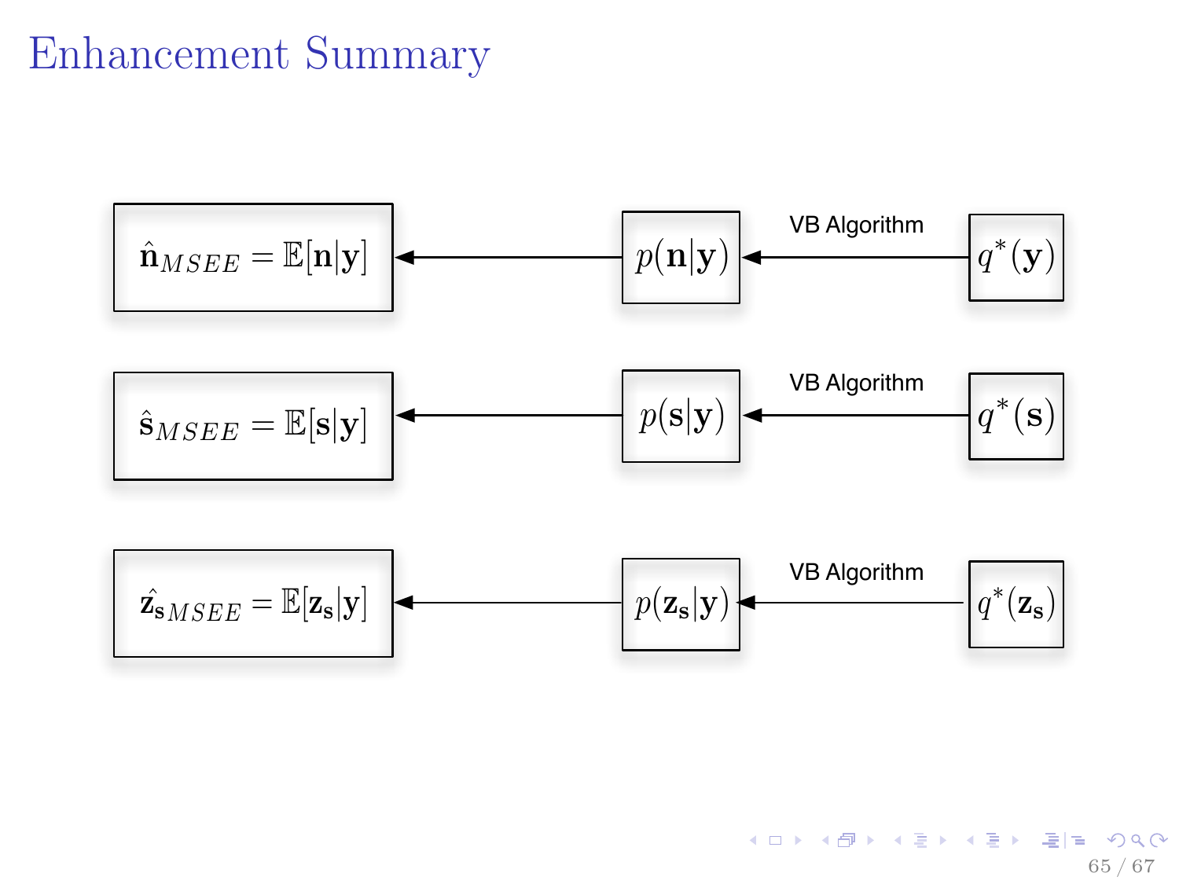# Enhancement Summary

$$\hat{\mathbf{n}}_{MSEE} = \mathbb{E}[\mathbf{n}|\mathbf{y}] \leftarrow p(\mathbf{n}|\mathbf{y}) \xleftarrow{\text{VB Algorithm}} q^*(\mathbf{y})$$

$$\hat{\mathbf{s}}_{MSEE} = \mathbb{E}[\mathbf{s}|\mathbf{y}] \leftarrow p(\mathbf{s}|\mathbf{y}) \xleftarrow{\text{VB Algorithm}} q^*(\mathbf{s})$$

$$\hat{\mathbf{z_s}}_{MSEE} = \mathbb{E}[\mathbf{z_s}|\mathbf{y}] \leftarrow p(\mathbf{z_s}|\mathbf{y}) \xleftarrow{\text{VB Algorithm}} q^*(\mathbf{z_s})$$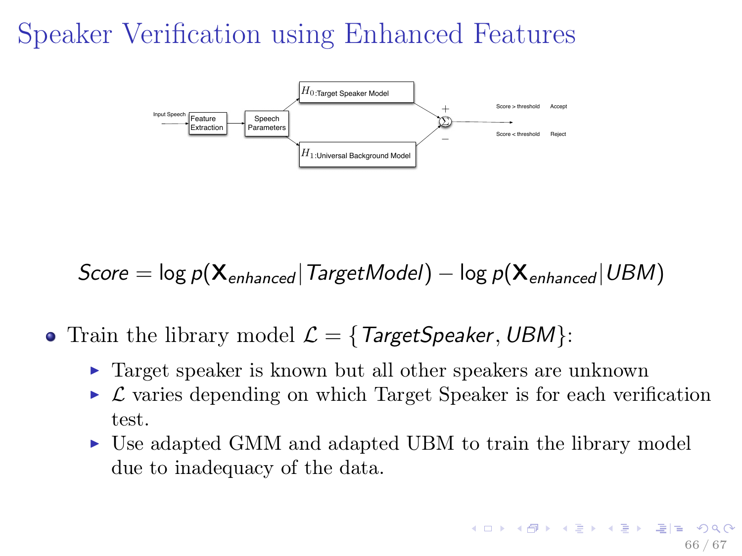# Speaker Verification using Enhanced Features

Input Speech → Feature Extraction → Speech Parameters → $H_0$:Target Speaker Model (+) / $H_1$:Universal Background Model (−) → $\Sigma$ → Score > threshold: Accept; Score < threshold: Reject

$$Score = \log p(\mathbf{X}_{enhanced} | TargetModel) - \log p(\mathbf{X}_{enhanced} | UBM)$$

- Train the library model $\mathcal{L} = \{TargetSpeaker, UBM\}$:
  - Target speaker is known but all other speakers are unknown
  - $\mathcal{L}$ varies depending on which Target Speaker is for each verification test.
  - Use adapted GMM and adapted UBM to train the library model due to inadequacy of the data.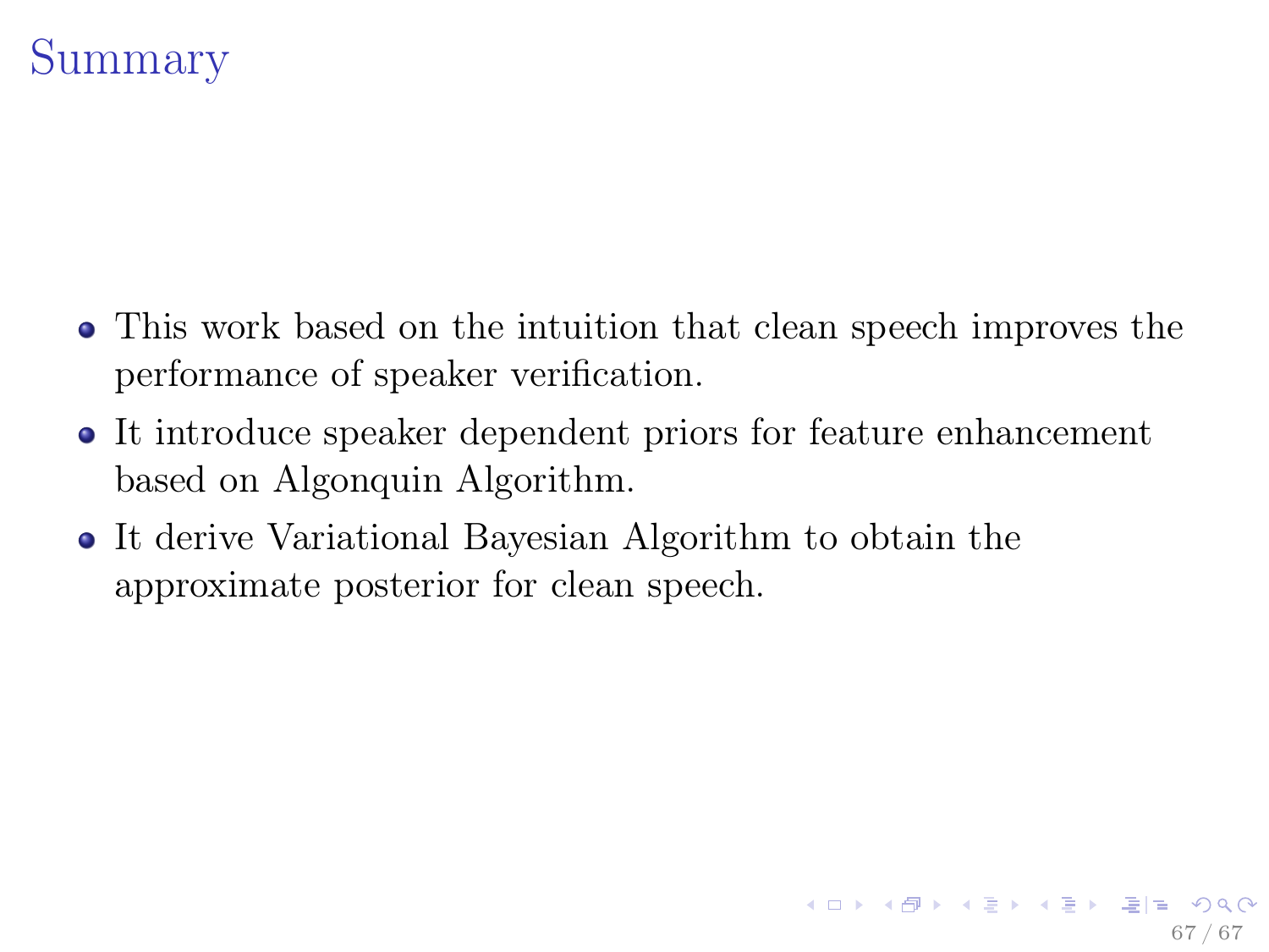# Summary

- This work based on the intuition that clean speech improves the performance of speaker verification.
- It introduce speaker dependent priors for feature enhancement based on Algonquin Algorithm.
- It derive Variational Bayesian Algorithm to obtain the approximate posterior for clean speech.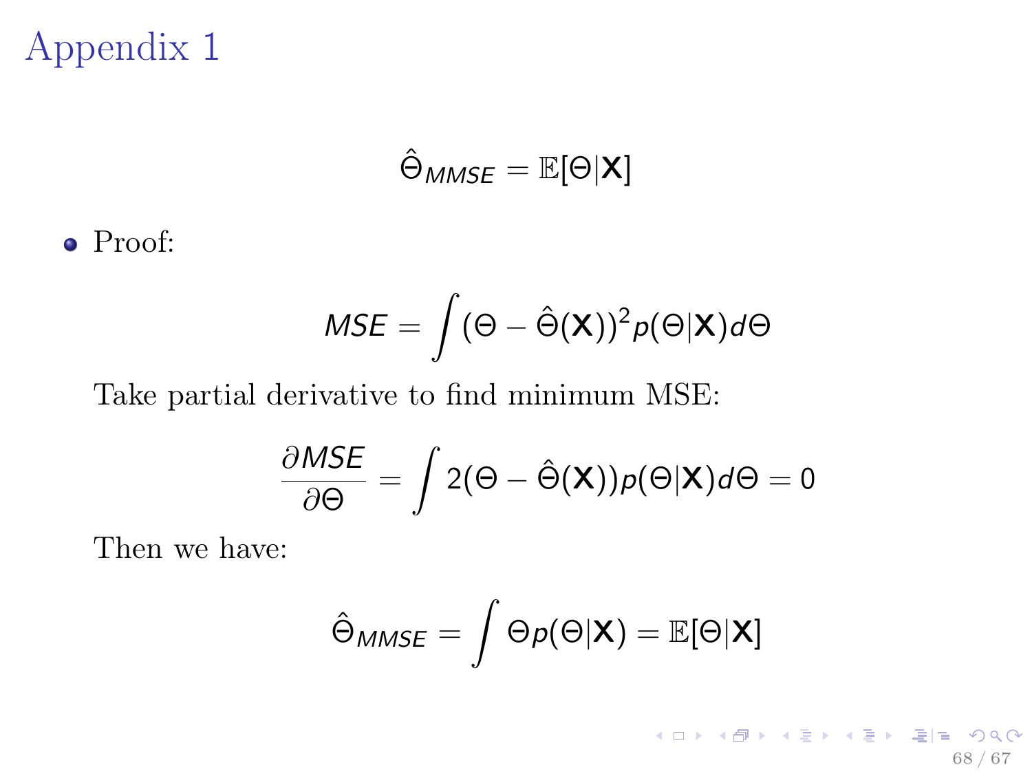# Appendix 1

$$\hat{\Theta}_{MMSE} = \mathbb{E}[\Theta|\mathbf{X}]$$

- Proof:

$$MSE = \int (\Theta - \hat{\Theta}(\mathbf{X}))^2 p(\Theta|\mathbf{X}) d\Theta$$

Take partial derivative to find minimum MSE:

$$\frac{\partial MSE}{\partial \Theta} = \int 2(\Theta - \hat{\Theta}(\mathbf{X})) p(\Theta|\mathbf{X}) d\Theta = 0$$

Then we have:

$$\hat{\Theta}_{MMSE} = \int \Theta p(\Theta|\mathbf{X}) = \mathbb{E}[\Theta|\mathbf{X}]$$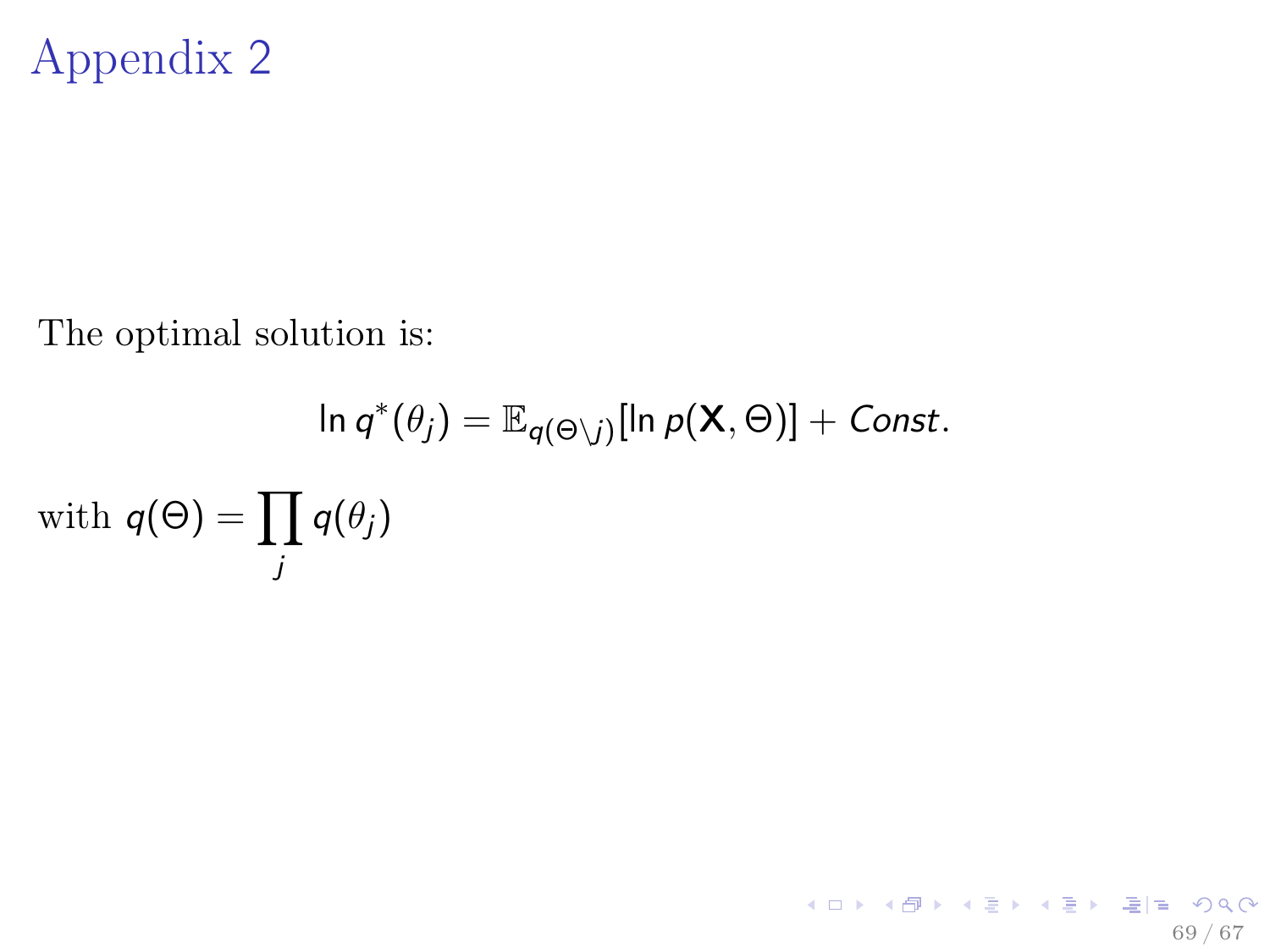# Appendix 2

The optimal solution is:

$$\ln q^*(\theta_j) = \mathbb{E}_{q(\Theta \setminus j)}[\ln p(\mathbf{X}, \Theta)] + Const.$$

with $q(\Theta) = \prod_j q(\theta_j)$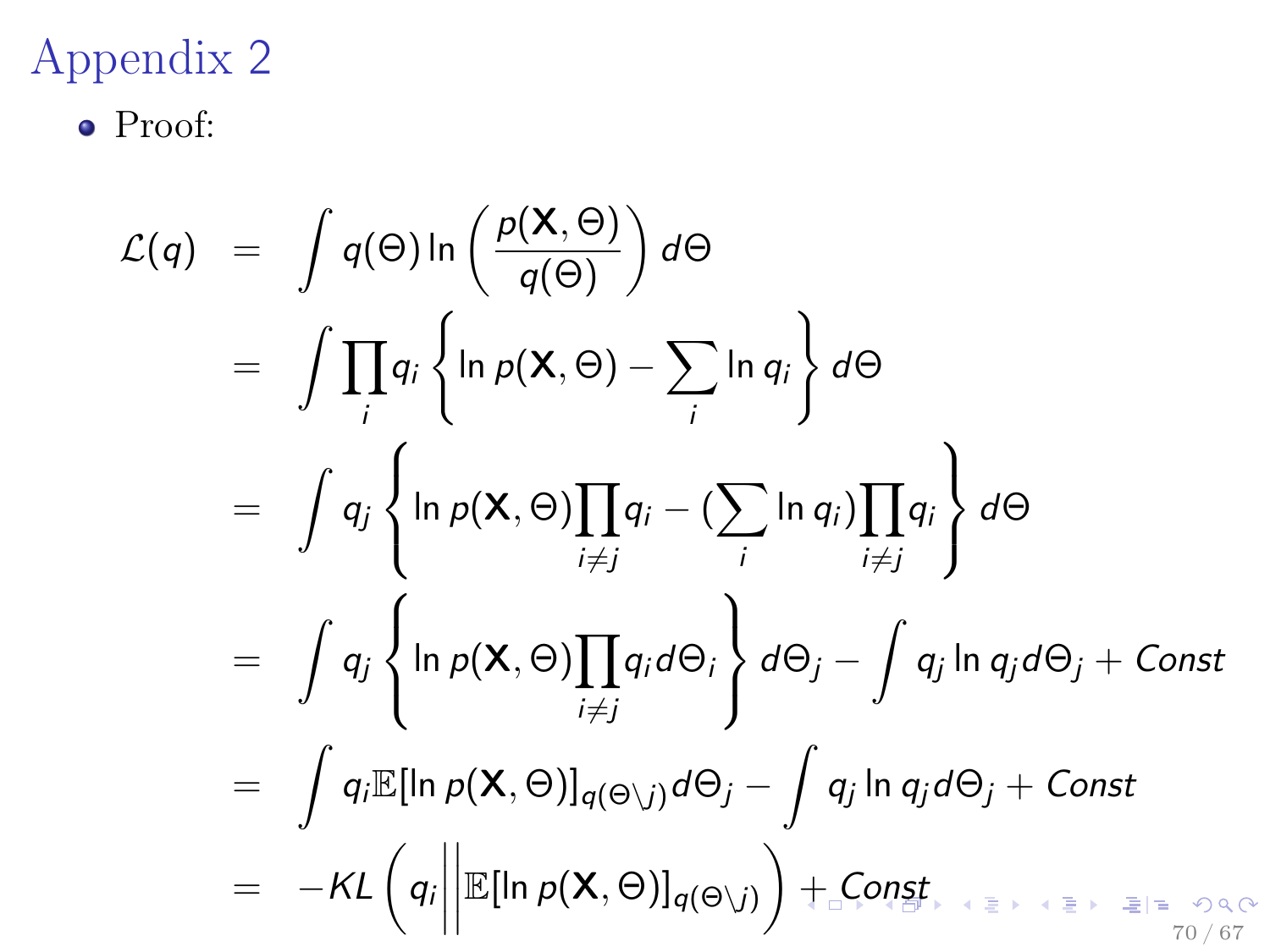# Appendix 2

- Proof:

$$
\begin{aligned}
\mathcal{L}(q) &= \int q(\Theta) \ln \left( \frac{p(\mathbf{X}, \Theta)}{q(\Theta)} \right) d\Theta \\
&= \int \prod_i q_i \left\{ \ln p(\mathbf{X}, \Theta) - \sum_i \ln q_i \right\} d\Theta \\
&= \int q_j \left\{ \ln p(\mathbf{X}, \Theta) \prod_{i \neq j} q_i - (\sum_i \ln q_i) \prod_{i \neq j} q_i \right\} d\Theta \\
&= \int q_j \left\{ \ln p(\mathbf{X}, \Theta) \prod_{i \neq j} q_i d\Theta_i \right\} d\Theta_j - \int q_j \ln q_j d\Theta_j + Const \\
&= \int q_i \mathbb{E}[\ln p(\mathbf{X}, \Theta)]_{q(\Theta \setminus j)} d\Theta_j - \int q_j \ln q_j d\Theta_j + Const \\
&= -KL \left( q_i \middle|\middle| \mathbb{E}[\ln p(\mathbf{X}, \Theta)]_{q(\Theta \setminus j)} \right) + Const
\end{aligned}
$$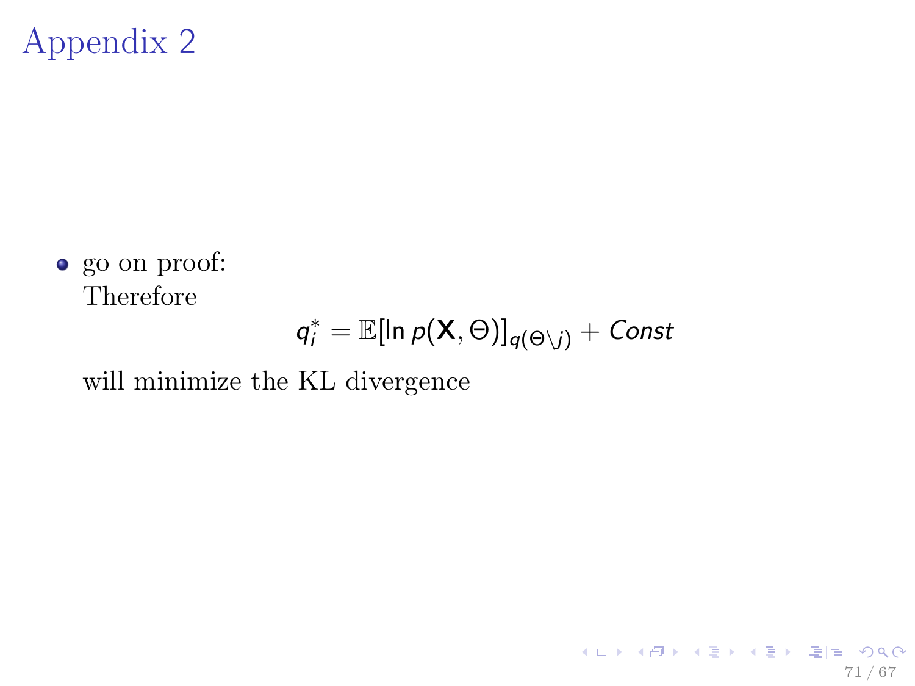# Appendix 2

- go on proof:
  Therefore
  $$q_i^* = \mathbb{E}[\ln p(\mathbf{X}, \Theta)]_{q(\Theta \setminus j)} + Const$$
  will minimize the KL divergence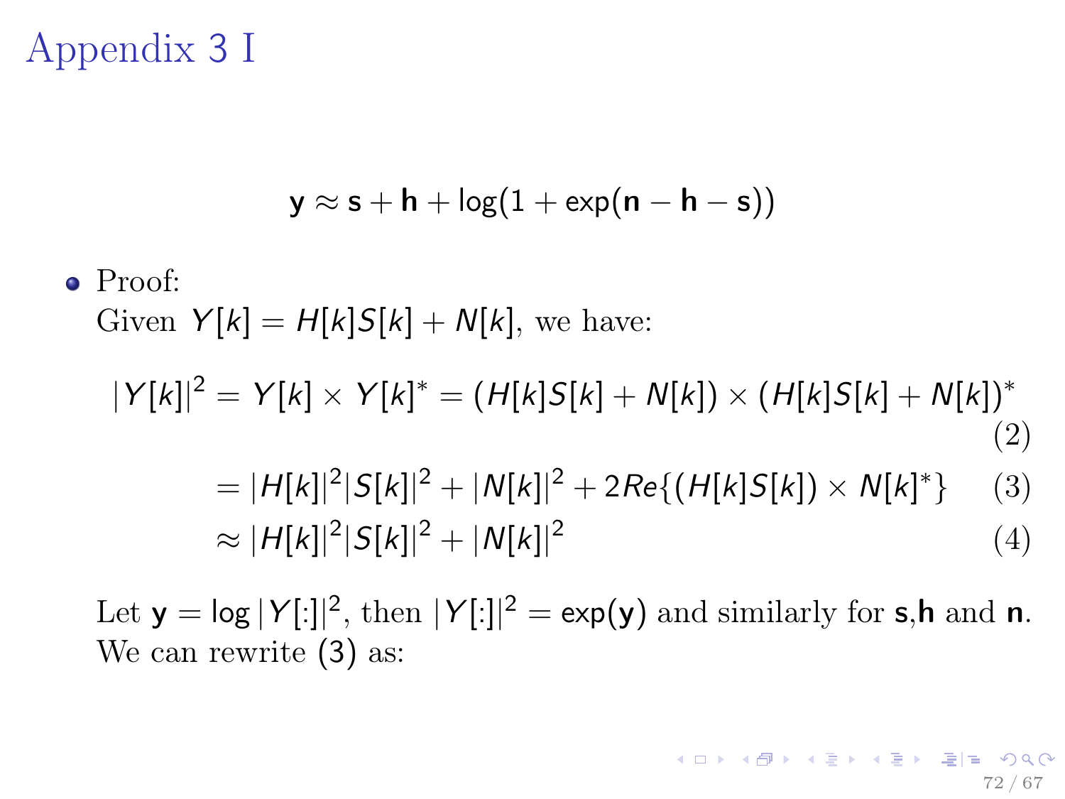# Appendix 3 I

$$\mathbf{y} \approx \mathbf{s} + \mathbf{h} + \log(1 + \exp(\mathbf{n} - \mathbf{h} - \mathbf{s}))$$

- Proof:
  Given $Y[k] = H[k]S[k] + N[k]$, we have:

$$|Y[k]|^2 = Y[k] \times Y[k]^* = (H[k]S[k] + N[k]) \times (H[k]S[k] + N[k])^* \tag{2}$$

$$= |H[k]|^2|S[k]|^2 + |N[k]|^2 + 2Re\{(H[k]S[k]) \times N[k]^*\} \tag{3}$$

$$\approx |H[k]|^2|S[k]|^2 + |N[k]|^2 \tag{4}$$

  Let $\mathbf{y} = \log|Y[:]|^2$, then $|Y[:]|^2 = \exp(\mathbf{y})$ and similarly for $\mathbf{s}$,$\mathbf{h}$ and $\mathbf{n}$. We can rewrite (3) as: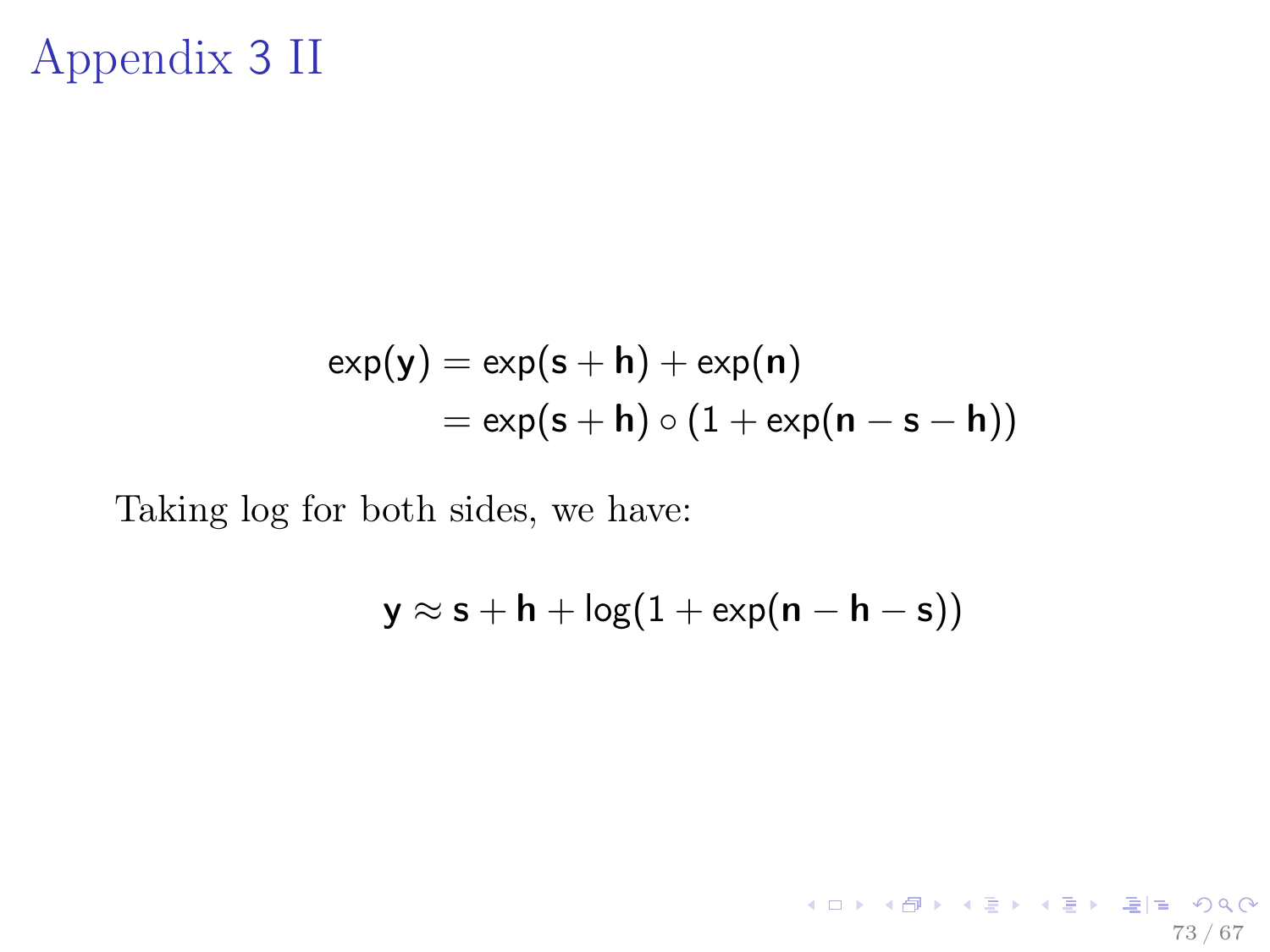# Appendix 3 II

$$
\begin{aligned}
\exp(\mathbf{y}) &= \exp(\mathbf{s} + \mathbf{h}) + \exp(\mathbf{n}) \\
&= \exp(\mathbf{s} + \mathbf{h}) \circ (1 + \exp(\mathbf{n} - \mathbf{s} - \mathbf{h}))
\end{aligned}
$$

Taking log for both sides, we have:

$$
\mathbf{y} \approx \mathbf{s} + \mathbf{h} + \log(1 + \exp(\mathbf{n} - \mathbf{h} - \mathbf{s}))
$$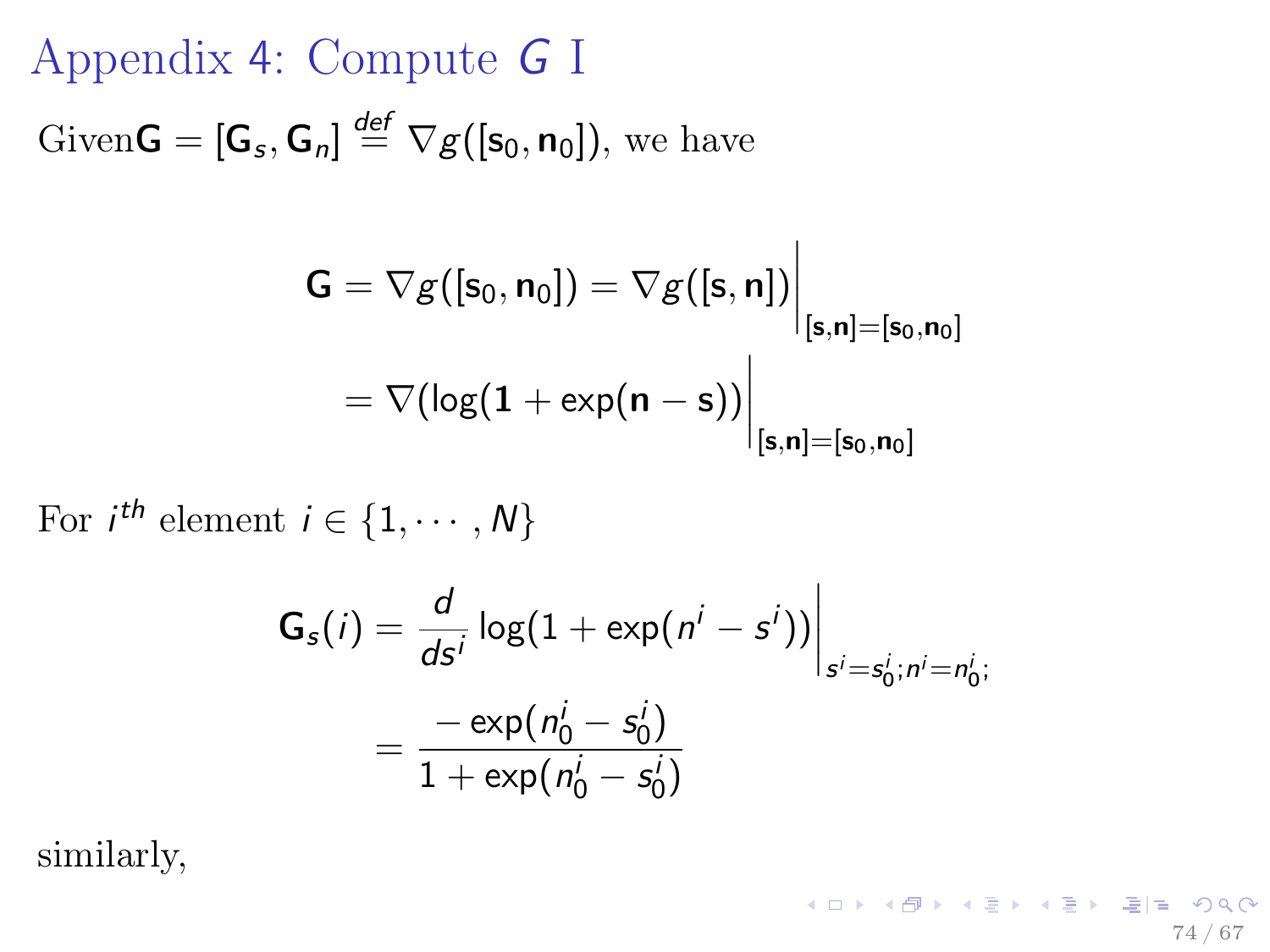# Appendix 4: Compute $G$ I

Given$\mathbf{G} = [\mathbf{G}_s, \mathbf{G}_n] \overset{def}{=} \nabla g([\mathbf{s}_0, \mathbf{n}_0])$, we have

$$\mathbf{G} = \nabla g([\mathbf{s}_0, \mathbf{n}_0]) = \nabla g([\mathbf{s}, \mathbf{n}])\Big|_{[\mathbf{s},\mathbf{n}]=[\mathbf{s}_0,\mathbf{n}_0]}$$

$$= \nabla(\log(\mathbf{1} + \exp(\mathbf{n} - \mathbf{s}))\Big|_{[\mathbf{s},\mathbf{n}]=[\mathbf{s}_0,\mathbf{n}_0]}$$

For $i^{th}$ element $i \in \{1, \cdots, N\}$

$$\mathbf{G}_s(i) = \frac{d}{ds^i}\log(1 + \exp(n^i - s^i))\Big|_{s^i=s_0^i;n^i=n_0^i;}$$

$$= \frac{-\exp(n_0^i - s_0^i)}{1 + \exp(n_0^i - s_0^i)}$$

similarly,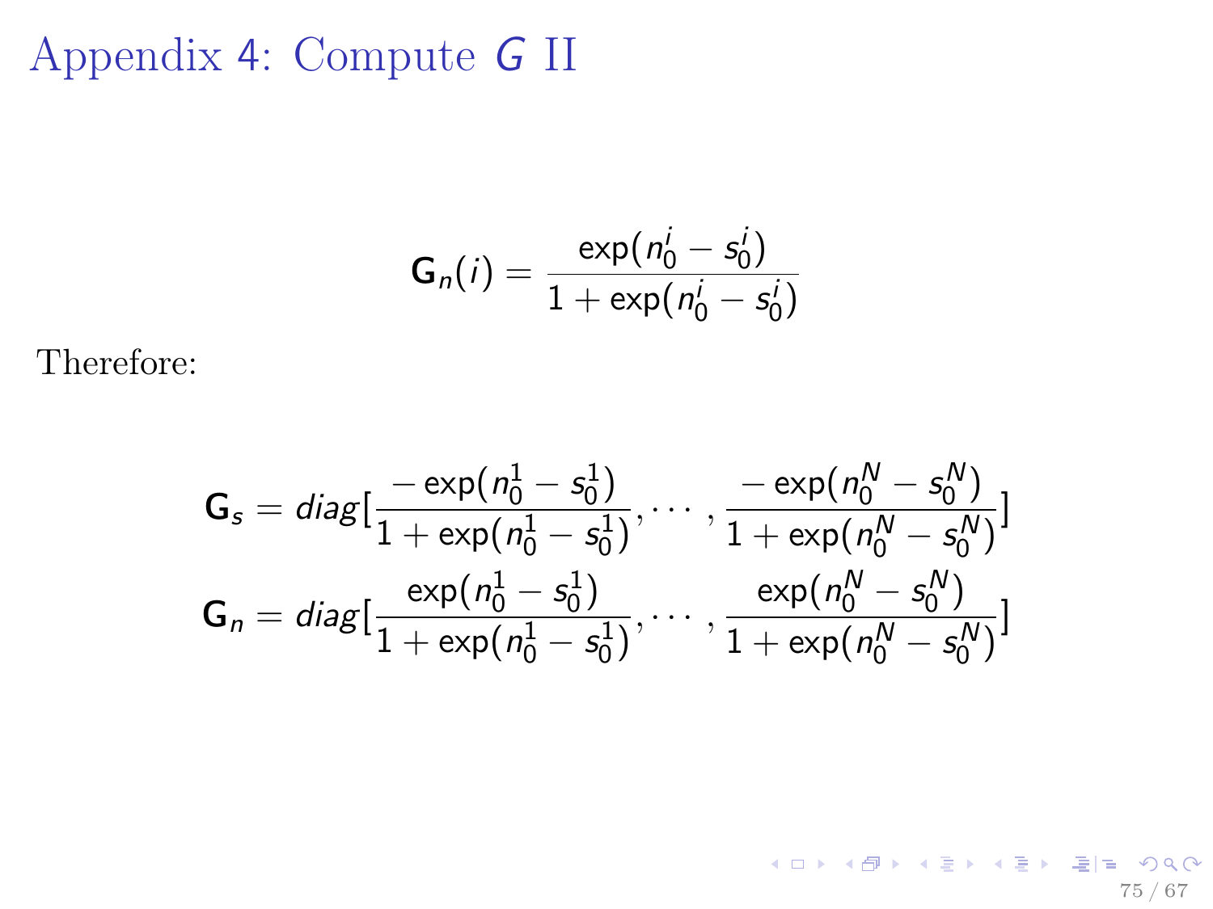# Appendix 4: Compute $G$ II

$$\mathbf{G}_n(i) = \frac{\exp(n_0^i - s_0^i)}{1 + \exp(n_0^i - s_0^i)}$$

Therefore:

$$\mathbf{G}_s = diag[\frac{-\exp(n_0^1 - s_0^1)}{1 + \exp(n_0^1 - s_0^1)}, \cdots, \frac{-\exp(n_0^N - s_0^N)}{1 + \exp(n_0^N - s_0^N)}]$$

$$\mathbf{G}_n = diag[\frac{\exp(n_0^1 - s_0^1)}{1 + \exp(n_0^1 - s_0^1)}, \cdots, \frac{\exp(n_0^N - s_0^N)}{1 + \exp(n_0^N - s_0^N)}]$$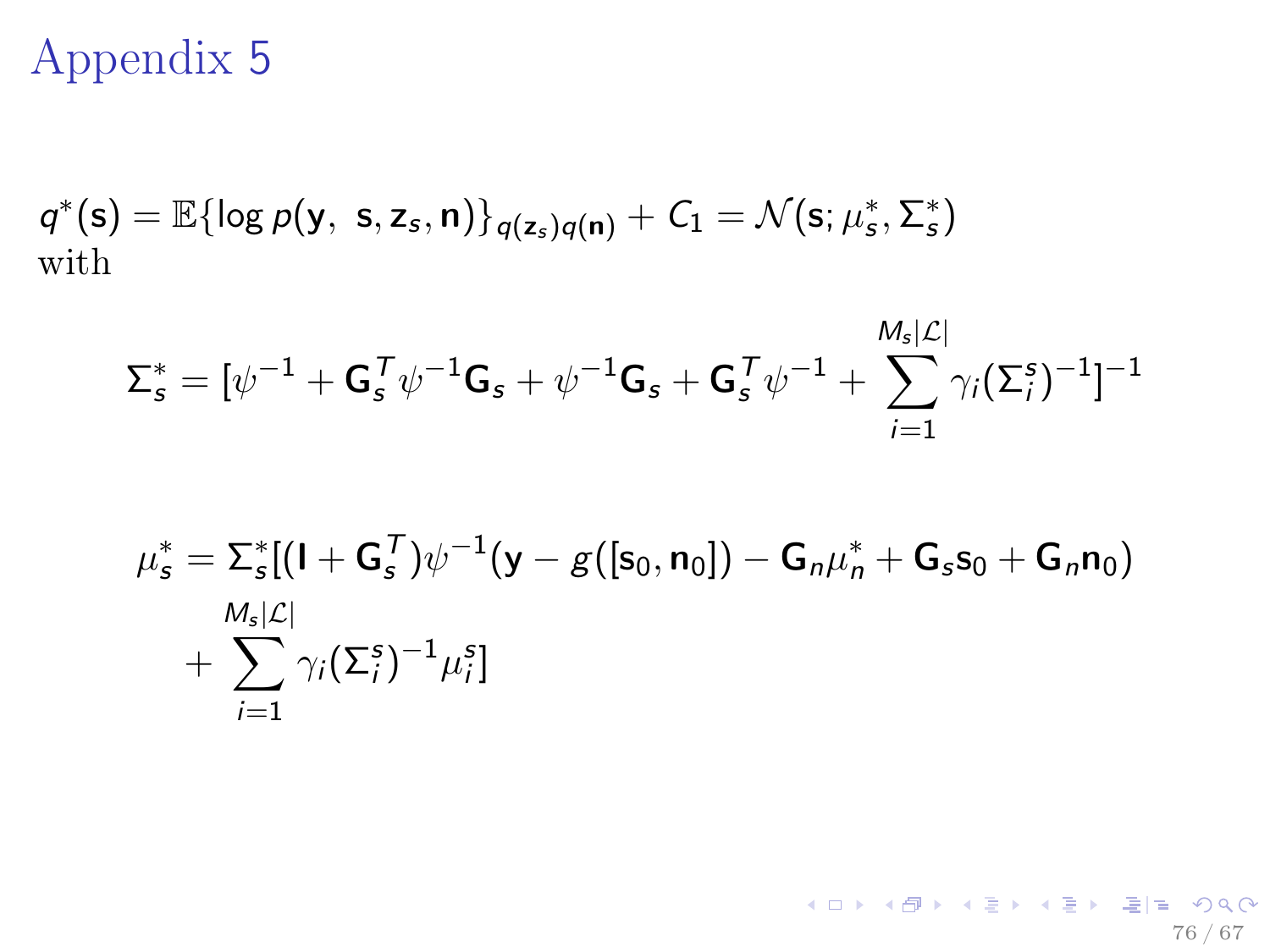# Appendix 5

$q^*(\mathbf{s}) = \mathbb{E}\{\log p(\mathbf{y},\ \mathbf{s}, \mathbf{z}_s, \mathbf{n})\}_{q(\mathbf{z}_s)q(\mathbf{n})} + C_1 = \mathcal{N}(\mathbf{s}; \mu_s^*, \Sigma_s^*)$
with

$$\Sigma_s^* = [\psi^{-1} + \mathbf{G}_s^T \psi^{-1} \mathbf{G}_s + \psi^{-1} \mathbf{G}_s + \mathbf{G}_s^T \psi^{-1} + \sum_{i=1}^{M_s|\mathcal{L}|} \gamma_i (\Sigma_i^s)^{-1}]^{-1}$$

$$\mu_s^* = \Sigma_s^* [(\mathbf{I} + \mathbf{G}_s^T)\psi^{-1}(\mathbf{y} - g([\mathbf{s}_0, \mathbf{n}_0]) - \mathbf{G}_n \mu_n^* + \mathbf{G}_s \mathbf{s}_0 + \mathbf{G}_n \mathbf{n}_0) + \sum_{i=1}^{M_s|\mathcal{L}|} \gamma_i (\Sigma_i^s)^{-1} \mu_i^s]$$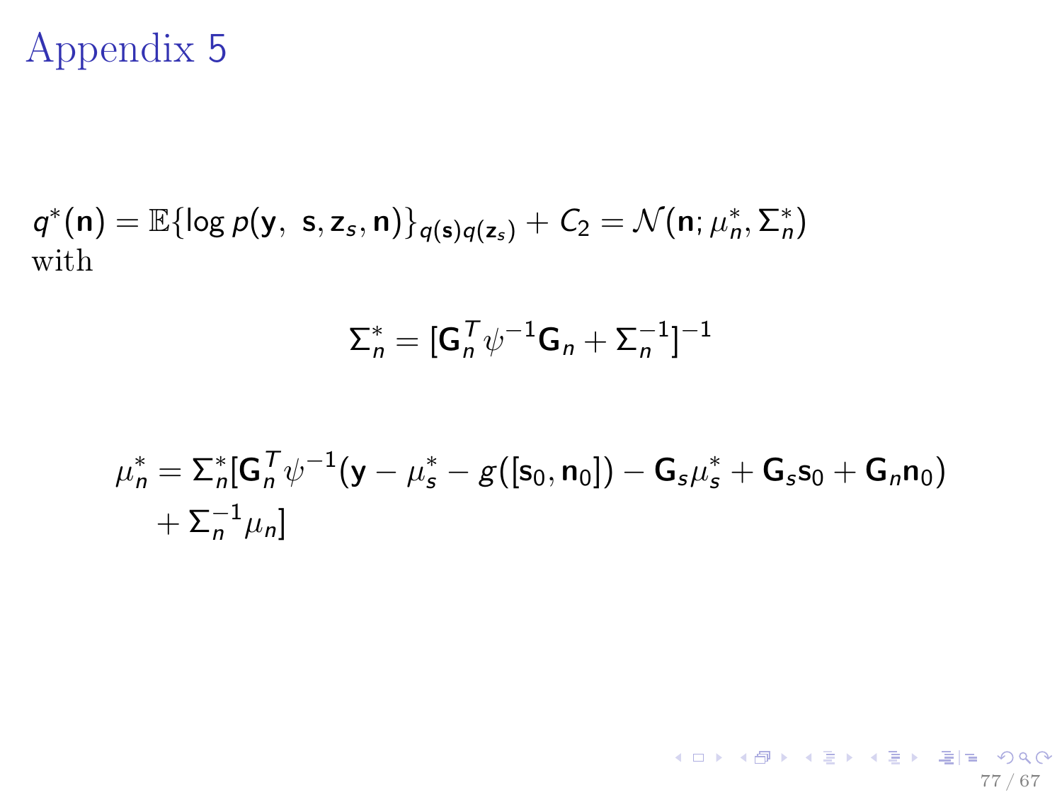# Appendix 5

$q^*(\mathbf{n}) = \mathbb{E}\{\log p(\mathbf{y},\ \mathbf{s}, \mathbf{z}_s, \mathbf{n})\}_{q(\mathbf{s})q(\mathbf{z}_s)} + C_2 = \mathcal{N}(\mathbf{n}; \mu_n^*, \Sigma_n^*)$
with

$$\Sigma_n^* = [\mathbf{G}_n^T \psi^{-1} \mathbf{G}_n + \Sigma_n^{-1}]^{-1}$$

$$\mu_n^* = \Sigma_n^* [\mathbf{G}_n^T \psi^{-1} (\mathbf{y} - \mu_s^* - g([\mathbf{s}_0, \mathbf{n}_0]) - \mathbf{G}_s \mu_s^* + \mathbf{G}_s \mathbf{s}_0 + \mathbf{G}_n \mathbf{n}_0) + \Sigma_n^{-1} \mu_n]$$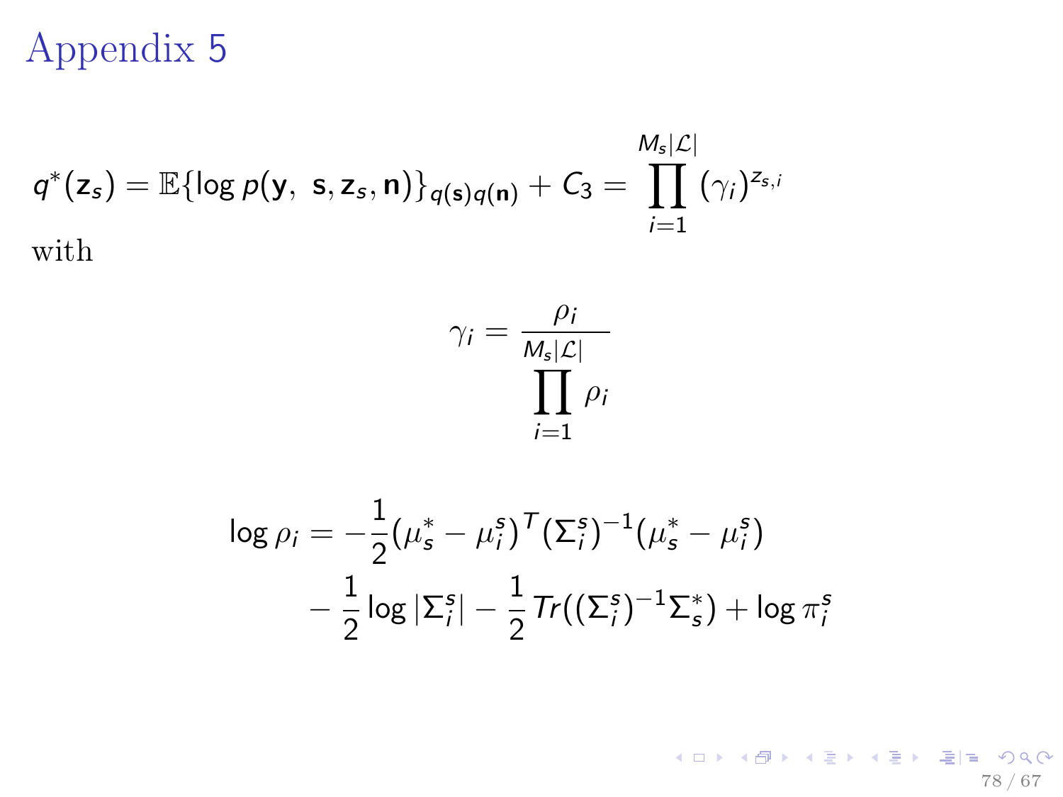# Appendix 5

$$q^*(\mathbf{z}_s) = \mathbb{E}\{\log p(\mathbf{y},\ \mathbf{s}, \mathbf{z}_s, \mathbf{n})\}_{q(\mathbf{s})q(\mathbf{n})} + C_3 = \prod_{i=1}^{M_s|\mathcal{L}|} (\gamma_i)^{z_{s,i}}$$

with

$$\gamma_i = \frac{\rho_i}{\prod_{i=1}^{M_s|\mathcal{L}|} \rho_i}$$

$$\begin{aligned}
\log \rho_i = &-\frac{1}{2}(\mu_s^* - \mu_i^s)^T (\Sigma_i^s)^{-1} (\mu_s^* - \mu_i^s) \\
&- \frac{1}{2} \log |\Sigma_i^s| - \frac{1}{2} Tr((\Sigma_i^s)^{-1} \Sigma_s^*) + \log \pi_i^s
\end{aligned}$$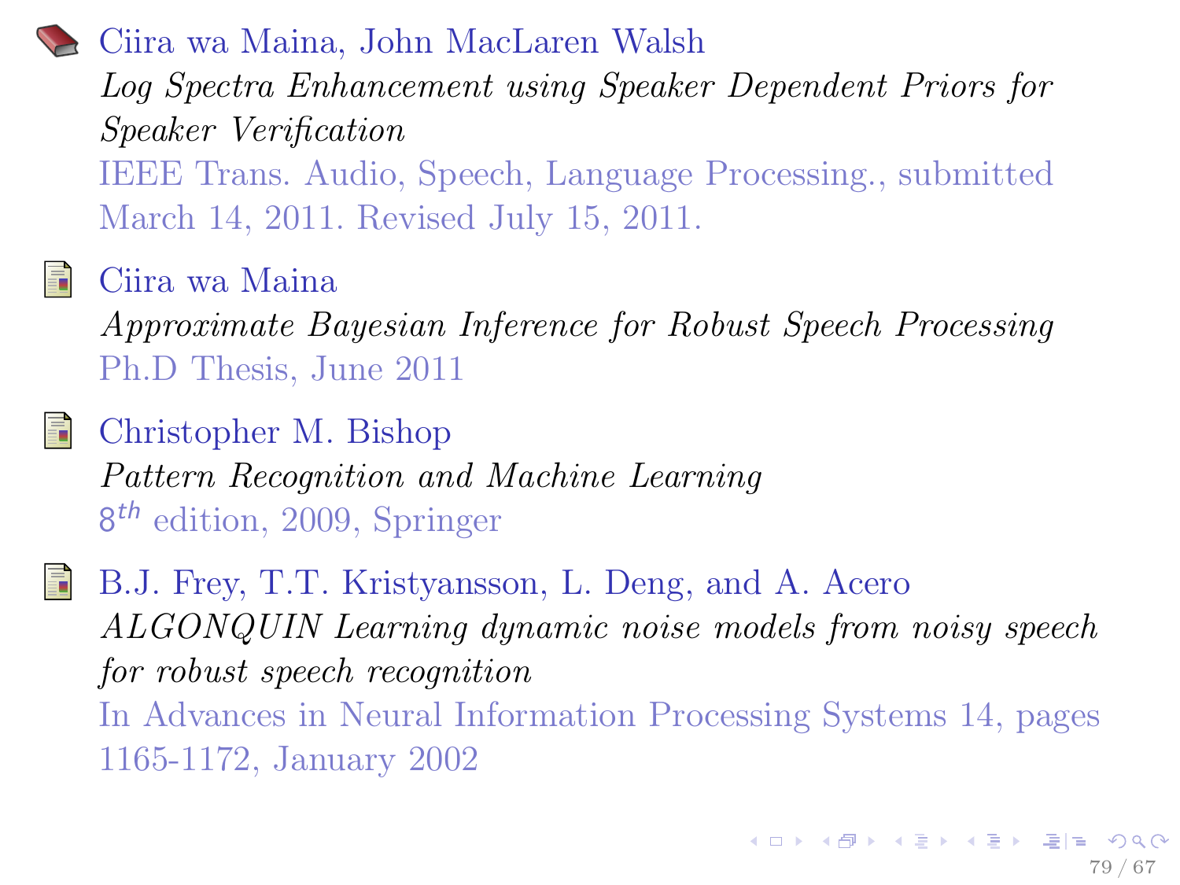Ciira wa Maina, John MacLaren Walsh
*Log Spectra Enhancement using Speaker Dependent Priors for Speaker Verification*
IEEE Trans. Audio, Speech, Language Processing., submitted March 14, 2011. Revised July 15, 2011.

Ciira wa Maina
*Approximate Bayesian Inference for Robust Speech Processing*
Ph.D Thesis, June 2011

Christopher M. Bishop
*Pattern Recognition and Machine Learning*
$8^{th}$ edition, 2009, Springer

B.J. Frey, T.T. Kristyansson, L. Deng, and A. Acero
*ALGONQUIN Learning dynamic noise models from noisy speech for robust speech recognition*
In Advances in Neural Information Processing Systems 14, pages 1165-1172, January 2002